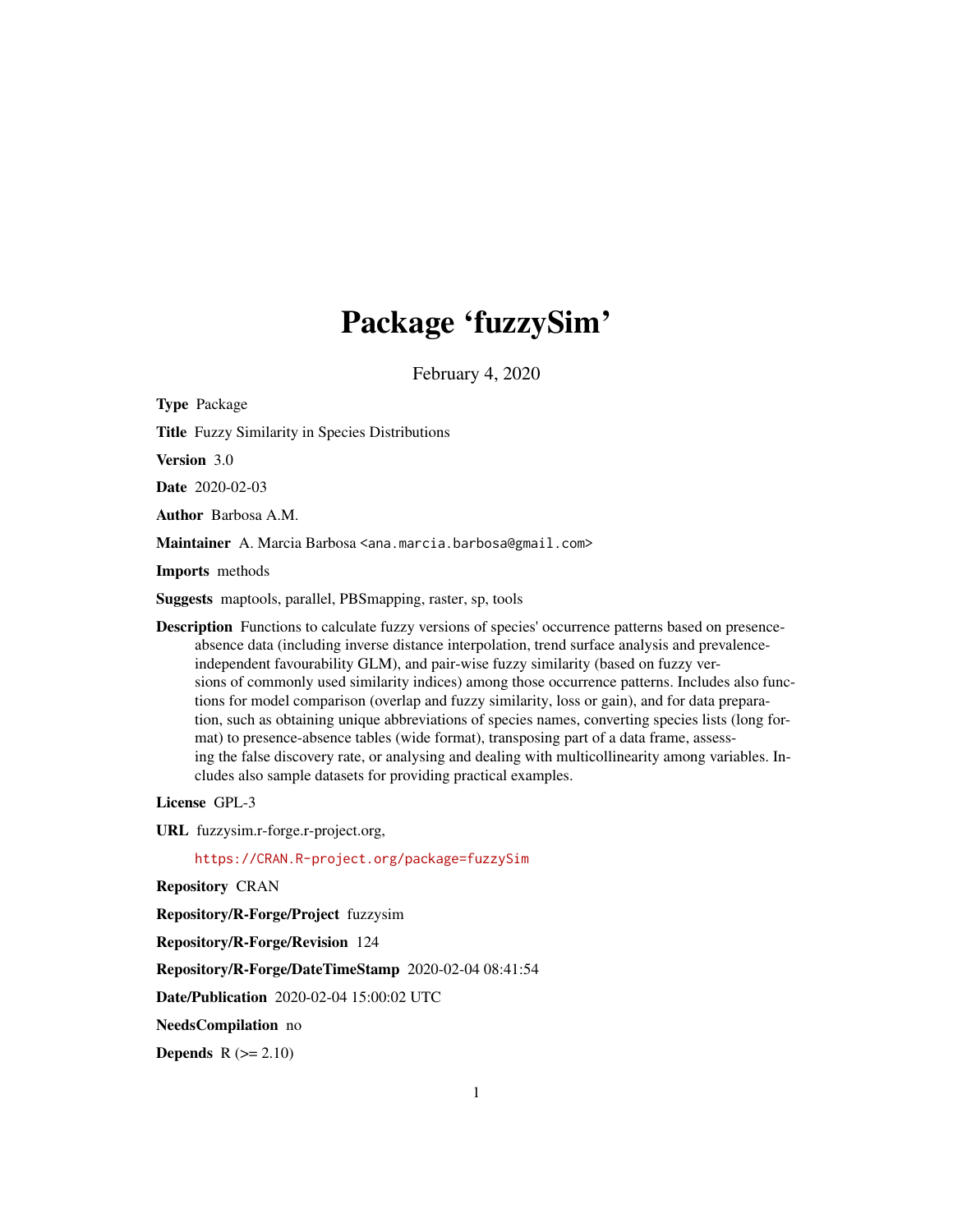# Package 'fuzzySim'

February 4, 2020

**Type** Package

**Title** Fuzzy Similarity in Species Distributions

**Version** 3.0

**Date** 2020-02-03

**Author** Barbosa A.M.

**Maintainer** A. Marcia Barbosa <ana.marcia.barbosa@gmail.com>

**Imports** methods

**Suggests** maptools, parallel, PBSmapping, raster, sp, tools

**Description** Functions to calculate fuzzy versions of species' occurrence patterns based on presence-absence data (including inverse distance interpolation, trend surface analysis and prevalence-independent favourability GLM), and pair-wise fuzzy similarity (based on fuzzy versions of commonly used similarity indices) among those occurrence patterns. Includes also functions for model comparison (overlap and fuzzy similarity, loss or gain), and for data preparation, such as obtaining unique abbreviations of species names, converting species lists (long format) to presence-absence tables (wide format), transposing part of a data frame, assessing the false discovery rate, or analysing and dealing with multicollinearity among variables. Includes also sample datasets for providing practical examples.

**License** GPL-3

**URL** fuzzysim.r-forge.r-project.org,

https://CRAN.R-project.org/package=fuzzySim

**Repository** CRAN

**Repository/R-Forge/Project** fuzzysim

**Repository/R-Forge/Revision** 124

**Repository/R-Forge/DateTimeStamp** 2020-02-04 08:41:54

**Date/Publication** 2020-02-04 15:00:02 UTC

**NeedsCompilation** no

**Depends** R (>= 2.10)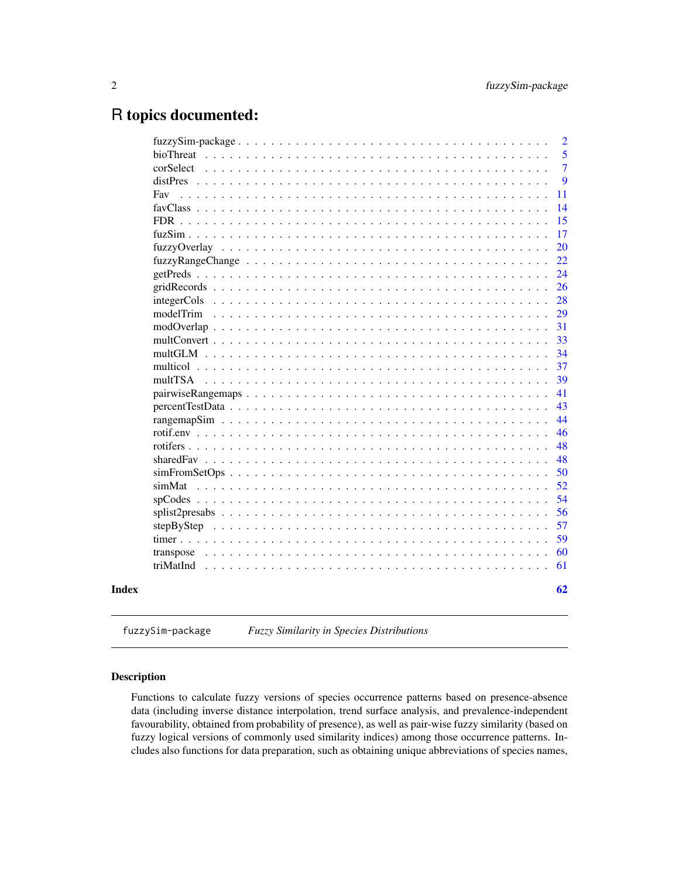# R topics documented:

| | |
|---|---|
| fuzzySim-package | 2 |
| bioThreat | 5 |
| corSelect | 7 |
| distPres | 9 |
| Fav | 11 |
| favClass | 14 |
| FDR | 15 |
| fuzSim | 17 |
| fuzzyOverlay | 20 |
| fuzzyRangeChange | 22 |
| getPreds | 24 |
| gridRecords | 26 |
| integerCols | 28 |
| modelTrim | 29 |
| modOverlap | 31 |
| multConvert | 33 |
| multGLM | 34 |
| multicol | 37 |
| multTSA | 39 |
| pairwiseRangemaps | 41 |
| percentTestData | 43 |
| rangemapSim | 44 |
| rotif.env | 46 |
| rotifers | 48 |
| sharedFav | 48 |
| simFromSetOps | 50 |
| simMat | 52 |
| spCodes | 54 |
| splist2presabs | 56 |
| stepByStep | 57 |
| timer | 59 |
| transpose | 60 |
| triMatInd | 61 |

**Index** **62**

---

`fuzzySim-package` *Fuzzy Similarity in Species Distributions*

---

## Description

Functions to calculate fuzzy versions of species occurrence patterns based on presence-absence data (including inverse distance interpolation, trend surface analysis, and prevalence-independent favourability, obtained from probability of presence), as well as pair-wise fuzzy similarity (based on fuzzy logical versions of commonly used similarity indices) among those occurrence patterns. Includes also functions for data preparation, such as obtaining unique abbreviations of species names,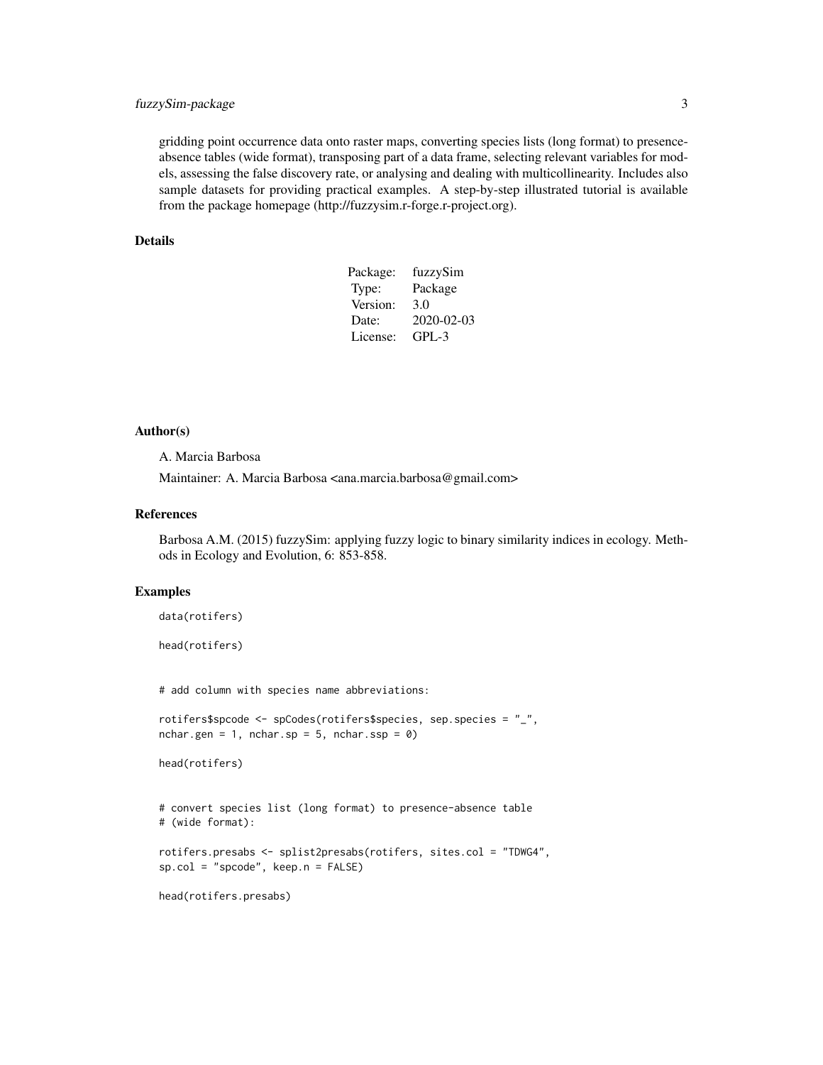gridding point occurrence data onto raster maps, converting species lists (long format) to presence-absence tables (wide format), transposing part of a data frame, selecting relevant variables for models, assessing the false discovery rate, or analysing and dealing with multicollinearity. Includes also sample datasets for providing practical examples. A step-by-step illustrated tutorial is available from the package homepage (http://fuzzysim.r-forge.r-project.org).

## Details

| | |
|---|---|
| Package: | fuzzySim |
| Type: | Package |
| Version: | 3.0 |
| Date: | 2020-02-03 |
| License: | GPL-3 |

## Author(s)

A. Marcia Barbosa

Maintainer: A. Marcia Barbosa <ana.marcia.barbosa@gmail.com>

## References

Barbosa A.M. (2015) fuzzySim: applying fuzzy logic to binary similarity indices in ecology. Methods in Ecology and Evolution, 6: 853-858.

## Examples

```
data(rotifers)

head(rotifers)


# add column with species name abbreviations:

rotifers$spcode <- spCodes(rotifers$species, sep.species = "_",
nchar.gen = 1, nchar.sp = 5, nchar.ssp = 0)

head(rotifers)


# convert species list (long format) to presence-absence table
# (wide format):

rotifers.presabs <- splist2presabs(rotifers, sites.col = "TDWG4",
sp.col = "spcode", keep.n = FALSE)

head(rotifers.presabs)
```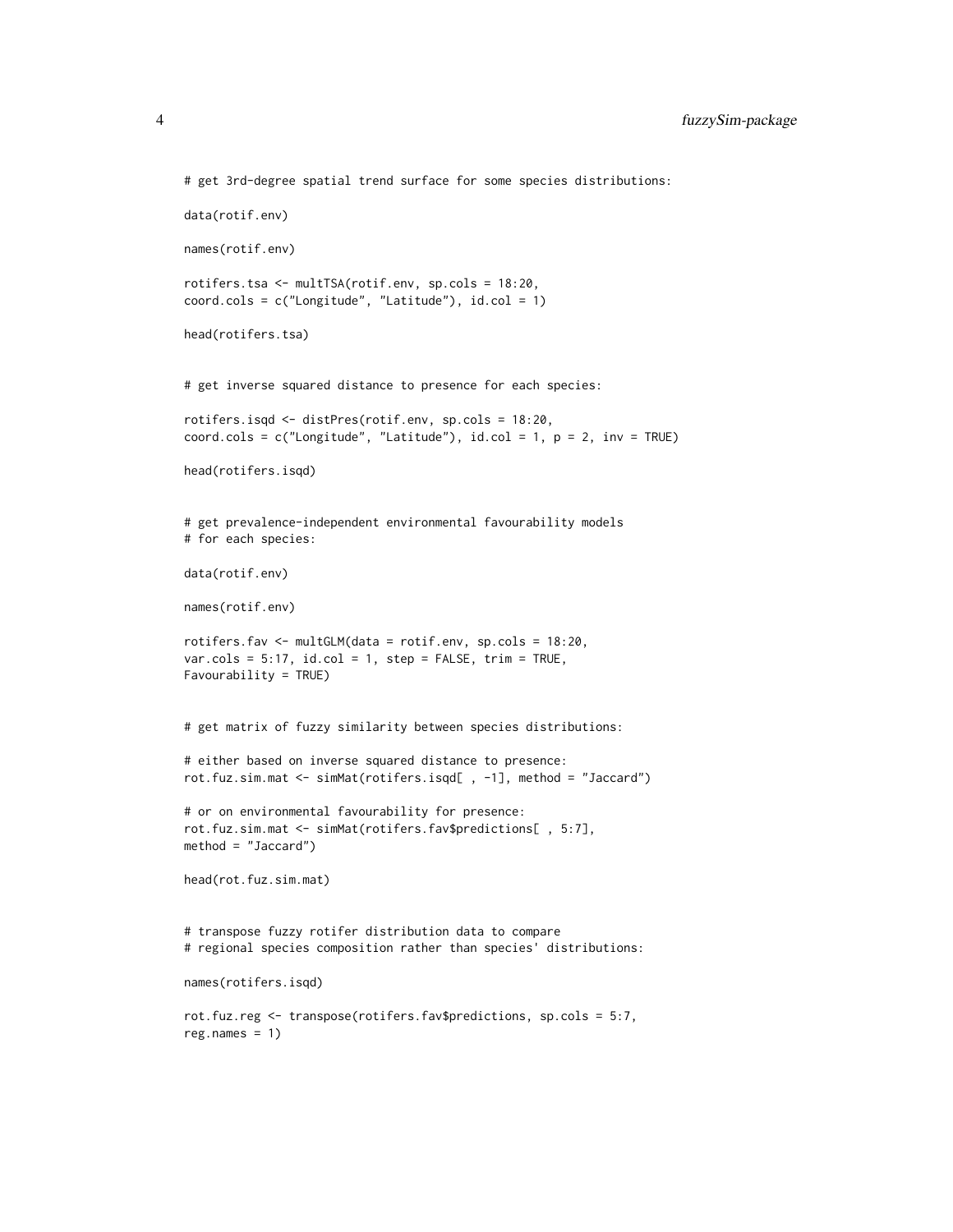```
# get 3rd-degree spatial trend surface for some species distributions:

data(rotif.env)

names(rotif.env)

rotifers.tsa <- multTSA(rotif.env, sp.cols = 18:20,
coord.cols = c("Longitude", "Latitude"), id.col = 1)

head(rotifers.tsa)


# get inverse squared distance to presence for each species:

rotifers.isqd <- distPres(rotif.env, sp.cols = 18:20,
coord.cols = c("Longitude", "Latitude"), id.col = 1, p = 2, inv = TRUE)

head(rotifers.isqd)


# get prevalence-independent environmental favourability models
# for each species:

data(rotif.env)

names(rotif.env)

rotifers.fav <- multGLM(data = rotif.env, sp.cols = 18:20,
var.cols = 5:17, id.col = 1, step = FALSE, trim = TRUE,
Favourability = TRUE)


# get matrix of fuzzy similarity between species distributions:

# either based on inverse squared distance to presence:
rot.fuz.sim.mat <- simMat(rotifers.isqd[ , -1], method = "Jaccard")

# or on environmental favourability for presence:
rot.fuz.sim.mat <- simMat(rotifers.fav$predictions[ , 5:7],
method = "Jaccard")

head(rot.fuz.sim.mat)


# transpose fuzzy rotifer distribution data to compare
# regional species composition rather than species' distributions:

names(rotifers.isqd)

rot.fuz.reg <- transpose(rotifers.fav$predictions, sp.cols = 5:7,
reg.names = 1)
```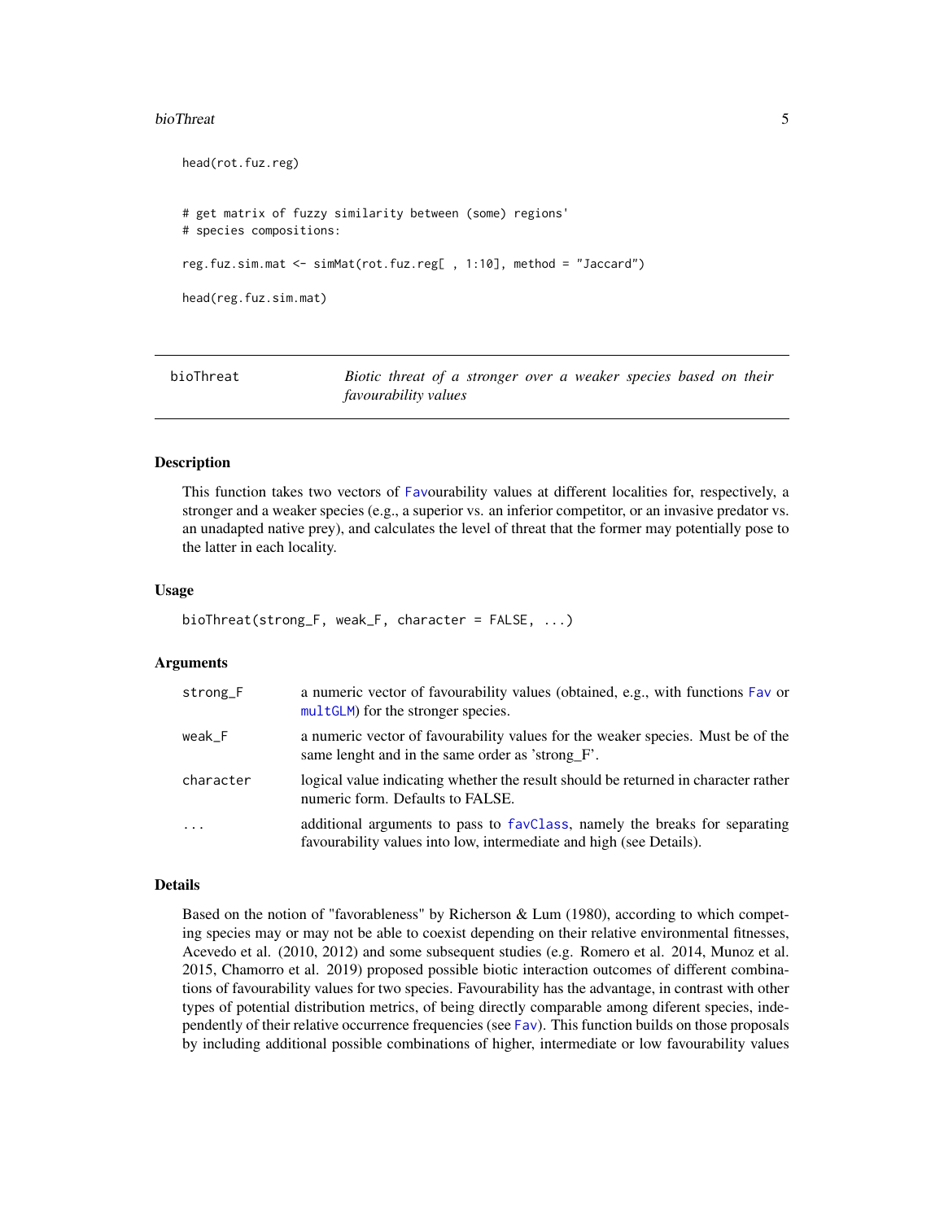```
head(rot.fuz.reg)


# get matrix of fuzzy similarity between (some) regions'
# species compositions:

reg.fuz.sim.mat <- simMat(rot.fuz.reg[ , 1:10], method = "Jaccard")

head(reg.fuz.sim.mat)
```

---

`bioThreat` *Biotic threat of a stronger over a weaker species based on their favourability values*

---

### Description

This function takes two vectors of Favourability values at different localities for, respectively, a stronger and a weaker species (e.g., a superior vs. an inferior competitor, or an invasive predator vs. an unadapted native prey), and calculates the level of threat that the former may potentially pose to the latter in each locality.

### Usage

```
bioThreat(strong_F, weak_F, character = FALSE, ...)
```

### Arguments

| | |
|---|---|
| strong_F | a numeric vector of favourability values (obtained, e.g., with functions Fav or multGLM) for the stronger species. |
| weak_F | a numeric vector of favourability values for the weaker species. Must be of the same lenght and in the same order as 'strong_F'. |
| character | logical value indicating whether the result should be returned in character rather numeric form. Defaults to FALSE. |
| ... | additional arguments to pass to favClass, namely the breaks for separating favourability values into low, intermediate and high (see Details). |

### Details

Based on the notion of "favorableness" by Richerson & Lum (1980), according to which competing species may or may not be able to coexist depending on their relative environmental fitnesses, Acevedo et al. (2010, 2012) and some subsequent studies (e.g. Romero et al. 2014, Munoz et al. 2015, Chamorro et al. 2019) proposed possible biotic interaction outcomes of different combinations of favourability values for two species. Favourability has the advantage, in contrast with other types of potential distribution metrics, of being directly comparable among diferent species, independently of their relative occurrence frequencies (see Fav). This function builds on those proposals by including additional possible combinations of higher, intermediate or low favourability values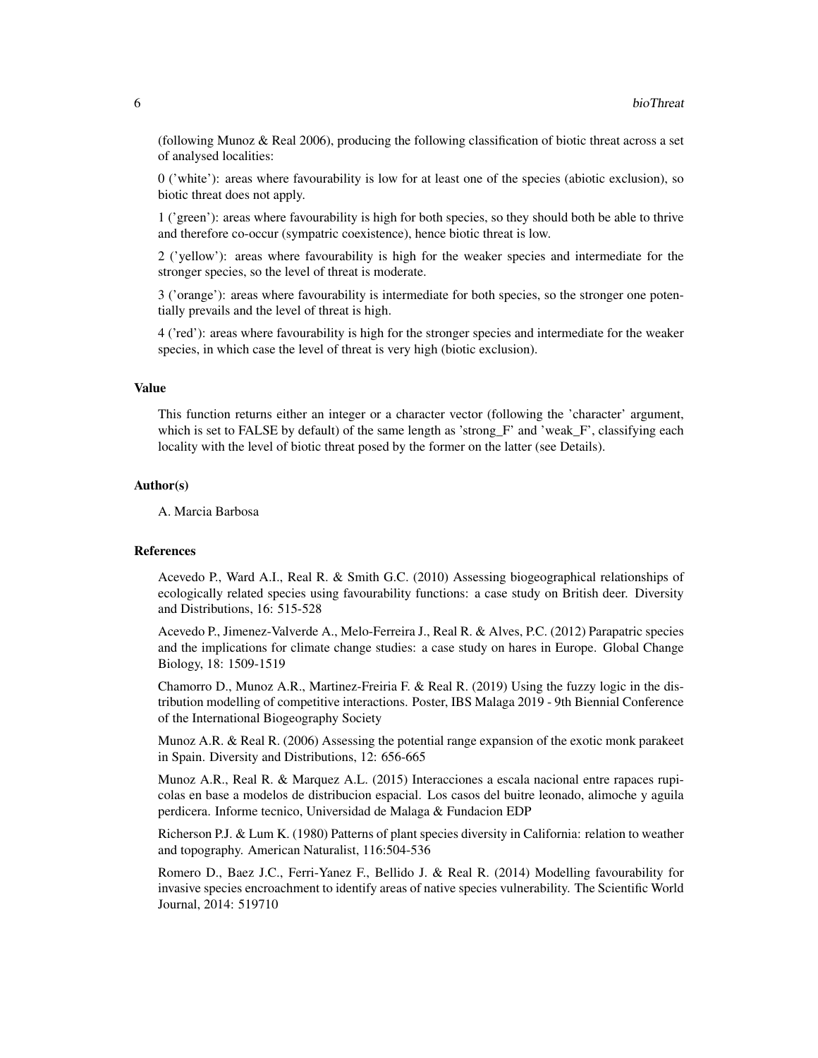(following Munoz & Real 2006), producing the following classification of biotic threat across a set of analysed localities:

0 ('white'): areas where favourability is low for at least one of the species (abiotic exclusion), so biotic threat does not apply.

1 ('green'): areas where favourability is high for both species, so they should both be able to thrive and therefore co-occur (sympatric coexistence), hence biotic threat is low.

2 ('yellow'): areas where favourability is high for the weaker species and intermediate for the stronger species, so the level of threat is moderate.

3 ('orange'): areas where favourability is intermediate for both species, so the stronger one potentially prevails and the level of threat is high.

4 ('red'): areas where favourability is high for the stronger species and intermediate for the weaker species, in which case the level of threat is very high (biotic exclusion).

### Value

This function returns either an integer or a character vector (following the 'character' argument, which is set to FALSE by default) of the same length as 'strong_F' and 'weak_F', classifying each locality with the level of biotic threat posed by the former on the latter (see Details).

### Author(s)

A. Marcia Barbosa

### References

Acevedo P., Ward A.I., Real R. & Smith G.C. (2010) Assessing biogeographical relationships of ecologically related species using favourability functions: a case study on British deer. Diversity and Distributions, 16: 515-528

Acevedo P., Jimenez-Valverde A., Melo-Ferreira J., Real R. & Alves, P.C. (2012) Parapatric species and the implications for climate change studies: a case study on hares in Europe. Global Change Biology, 18: 1509-1519

Chamorro D., Munoz A.R., Martinez-Freiria F. & Real R. (2019) Using the fuzzy logic in the distribution modelling of competitive interactions. Poster, IBS Malaga 2019 - 9th Biennial Conference of the International Biogeography Society

Munoz A.R. & Real R. (2006) Assessing the potential range expansion of the exotic monk parakeet in Spain. Diversity and Distributions, 12: 656-665

Munoz A.R., Real R. & Marquez A.L. (2015) Interacciones a escala nacional entre rapaces rupicolas en base a modelos de distribucion espacial. Los casos del buitre leonado, alimoche y aguila perdicera. Informe tecnico, Universidad de Malaga & Fundacion EDP

Richerson P.J. & Lum K. (1980) Patterns of plant species diversity in California: relation to weather and topography. American Naturalist, 116:504-536

Romero D., Baez J.C., Ferri-Yanez F., Bellido J. & Real R. (2014) Modelling favourability for invasive species encroachment to identify areas of native species vulnerability. The Scientific World Journal, 2014: 519710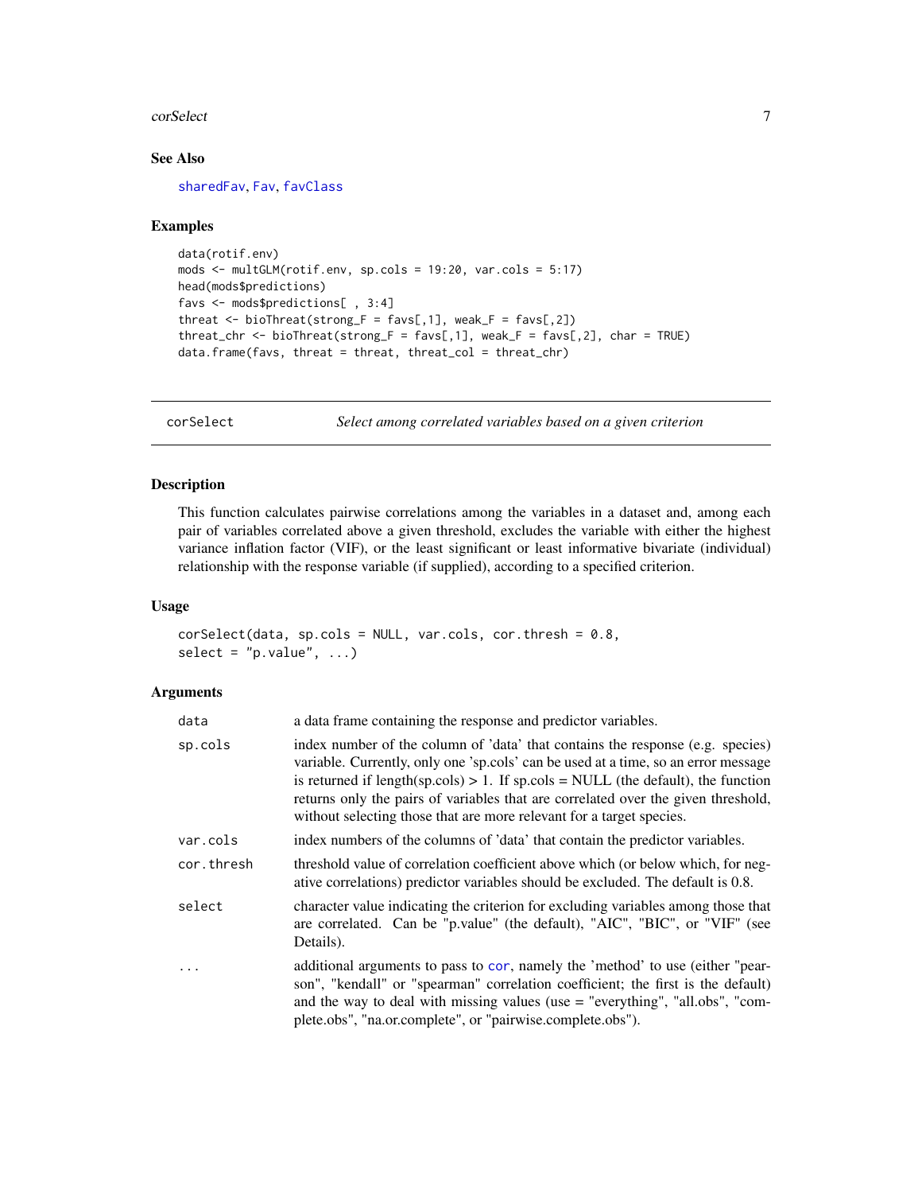### See Also

sharedFav, Fav, favClass

### Examples

```
data(rotif.env)
mods <- multGLM(rotif.env, sp.cols = 19:20, var.cols = 5:17)
head(mods$predictions)
favs <- mods$predictions[ , 3:4]
threat <- bioThreat(strong_F = favs[,1], weak_F = favs[,2])
threat_chr <- bioThreat(strong_F = favs[,1], weak_F = favs[,2], char = TRUE)
data.frame(favs, threat = threat, threat_col = threat_chr)
```

---

## corSelect *Select among correlated variables based on a given criterion*

---

### Description

This function calculates pairwise correlations among the variables in a dataset and, among each pair of variables correlated above a given threshold, excludes the variable with either the highest variance inflation factor (VIF), or the least significant or least informative bivariate (individual) relationship with the response variable (if supplied), according to a specified criterion.

### Usage

```
corSelect(data, sp.cols = NULL, var.cols, cor.thresh = 0.8,
select = "p.value", ...)
```

### Arguments

| | |
|---|---|
| data | a data frame containing the response and predictor variables. |
| sp.cols | index number of the column of 'data' that contains the response (e.g. species) variable. Currently, only one 'sp.cols' can be used at a time, so an error message is returned if length(sp.cols) > 1. If sp.cols = NULL (the default), the function returns only the pairs of variables that are correlated over the given threshold, without selecting those that are more relevant for a target species. |
| var.cols | index numbers of the columns of 'data' that contain the predictor variables. |
| cor.thresh | threshold value of correlation coefficient above which (or below which, for negative correlations) predictor variables should be excluded. The default is 0.8. |
| select | character value indicating the criterion for excluding variables among those that are correlated. Can be "p.value" (the default), "AIC", "BIC", or "VIF" (see Details). |
| ... | additional arguments to pass to cor, namely the 'method' to use (either "pearson", "kendall" or "spearman" correlation coefficient; the first is the default) and the way to deal with missing values (use = "everything", "all.obs", "complete.obs", "na.or.complete", or "pairwise.complete.obs"). |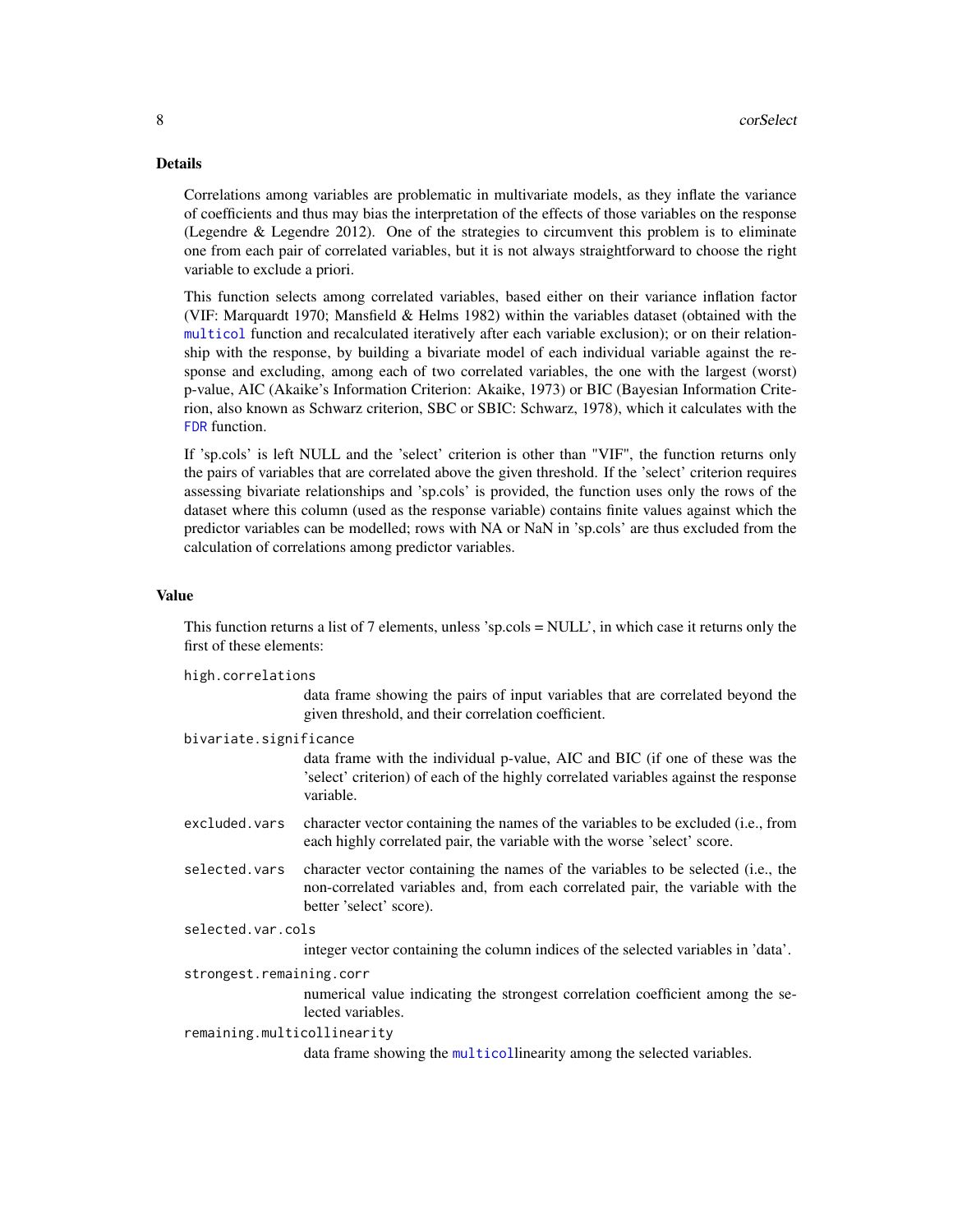### Details

Correlations among variables are problematic in multivariate models, as they inflate the variance of coefficients and thus may bias the interpretation of the effects of those variables on the response (Legendre & Legendre 2012). One of the strategies to circumvent this problem is to eliminate one from each pair of correlated variables, but it is not always straightforward to choose the right variable to exclude a priori.

This function selects among correlated variables, based either on their variance inflation factor (VIF: Marquardt 1970; Mansfield & Helms 1982) within the variables dataset (obtained with the multicol function and recalculated iteratively after each variable exclusion); or on their relationship with the response, by building a bivariate model of each individual variable against the response and excluding, among each of two correlated variables, the one with the largest (worst) p-value, AIC (Akaike's Information Criterion: Akaike, 1973) or BIC (Bayesian Information Criterion, also known as Schwarz criterion, SBC or SBIC: Schwarz, 1978), which it calculates with the FDR function.

If 'sp.cols' is left NULL and the 'select' criterion is other than "VIF", the function returns only the pairs of variables that are correlated above the given threshold. If the 'select' criterion requires assessing bivariate relationships and 'sp.cols' is provided, the function uses only the rows of the dataset where this column (used as the response variable) contains finite values against which the predictor variables can be modelled; rows with NA or NaN in 'sp.cols' are thus excluded from the calculation of correlations among predictor variables.

### Value

This function returns a list of 7 elements, unless 'sp.cols = NULL', in which case it returns only the first of these elements:

`high.correlations`
: data frame showing the pairs of input variables that are correlated beyond the given threshold, and their correlation coefficient.

`bivariate.significance`
: data frame with the individual p-value, AIC and BIC (if one of these was the 'select' criterion) of each of the highly correlated variables against the response variable.

`excluded.vars`
: character vector containing the names of the variables to be excluded (i.e., from each highly correlated pair, the variable with the worse 'select' score.

`selected.vars`
: character vector containing the names of the variables to be selected (i.e., the non-correlated variables and, from each correlated pair, the variable with the better 'select' score).

`selected.var.cols`
: integer vector containing the column indices of the selected variables in 'data'.

`strongest.remaining.corr`
: numerical value indicating the strongest correlation coefficient among the selected variables.

`remaining.multicollinearity`
: data frame showing the multicollinearity among the selected variables.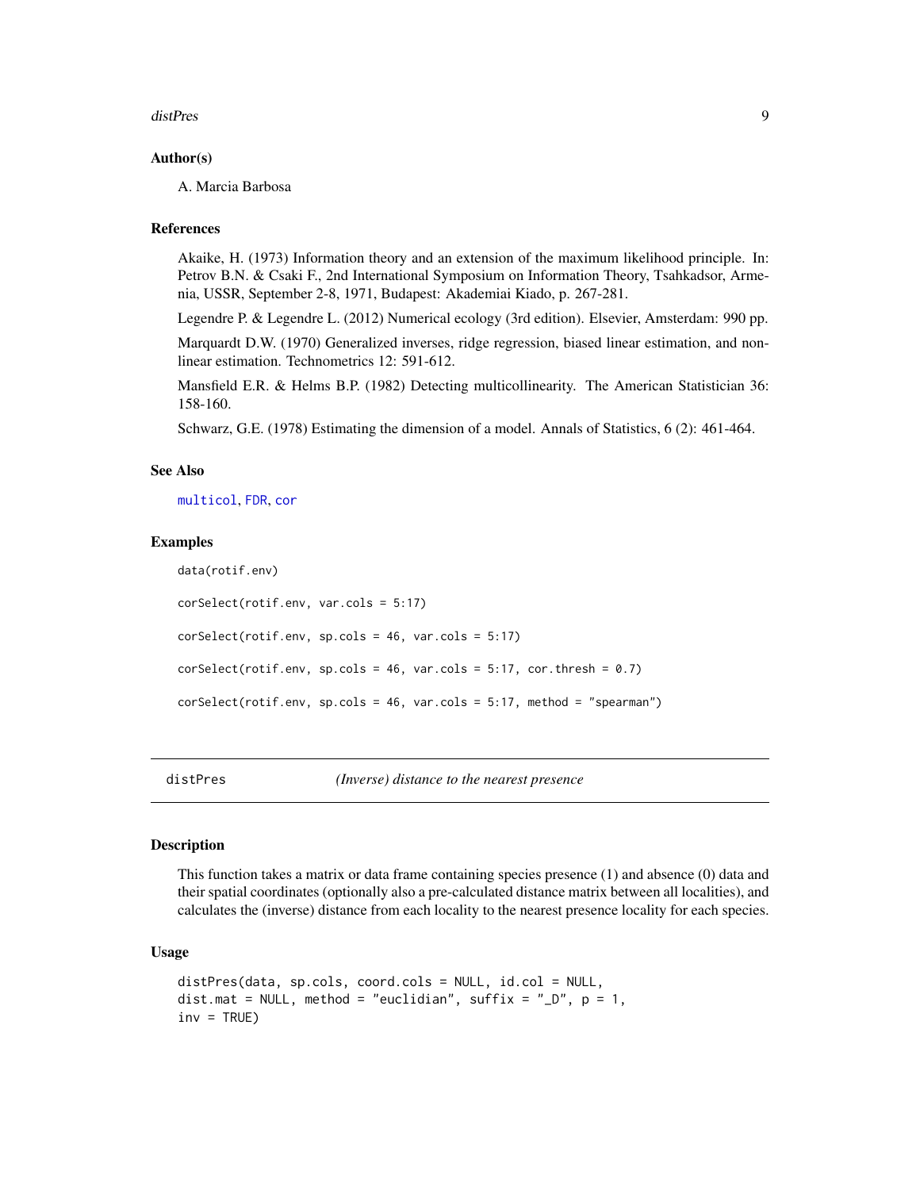### Author(s)

A. Marcia Barbosa

### References

Akaike, H. (1973) Information theory and an extension of the maximum likelihood principle. In: Petrov B.N. & Csaki F., 2nd International Symposium on Information Theory, Tsahkadsor, Armenia, USSR, September 2-8, 1971, Budapest: Akademiai Kiado, p. 267-281.

Legendre P. & Legendre L. (2012) Numerical ecology (3rd edition). Elsevier, Amsterdam: 990 pp.

Marquardt D.W. (1970) Generalized inverses, ridge regression, biased linear estimation, and nonlinear estimation. Technometrics 12: 591-612.

Mansfield E.R. & Helms B.P. (1982) Detecting multicollinearity. The American Statistician 36: 158-160.

Schwarz, G.E. (1978) Estimating the dimension of a model. Annals of Statistics, 6 (2): 461-464.

### See Also

multicol, FDR, cor

### Examples

```
data(rotif.env)

corSelect(rotif.env, var.cols = 5:17)

corSelect(rotif.env, sp.cols = 46, var.cols = 5:17)

corSelect(rotif.env, sp.cols = 46, var.cols = 5:17, cor.thresh = 0.7)

corSelect(rotif.env, sp.cols = 46, var.cols = 5:17, method = "spearman")
```

---

## distPres *(Inverse) distance to the nearest presence*

### Description

This function takes a matrix or data frame containing species presence (1) and absence (0) data and their spatial coordinates (optionally also a pre-calculated distance matrix between all localities), and calculates the (inverse) distance from each locality to the nearest presence locality for each species.

### Usage

```
distPres(data, sp.cols, coord.cols = NULL, id.col = NULL,
dist.mat = NULL, method = "euclidian", suffix = "_D", p = 1,
inv = TRUE)
```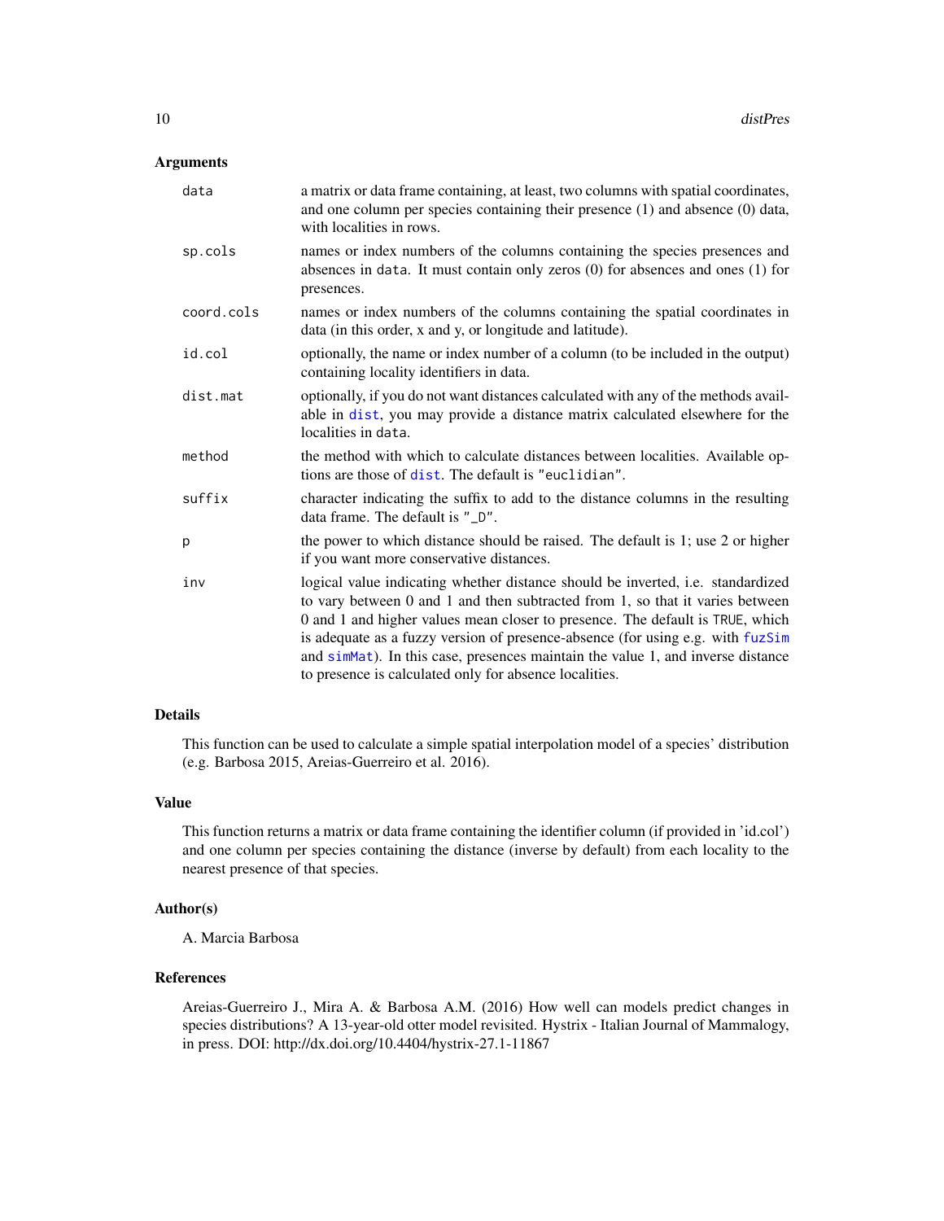## Arguments

| | |
|---|---|
| `data` | a matrix or data frame containing, at least, two columns with spatial coordinates, and one column per species containing their presence (1) and absence (0) data, with localities in rows. |
| `sp.cols` | names or index numbers of the columns containing the species presences and absences in `data`. It must contain only zeros (0) for absences and ones (1) for presences. |
| `coord.cols` | names or index numbers of the columns containing the spatial coordinates in data (in this order, x and y, or longitude and latitude). |
| `id.col` | optionally, the name or index number of a column (to be included in the output) containing locality identifiers in data. |
| `dist.mat` | optionally, if you do not want distances calculated with any of the methods available in `dist`, you may provide a distance matrix calculated elsewhere for the localities in `data`. |
| `method` | the method with which to calculate distances between localities. Available options are those of `dist`. The default is `"euclidian"`. |
| `suffix` | character indicating the suffix to add to the distance columns in the resulting data frame. The default is `"_D"`. |
| `p` | the power to which distance should be raised. The default is 1; use 2 or higher if you want more conservative distances. |
| `inv` | logical value indicating whether distance should be inverted, i.e. standardized to vary between 0 and 1 and then subtracted from 1, so that it varies between 0 and 1 and higher values mean closer to presence. The default is `TRUE`, which is adequate as a fuzzy version of presence-absence (for using e.g. with `fuzSim` and `simMat`). In this case, presences maintain the value 1, and inverse distance to presence is calculated only for absence localities. |

## Details

This function can be used to calculate a simple spatial interpolation model of a species' distribution (e.g. Barbosa 2015, Areias-Guerreiro et al. 2016).

## Value

This function returns a matrix or data frame containing the identifier column (if provided in 'id.col') and one column per species containing the distance (inverse by default) from each locality to the nearest presence of that species.

## Author(s)

A. Marcia Barbosa

## References

Areias-Guerreiro J., Mira A. & Barbosa A.M. (2016) How well can models predict changes in species distributions? A 13-year-old otter model revisited. Hystrix - Italian Journal of Mammalogy, in press. DOI: http://dx.doi.org/10.4404/hystrix-27.1-11867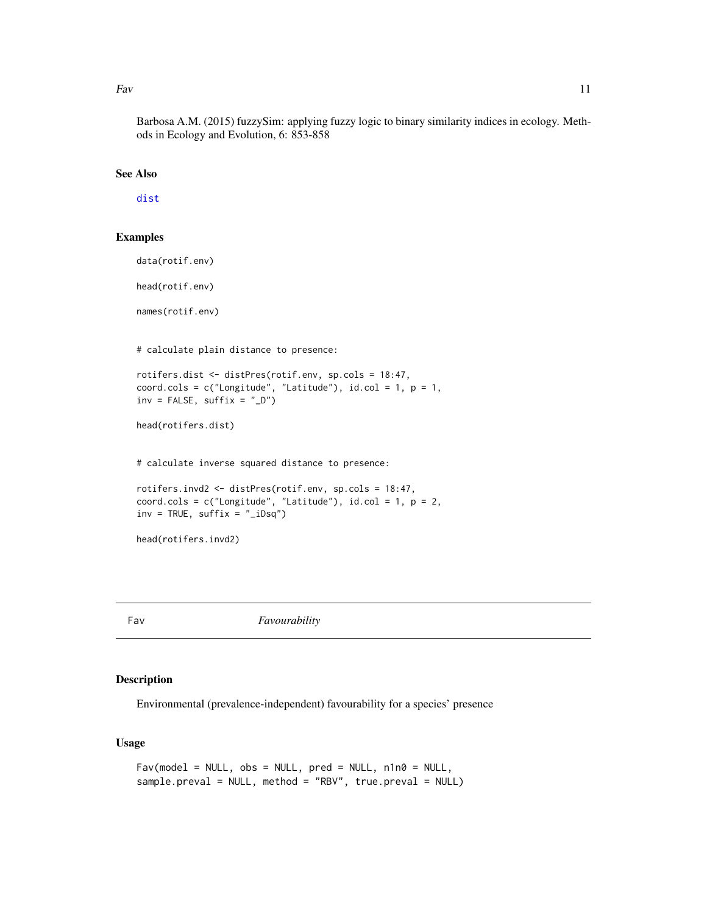Barbosa A.M. (2015) fuzzySim: applying fuzzy logic to binary similarity indices in ecology. Methods in Ecology and Evolution, 6: 853-858

## See Also

dist

## Examples

```
data(rotif.env)

head(rotif.env)

names(rotif.env)


# calculate plain distance to presence:

rotifers.dist <- distPres(rotif.env, sp.cols = 18:47,
coord.cols = c("Longitude", "Latitude"), id.col = 1, p = 1,
inv = FALSE, suffix = "_D")

head(rotifers.dist)


# calculate inverse squared distance to presence:

rotifers.invd2 <- distPres(rotif.env, sp.cols = 18:47,
coord.cols = c("Longitude", "Latitude"), id.col = 1, p = 2,
inv = TRUE, suffix = "_iDsq")

head(rotifers.invd2)
```

---

# Fav *Favourability*

## Description

Environmental (prevalence-independent) favourability for a species' presence

## Usage

```
Fav(model = NULL, obs = NULL, pred = NULL, n1n0 = NULL,
sample.preval = NULL, method = "RBV", true.preval = NULL)
```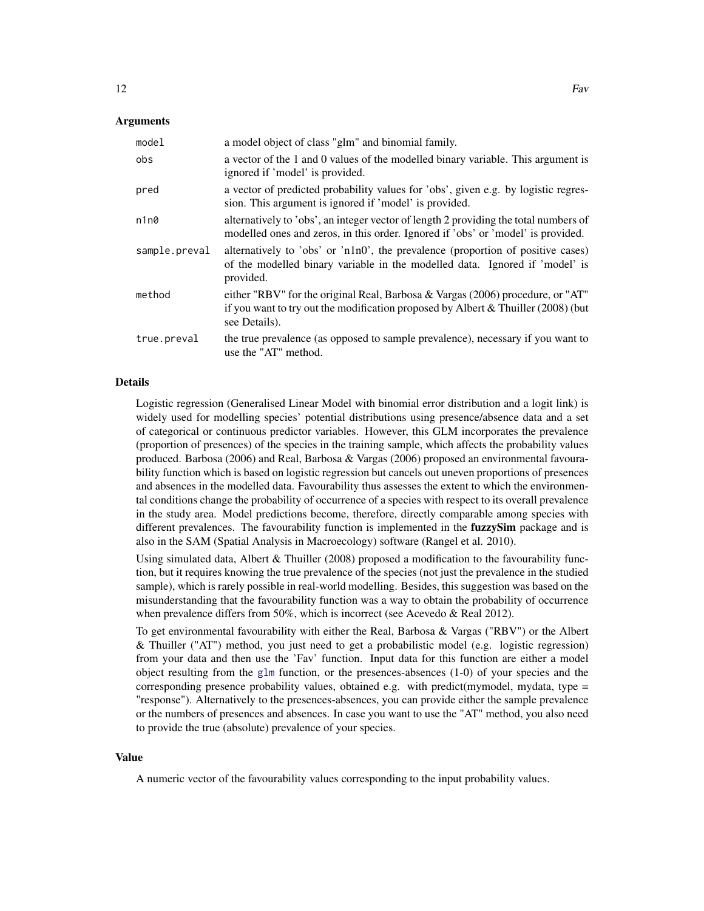## Arguments

| | |
|---|---|
| model | a model object of class "glm" and binomial family. |
| obs | a vector of the 1 and 0 values of the modelled binary variable. This argument is ignored if 'model' is provided. |
| pred | a vector of predicted probability values for 'obs', given e.g. by logistic regression. This argument is ignored if 'model' is provided. |
| n1n0 | alternatively to 'obs', an integer vector of length 2 providing the total numbers of modelled ones and zeros, in this order. Ignored if 'obs' or 'model' is provided. |
| sample.preval | alternatively to 'obs' or 'n1n0', the prevalence (proportion of positive cases) of the modelled binary variable in the modelled data. Ignored if 'model' is provided. |
| method | either "RBV" for the original Real, Barbosa & Vargas (2006) procedure, or "AT" if you want to try out the modification proposed by Albert & Thuiller (2008) (but see Details). |
| true.preval | the true prevalence (as opposed to sample prevalence), necessary if you want to use the "AT" method. |

## Details

Logistic regression (Generalised Linear Model with binomial error distribution and a logit link) is widely used for modelling species' potential distributions using presence/absence data and a set of categorical or continuous predictor variables. However, this GLM incorporates the prevalence (proportion of presences) of the species in the training sample, which affects the probability values produced. Barbosa (2006) and Real, Barbosa & Vargas (2006) proposed an environmental favourability function which is based on logistic regression but cancels out uneven proportions of presences and absences in the modelled data. Favourability thus assesses the extent to which the environmental conditions change the probability of occurrence of a species with respect to its overall prevalence in the study area. Model predictions become, therefore, directly comparable among species with different prevalences. The favourability function is implemented in the **fuzzySim** package and is also in the SAM (Spatial Analysis in Macroecology) software (Rangel et al. 2010).

Using simulated data, Albert & Thuiller (2008) proposed a modification to the favourability function, but it requires knowing the true prevalence of the species (not just the prevalence in the studied sample), which is rarely possible in real-world modelling. Besides, this suggestion was based on the misunderstanding that the favourability function was a way to obtain the probability of occurrence when prevalence differs from 50%, which is incorrect (see Acevedo & Real 2012).

To get environmental favourability with either the Real, Barbosa & Vargas ("RBV") or the Albert & Thuiller ("AT") method, you just need to get a probabilistic model (e.g. logistic regression) from your data and then use the 'Fav' function. Input data for this function are either a model object resulting from the glm function, or the presences-absences (1-0) of your species and the corresponding presence probability values, obtained e.g. with predict(mymodel, mydata, type = "response"). Alternatively to the presences-absences, you can provide either the sample prevalence or the numbers of presences and absences. In case you want to use the "AT" method, you also need to provide the true (absolute) prevalence of your species.

## Value

A numeric vector of the favourability values corresponding to the input probability values.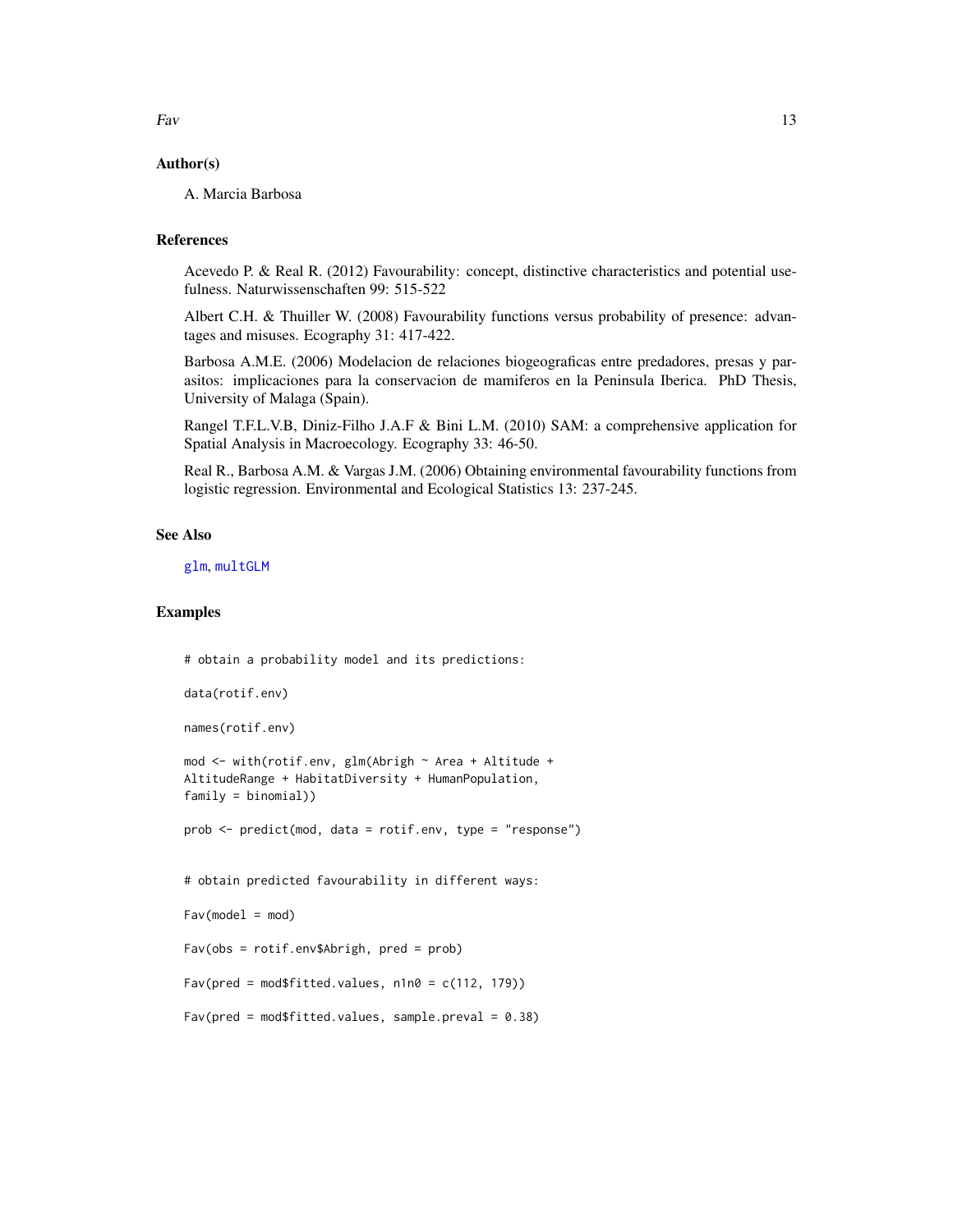## Author(s)

A. Marcia Barbosa

## References

Acevedo P. & Real R. (2012) Favourability: concept, distinctive characteristics and potential usefulness. Naturwissenschaften 99: 515-522

Albert C.H. & Thuiller W. (2008) Favourability functions versus probability of presence: advantages and misuses. Ecography 31: 417-422.

Barbosa A.M.E. (2006) Modelacion de relaciones biogeograficas entre predadores, presas y parasitos: implicaciones para la conservacion de mamiferos en la Peninsula Iberica. PhD Thesis, University of Malaga (Spain).

Rangel T.F.L.V.B, Diniz-Filho J.A.F & Bini L.M. (2010) SAM: a comprehensive application for Spatial Analysis in Macroecology. Ecography 33: 46-50.

Real R., Barbosa A.M. & Vargas J.M. (2006) Obtaining environmental favourability functions from logistic regression. Environmental and Ecological Statistics 13: 237-245.

## See Also

glm, multGLM

## Examples

```
# obtain a probability model and its predictions:

data(rotif.env)

names(rotif.env)

mod <- with(rotif.env, glm(Abrigh ~ Area + Altitude +
AltitudeRange + HabitatDiversity + HumanPopulation,
family = binomial))

prob <- predict(mod, data = rotif.env, type = "response")


# obtain predicted favourability in different ways:

Fav(model = mod)

Fav(obs = rotif.env$Abrigh, pred = prob)

Fav(pred = mod$fitted.values, n1n0 = c(112, 179))

Fav(pred = mod$fitted.values, sample.preval = 0.38)
```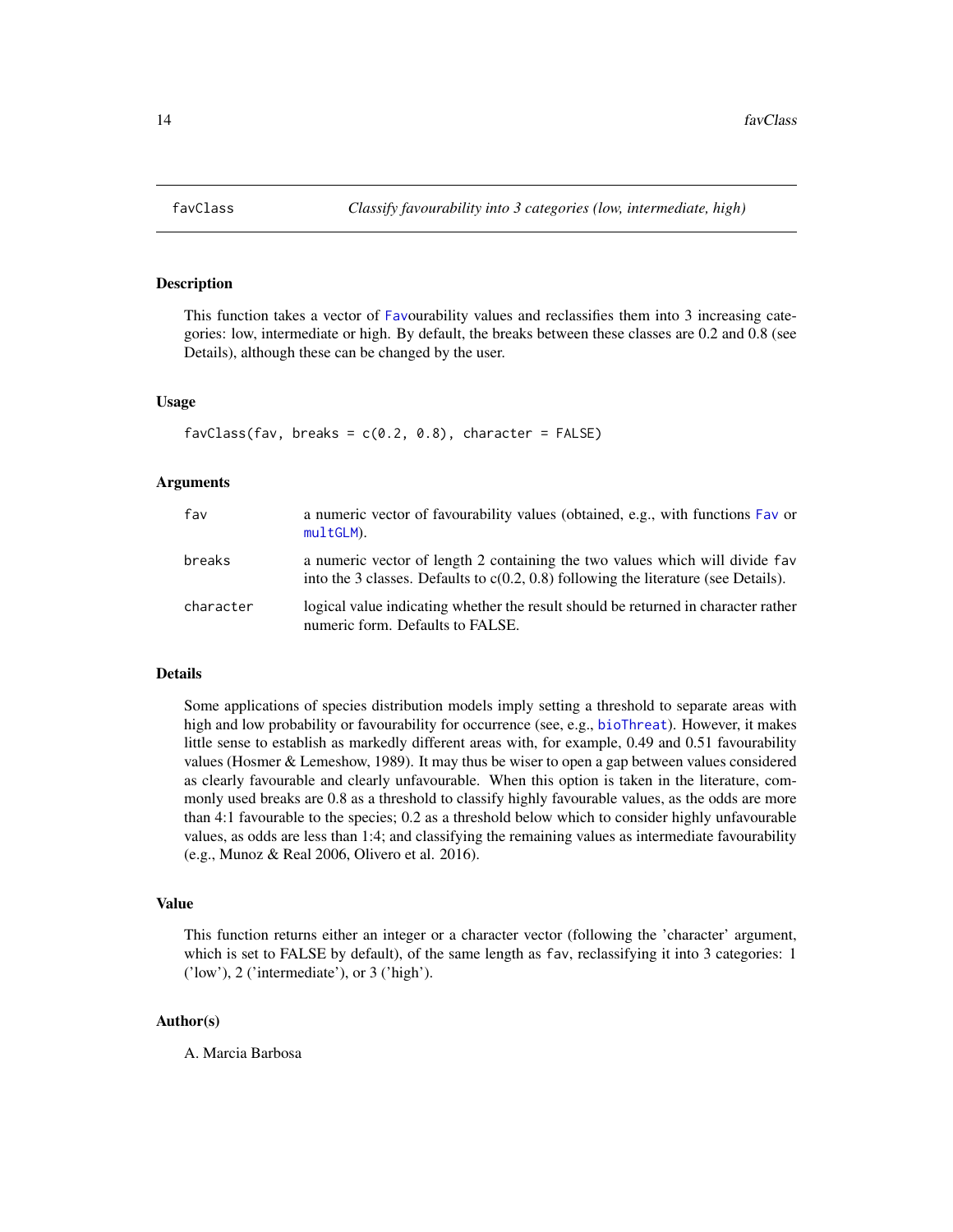## favClass — *Classify favourability into 3 categories (low, intermediate, high)*

### Description

This function takes a vector of Favourability values and reclassifies them into 3 increasing categories: low, intermediate or high. By default, the breaks between these classes are 0.2 and 0.8 (see Details), although these can be changed by the user.

### Usage

```
favClass(fav, breaks = c(0.2, 0.8), character = FALSE)
```

### Arguments

| | |
|---|---|
| fav | a numeric vector of favourability values (obtained, e.g., with functions Fav or multGLM). |
| breaks | a numeric vector of length 2 containing the two values which will divide fav into the 3 classes. Defaults to c(0.2, 0.8) following the literature (see Details). |
| character | logical value indicating whether the result should be returned in character rather numeric form. Defaults to FALSE. |

### Details

Some applications of species distribution models imply setting a threshold to separate areas with high and low probability or favourability for occurrence (see, e.g., bioThreat). However, it makes little sense to establish as markedly different areas with, for example, 0.49 and 0.51 favourability values (Hosmer & Lemeshow, 1989). It may thus be wiser to open a gap between values considered as clearly favourable and clearly unfavourable. When this option is taken in the literature, commonly used breaks are 0.8 as a threshold to classify highly favourable values, as the odds are more than 4:1 favourable to the species; 0.2 as a threshold below which to consider highly unfavourable values, as odds are less than 1:4; and classifying the remaining values as intermediate favourability (e.g., Munoz & Real 2006, Olivero et al. 2016).

### Value

This function returns either an integer or a character vector (following the 'character' argument, which is set to FALSE by default), of the same length as fav, reclassifying it into 3 categories: 1 ('low'), 2 ('intermediate'), or 3 ('high').

### Author(s)

A. Marcia Barbosa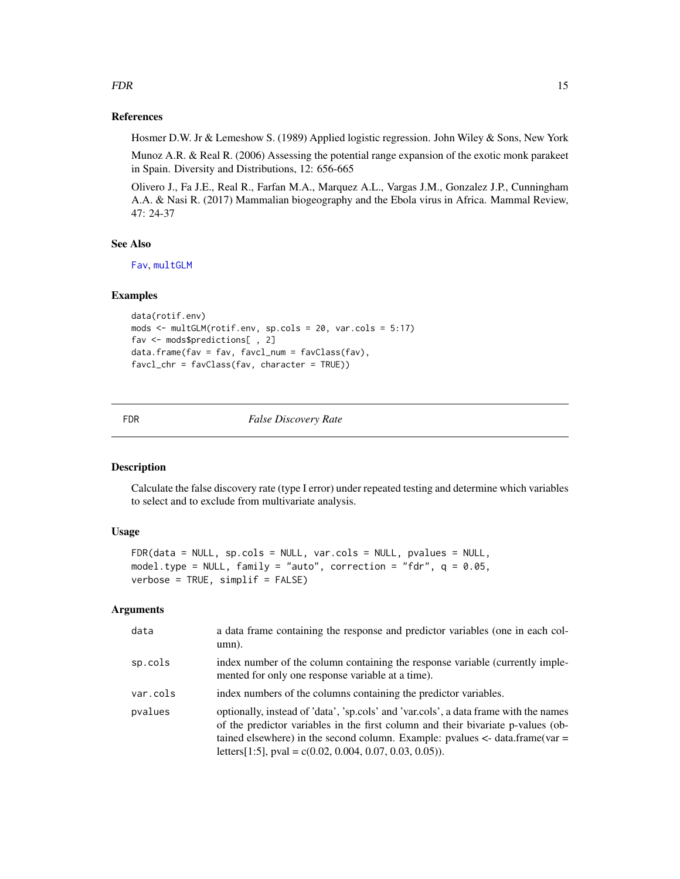### References

Hosmer D.W. Jr & Lemeshow S. (1989) Applied logistic regression. John Wiley & Sons, New York

Munoz A.R. & Real R. (2006) Assessing the potential range expansion of the exotic monk parakeet in Spain. Diversity and Distributions, 12: 656-665

Olivero J., Fa J.E., Real R., Farfan M.A., Marquez A.L., Vargas J.M., Gonzalez J.P., Cunningham A.A. & Nasi R. (2017) Mammalian biogeography and the Ebola virus in Africa. Mammal Review, 47: 24-37

### See Also

Fav, multGLM

### Examples

```
data(rotif.env)
mods <- multGLM(rotif.env, sp.cols = 20, var.cols = 5:17)
fav <- mods$predictions[ , 2]
data.frame(fav = fav, favcl_num = favClass(fav),
favcl_chr = favClass(fav, character = TRUE))
```

---

## FDR *False Discovery Rate*

### Description

Calculate the false discovery rate (type I error) under repeated testing and determine which variables to select and to exclude from multivariate analysis.

### Usage

```
FDR(data = NULL, sp.cols = NULL, var.cols = NULL, pvalues = NULL,
model.type = NULL, family = "auto", correction = "fdr", q = 0.05,
verbose = TRUE, simplif = FALSE)
```

### Arguments

| | |
|---|---|
| data | a data frame containing the response and predictor variables (one in each column). |
| sp.cols | index number of the column containing the response variable (currently implemented for only one response variable at a time). |
| var.cols | index numbers of the columns containing the predictor variables. |
| pvalues | optionally, instead of 'data', 'sp.cols' and 'var.cols', a data frame with the names of the predictor variables in the first column and their bivariate p-values (obtained elsewhere) in the second column. Example: pvalues <- data.frame(var = letters[1:5], pval = c(0.02, 0.004, 0.07, 0.03, 0.05)). |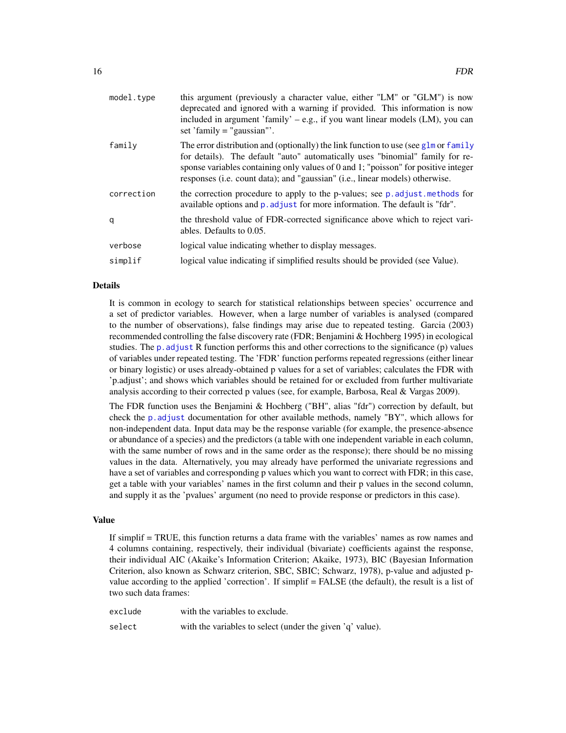| | |
|---|---|
| model.type | this argument (previously a character value, either "LM" or "GLM") is now deprecated and ignored with a warning if provided. This information is now included in argument 'family' – e.g., if you want linear models (LM), you can set 'family = "gaussian"'. |
| family | The error distribution and (optionally) the link function to use (see glm or family for details). The default "auto" automatically uses "binomial" family for response variables containing only values of 0 and 1; "poisson" for positive integer responses (i.e. count data); and "gaussian" (i.e., linear models) otherwise. |
| correction | the correction procedure to apply to the p-values; see p.adjust.methods for available options and p.adjust for more information. The default is "fdr". |
| q | the threshold value of FDR-corrected significance above which to reject variables. Defaults to 0.05. |
| verbose | logical value indicating whether to display messages. |
| simplif | logical value indicating if simplified results should be provided (see Value). |

## Details

It is common in ecology to search for statistical relationships between species' occurrence and a set of predictor variables. However, when a large number of variables is analysed (compared to the number of observations), false findings may arise due to repeated testing. Garcia (2003) recommended controlling the false discovery rate (FDR; Benjamini & Hochberg 1995) in ecological studies. The p.adjust R function performs this and other corrections to the significance (p) values of variables under repeated testing. The 'FDR' function performs repeated regressions (either linear or binary logistic) or uses already-obtained p values for a set of variables; calculates the FDR with 'p.adjust'; and shows which variables should be retained for or excluded from further multivariate analysis according to their corrected p values (see, for example, Barbosa, Real & Vargas 2009).

The FDR function uses the Benjamini & Hochberg ("BH", alias "fdr") correction by default, but check the p.adjust documentation for other available methods, namely "BY", which allows for non-independent data. Input data may be the response variable (for example, the presence-absence or abundance of a species) and the predictors (a table with one independent variable in each column, with the same number of rows and in the same order as the response); there should be no missing values in the data. Alternatively, you may already have performed the univariate regressions and have a set of variables and corresponding p values which you want to correct with FDR; in this case, get a table with your variables' names in the first column and their p values in the second column, and supply it as the 'pvalues' argument (no need to provide response or predictors in this case).

## Value

If simplif = TRUE, this function returns a data frame with the variables' names as row names and 4 columns containing, respectively, their individual (bivariate) coefficients against the response, their individual AIC (Akaike's Information Criterion; Akaike, 1973), BIC (Bayesian Information Criterion, also known as Schwarz criterion, SBC, SBIC; Schwarz, 1978), p-value and adjusted p-value according to the applied 'correction'. If simplif = FALSE (the default), the result is a list of two such data frames:

| | |
|---|---|
| exclude | with the variables to exclude. |
| select | with the variables to select (under the given 'q' value). |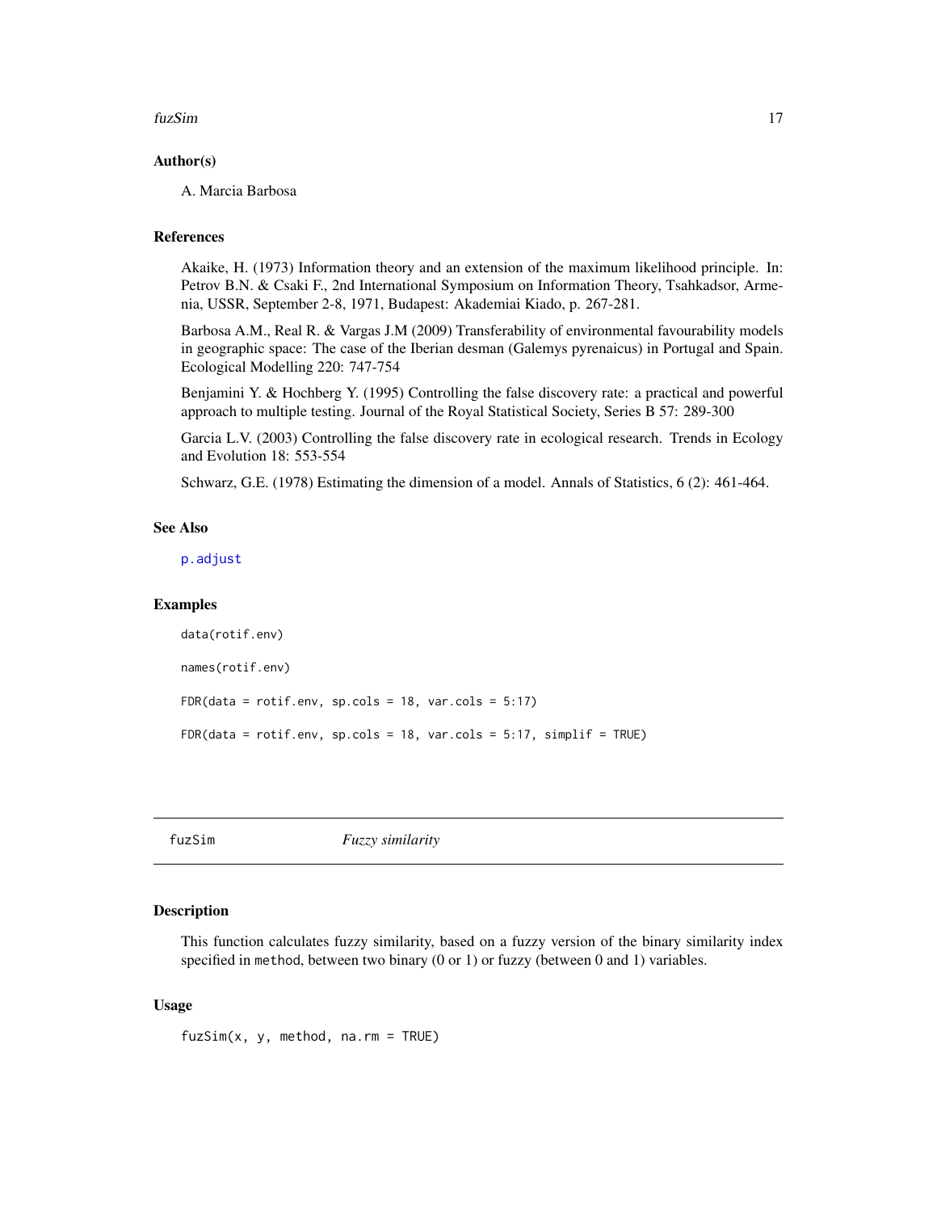### Author(s)

A. Marcia Barbosa

### References

Akaike, H. (1973) Information theory and an extension of the maximum likelihood principle. In: Petrov B.N. & Csaki F., 2nd International Symposium on Information Theory, Tsahkadsor, Armenia, USSR, September 2-8, 1971, Budapest: Akademiai Kiado, p. 267-281.

Barbosa A.M., Real R. & Vargas J.M (2009) Transferability of environmental favourability models in geographic space: The case of the Iberian desman (Galemys pyrenaicus) in Portugal and Spain. Ecological Modelling 220: 747-754

Benjamini Y. & Hochberg Y. (1995) Controlling the false discovery rate: a practical and powerful approach to multiple testing. Journal of the Royal Statistical Society, Series B 57: 289-300

Garcia L.V. (2003) Controlling the false discovery rate in ecological research. Trends in Ecology and Evolution 18: 553-554

Schwarz, G.E. (1978) Estimating the dimension of a model. Annals of Statistics, 6 (2): 461-464.

### See Also

p.adjust

### Examples

```
data(rotif.env)

names(rotif.env)

FDR(data = rotif.env, sp.cols = 18, var.cols = 5:17)

FDR(data = rotif.env, sp.cols = 18, var.cols = 5:17, simplif = TRUE)
```

---

## fuzSim *Fuzzy similarity*

### Description

This function calculates fuzzy similarity, based on a fuzzy version of the binary similarity index specified in `method`, between two binary (0 or 1) or fuzzy (between 0 and 1) variables.

### Usage

```
fuzSim(x, y, method, na.rm = TRUE)
```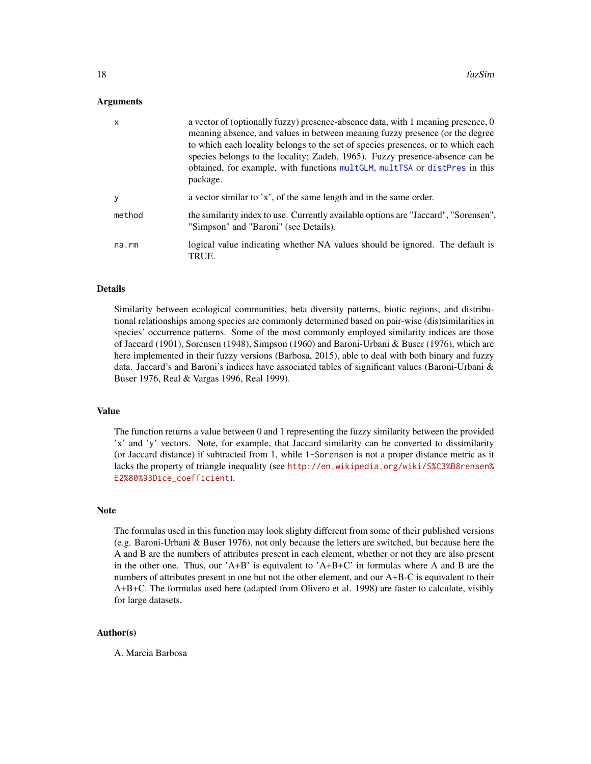### Arguments

| | |
|---|---|
| `x` | a vector of (optionally fuzzy) presence-absence data, with 1 meaning presence, 0 meaning absence, and values in between meaning fuzzy presence (or the degree to which each locality belongs to the set of species presences, or to which each species belongs to the locality; Zadeh, 1965). Fuzzy presence-absence can be obtained, for example, with functions `multGLM`, `multTSA` or `distPres` in this package. |
| `y` | a vector similar to 'x', of the same length and in the same order. |
| `method` | the similarity index to use. Currently available options are "Jaccard", "Sorensen", "Simpson" and "Baroni" (see Details). |
| `na.rm` | logical value indicating whether NA values should be ignored. The default is TRUE. |

### Details

Similarity between ecological communities, beta diversity patterns, biotic regions, and distributional relationships among species are commonly determined based on pair-wise (dis)similarities in species' occurrence patterns. Some of the most commonly employed similarity indices are those of Jaccard (1901), Sorensen (1948), Simpson (1960) and Baroni-Urbani & Buser (1976), which are here implemented in their fuzzy versions (Barbosa, 2015), able to deal with both binary and fuzzy data. Jaccard's and Baroni's indices have associated tables of significant values (Baroni-Urbani & Buser 1976, Real & Vargas 1996, Real 1999).

### Value

The function returns a value between 0 and 1 representing the fuzzy similarity between the provided 'x' and 'y' vectors. Note, for example, that Jaccard similarity can be converted to dissimilarity (or Jaccard distance) if subtracted from 1, while `1-Sorensen` is not a proper distance metric as it lacks the property of triangle inequality (see http://en.wikipedia.org/wiki/S%C3%B8rensen%E2%80%93Dice_coefficient).

### Note

The formulas used in this function may look slighty different from some of their published versions (e.g. Baroni-Urbani & Buser 1976), not only because the letters are switched, but because here the A and B are the numbers of attributes present in each element, whether or not they are also present in the other one. Thus, our 'A+B' is equivalent to 'A+B+C' in formulas where A and B are the numbers of attributes present in one but not the other element, and our A+B-C is equivalent to their A+B+C. The formulas used here (adapted from Olivero et al. 1998) are faster to calculate, visibly for large datasets.

### Author(s)

A. Marcia Barbosa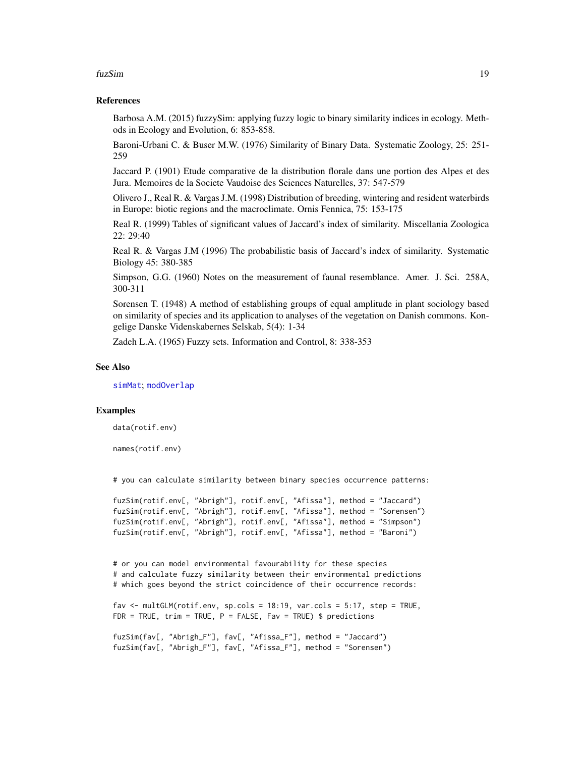## References

Barbosa A.M. (2015) fuzzySim: applying fuzzy logic to binary similarity indices in ecology. Methods in Ecology and Evolution, 6: 853-858.

Baroni-Urbani C. & Buser M.W. (1976) Similarity of Binary Data. Systematic Zoology, 25: 251-259

Jaccard P. (1901) Etude comparative de la distribution florale dans une portion des Alpes et des Jura. Memoires de la Societe Vaudoise des Sciences Naturelles, 37: 547-579

Olivero J., Real R. & Vargas J.M. (1998) Distribution of breeding, wintering and resident waterbirds in Europe: biotic regions and the macroclimate. Ornis Fennica, 75: 153-175

Real R. (1999) Tables of significant values of Jaccard's index of similarity. Miscellania Zoologica 22: 29:40

Real R. & Vargas J.M (1996) The probabilistic basis of Jaccard's index of similarity. Systematic Biology 45: 380-385

Simpson, G.G. (1960) Notes on the measurement of faunal resemblance. Amer. J. Sci. 258A, 300-311

Sorensen T. (1948) A method of establishing groups of equal amplitude in plant sociology based on similarity of species and its application to analyses of the vegetation on Danish commons. Kongelige Danske Videnskabernes Selskab, 5(4): 1-34

Zadeh L.A. (1965) Fuzzy sets. Information and Control, 8: 338-353

## See Also

simMat; modOverlap

## Examples

```
data(rotif.env)

names(rotif.env)


# you can calculate similarity between binary species occurrence patterns:

fuzSim(rotif.env[, "Abrigh"], rotif.env[, "Afissa"], method = "Jaccard")
fuzSim(rotif.env[, "Abrigh"], rotif.env[, "Afissa"], method = "Sorensen")
fuzSim(rotif.env[, "Abrigh"], rotif.env[, "Afissa"], method = "Simpson")
fuzSim(rotif.env[, "Abrigh"], rotif.env[, "Afissa"], method = "Baroni")


# or you can model environmental favourability for these species
# and calculate fuzzy similarity between their environmental predictions
# which goes beyond the strict coincidence of their occurrence records:

fav <- multGLM(rotif.env, sp.cols = 18:19, var.cols = 5:17, step = TRUE,
FDR = TRUE, trim = TRUE, P = FALSE, Fav = TRUE) $ predictions

fuzSim(fav[, "Abrigh_F"], fav[, "Afissa_F"], method = "Jaccard")
fuzSim(fav[, "Abrigh_F"], fav[, "Afissa_F"], method = "Sorensen")
```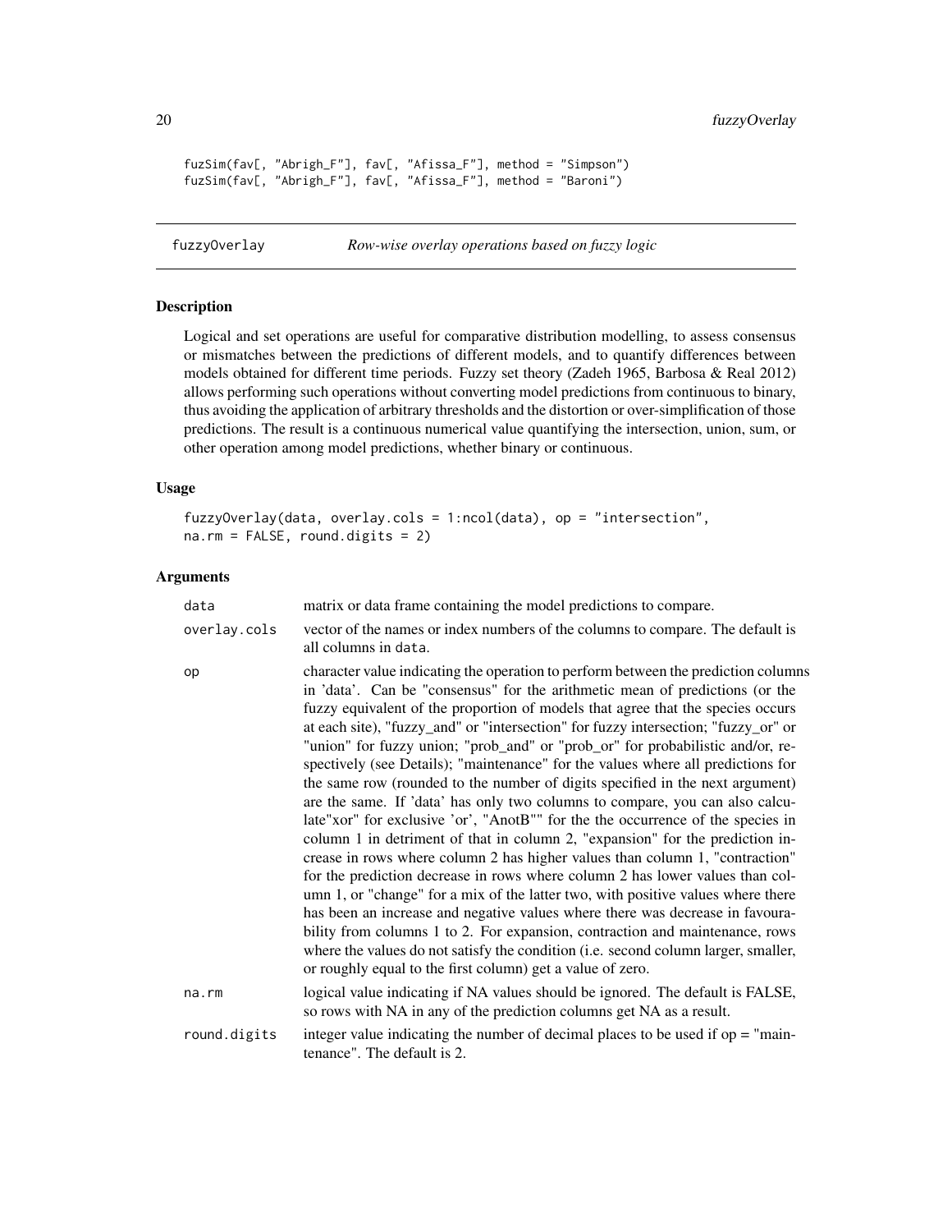```
fuzSim(fav[, "Abrigh_F"], fav[, "Afissa_F"], method = "Simpson")
fuzSim(fav[, "Abrigh_F"], fav[, "Afissa_F"], method = "Baroni")
```

## fuzzyOverlay — *Row-wise overlay operations based on fuzzy logic*

### Description

Logical and set operations are useful for comparative distribution modelling, to assess consensus or mismatches between the predictions of different models, and to quantify differences between models obtained for different time periods. Fuzzy set theory (Zadeh 1965, Barbosa & Real 2012) allows performing such operations without converting model predictions from continuous to binary, thus avoiding the application of arbitrary thresholds and the distortion or over-simplification of those predictions. The result is a continuous numerical value quantifying the intersection, union, sum, or other operation among model predictions, whether binary or continuous.

### Usage

```
fuzzyOverlay(data, overlay.cols = 1:ncol(data), op = "intersection",
na.rm = FALSE, round.digits = 2)
```

### Arguments

| | |
|---|---|
| data | matrix or data frame containing the model predictions to compare. |
| overlay.cols | vector of the names or index numbers of the columns to compare. The default is all columns in data. |
| op | character value indicating the operation to perform between the prediction columns in 'data'. Can be "consensus" for the arithmetic mean of predictions (or the fuzzy equivalent of the proportion of models that agree that the species occurs at each site), "fuzzy_and" or "intersection" for fuzzy intersection; "fuzzy_or" or "union" for fuzzy union; "prob_and" or "prob_or" for probabilistic and/or, respectively (see Details); "maintenance" for the values where all predictions for the same row (rounded to the number of digits specified in the next argument) are the same. If 'data' has only two columns to compare, you can also calculate"xor" for exclusive 'or', "AnotB"" for the the occurrence of the species in column 1 in detriment of that in column 2, "expansion" for the prediction increase in rows where column 2 has higher values than column 1, "contraction" for the prediction decrease in rows where column 2 has lower values than column 1, or "change" for a mix of the latter two, with positive values where there has been an increase and negative values where there was decrease in favourability from columns 1 to 2. For expansion, contraction and maintenance, rows where the values do not satisfy the condition (i.e. second column larger, smaller, or roughly equal to the first column) get a value of zero. |
| na.rm | logical value indicating if NA values should be ignored. The default is FALSE, so rows with NA in any of the prediction columns get NA as a result. |
| round.digits | integer value indicating the number of decimal places to be used if op = "maintenance". The default is 2. |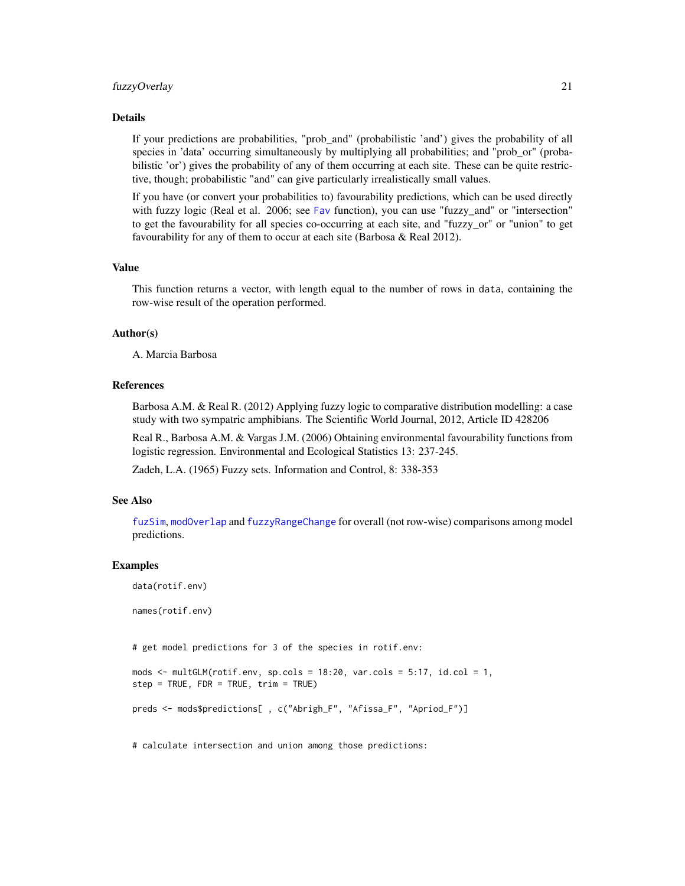## Details

If your predictions are probabilities, "prob_and" (probabilistic 'and') gives the probability of all species in 'data' occurring simultaneously by multiplying all probabilities; and "prob_or" (probabilistic 'or') gives the probability of any of them occurring at each site. These can be quite restrictive, though; probabilistic "and" can give particularly irrealistically small values.

If you have (or convert your probabilities to) favourability predictions, which can be used directly with fuzzy logic (Real et al. 2006; see Fav function), you can use "fuzzy_and" or "intersection" to get the favourability for all species co-occurring at each site, and "fuzzy_or" or "union" to get favourability for any of them to occur at each site (Barbosa & Real 2012).

## Value

This function returns a vector, with length equal to the number of rows in data, containing the row-wise result of the operation performed.

## Author(s)

A. Marcia Barbosa

## References

Barbosa A.M. & Real R. (2012) Applying fuzzy logic to comparative distribution modelling: a case study with two sympatric amphibians. The Scientific World Journal, 2012, Article ID 428206

Real R., Barbosa A.M. & Vargas J.M. (2006) Obtaining environmental favourability functions from logistic regression. Environmental and Ecological Statistics 13: 237-245.

Zadeh, L.A. (1965) Fuzzy sets. Information and Control, 8: 338-353

## See Also

fuzSim, modOverlap and fuzzyRangeChange for overall (not row-wise) comparisons among model predictions.

## Examples

```
data(rotif.env)

names(rotif.env)


# get model predictions for 3 of the species in rotif.env:

mods <- multGLM(rotif.env, sp.cols = 18:20, var.cols = 5:17, id.col = 1,
step = TRUE, FDR = TRUE, trim = TRUE)

preds <- mods$predictions[ , c("Abrigh_F", "Afissa_F", "Apriod_F")]


# calculate intersection and union among those predictions:
```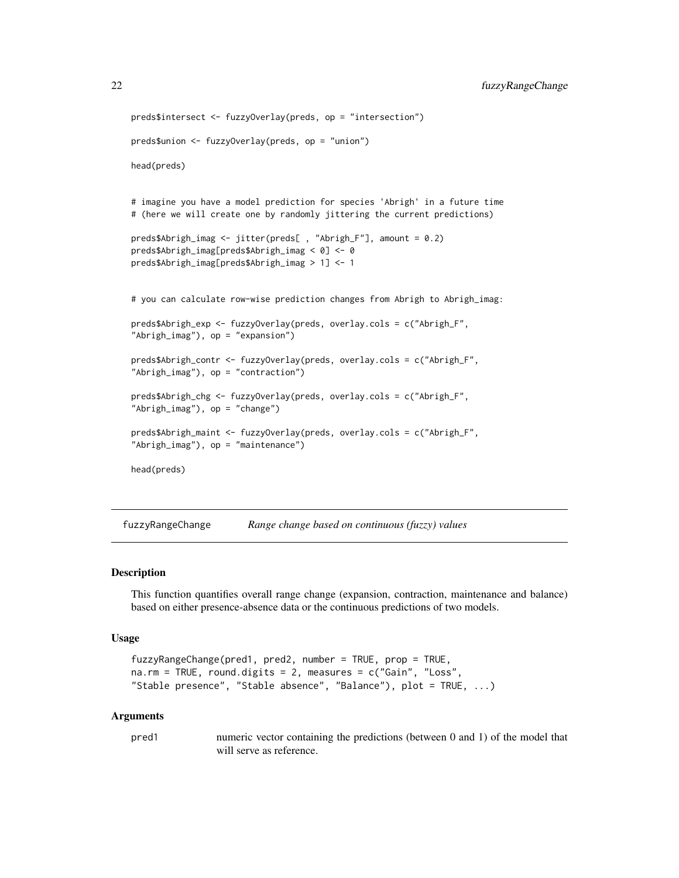```
preds$intersect <- fuzzyOverlay(preds, op = "intersection")

preds$union <- fuzzyOverlay(preds, op = "union")

head(preds)


# imagine you have a model prediction for species 'Abrigh' in a future time
# (here we will create one by randomly jittering the current predictions)

preds$Abrigh_imag <- jitter(preds[ , "Abrigh_F"], amount = 0.2)
preds$Abrigh_imag[preds$Abrigh_imag < 0] <- 0
preds$Abrigh_imag[preds$Abrigh_imag > 1] <- 1


# you can calculate row-wise prediction changes from Abrigh to Abrigh_imag:

preds$Abrigh_exp <- fuzzyOverlay(preds, overlay.cols = c("Abrigh_F",
"Abrigh_imag"), op = "expansion")

preds$Abrigh_contr <- fuzzyOverlay(preds, overlay.cols = c("Abrigh_F",
"Abrigh_imag"), op = "contraction")

preds$Abrigh_chg <- fuzzyOverlay(preds, overlay.cols = c("Abrigh_F",
"Abrigh_imag"), op = "change")

preds$Abrigh_maint <- fuzzyOverlay(preds, overlay.cols = c("Abrigh_F",
"Abrigh_imag"), op = "maintenance")

head(preds)
```

---

## fuzzyRangeChange — *Range change based on continuous (fuzzy) values*

---

### Description

This function quantifies overall range change (expansion, contraction, maintenance and balance) based on either presence-absence data or the continuous predictions of two models.

### Usage

```
fuzzyRangeChange(pred1, pred2, number = TRUE, prop = TRUE,
na.rm = TRUE, round.digits = 2, measures = c("Gain", "Loss",
"Stable presence", "Stable absence", "Balance"), plot = TRUE, ...)
```

### Arguments

| | |
|---|---|
| pred1 | numeric vector containing the predictions (between 0 and 1) of the model that will serve as reference. |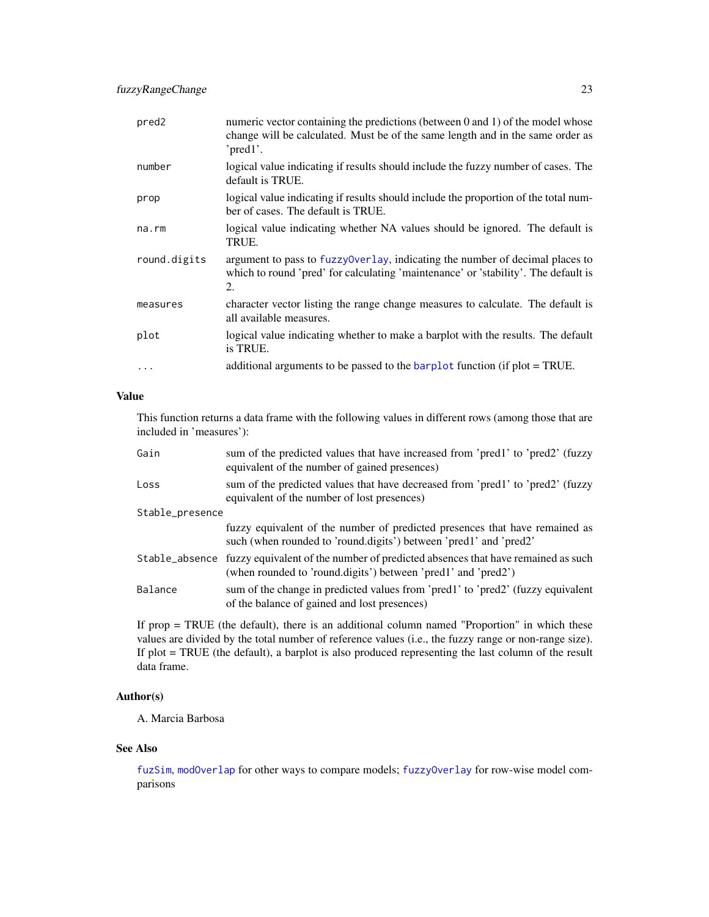| | |
|---|---|
| `pred2` | numeric vector containing the predictions (between 0 and 1) of the model whose change will be calculated. Must be of the same length and in the same order as 'pred1'. |
| `number` | logical value indicating if results should include the fuzzy number of cases. The default is TRUE. |
| `prop` | logical value indicating if results should include the proportion of the total number of cases. The default is TRUE. |
| `na.rm` | logical value indicating whether NA values should be ignored. The default is TRUE. |
| `round.digits` | argument to pass to `fuzzyOverlay`, indicating the number of decimal places to which to round 'pred' for calculating 'maintenance' or 'stability'. The default is 2. |
| `measures` | character vector listing the range change measures to calculate. The default is all available measures. |
| `plot` | logical value indicating whether to make a barplot with the results. The default is TRUE. |
| `...` | additional arguments to be passed to the `barplot` function (if plot = TRUE. |

### Value

This function returns a data frame with the following values in different rows (among those that are included in 'measures'):

| | |
|---|---|
| `Gain` | sum of the predicted values that have increased from 'pred1' to 'pred2' (fuzzy equivalent of the number of gained presences) |
| `Loss` | sum of the predicted values that have decreased from 'pred1' to 'pred2' (fuzzy equivalent of the number of lost presences) |
| `Stable_presence` | fuzzy equivalent of the number of predicted presences that have remained as such (when rounded to 'round.digits') between 'pred1' and 'pred2' |
| `Stable_absence` | fuzzy equivalent of the number of predicted absences that have remained as such (when rounded to 'round.digits') between 'pred1' and 'pred2') |
| `Balance` | sum of the change in predicted values from 'pred1' to 'pred2' (fuzzy equivalent of the balance of gained and lost presences) |

If prop = TRUE (the default), there is an additional column named "Proportion" in which these values are divided by the total number of reference values (i.e., the fuzzy range or non-range size). If plot = TRUE (the default), a barplot is also produced representing the last column of the result data frame.

### Author(s)

A. Marcia Barbosa

### See Also

`fuzSim`, `modOverlap` for other ways to compare models; `fuzzyOverlay` for row-wise model comparisons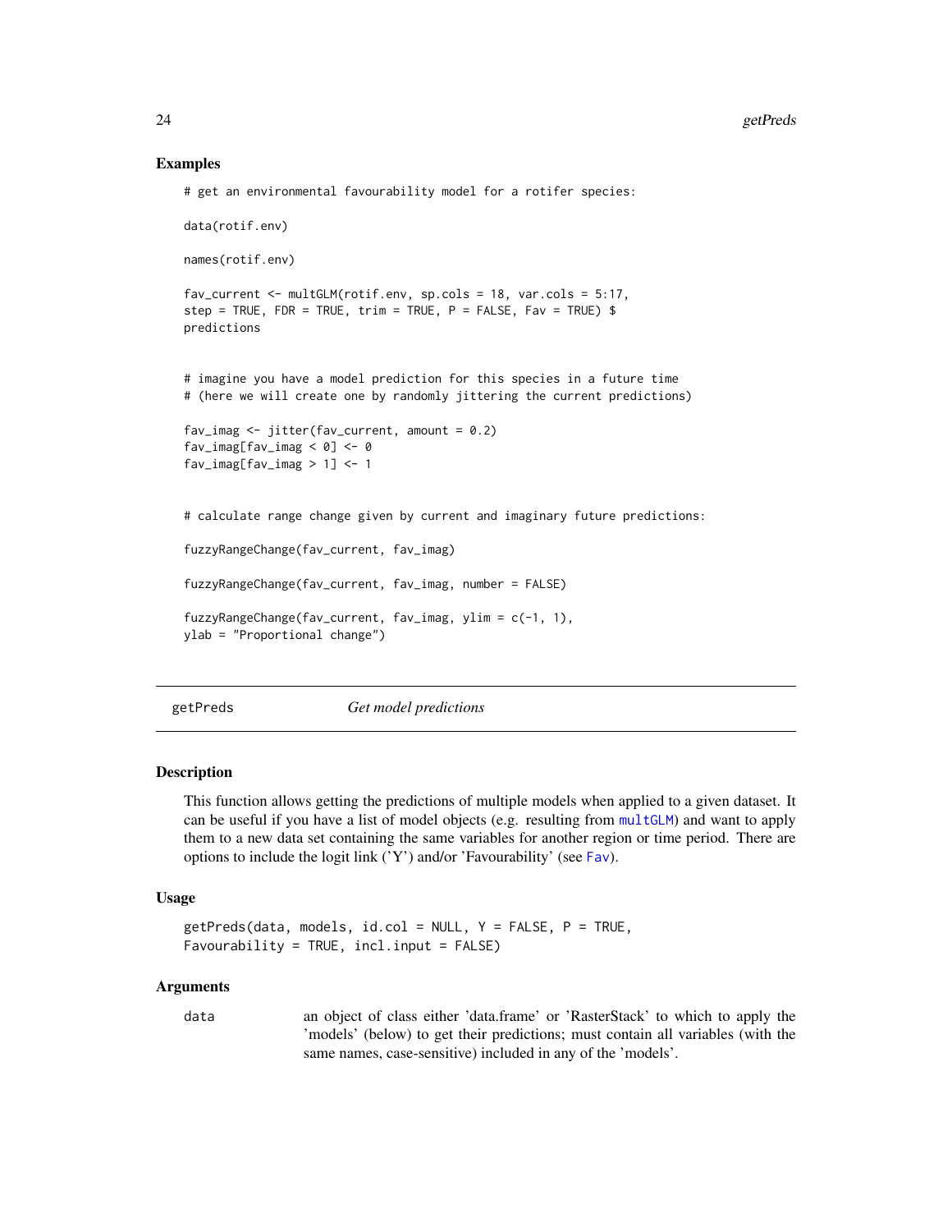## Examples

```
# get an environmental favourability model for a rotifer species:

data(rotif.env)

names(rotif.env)

fav_current <- multGLM(rotif.env, sp.cols = 18, var.cols = 5:17,
step = TRUE, FDR = TRUE, trim = TRUE, P = FALSE, Fav = TRUE) $
predictions


# imagine you have a model prediction for this species in a future time
# (here we will create one by randomly jittering the current predictions)

fav_imag <- jitter(fav_current, amount = 0.2)
fav_imag[fav_imag < 0] <- 0
fav_imag[fav_imag > 1] <- 1


# calculate range change given by current and imaginary future predictions:

fuzzyRangeChange(fav_current, fav_imag)

fuzzyRangeChange(fav_current, fav_imag, number = FALSE)

fuzzyRangeChange(fav_current, fav_imag, ylim = c(-1, 1),
ylab = "Proportional change")
```

---

# getPreds    *Get model predictions*

---

## Description

This function allows getting the predictions of multiple models when applied to a given dataset. It can be useful if you have a list of model objects (e.g. resulting from multGLM) and want to apply them to a new data set containing the same variables for another region or time period. There are options to include the logit link ('Y') and/or 'Favourability' (see Fav).

## Usage

```
getPreds(data, models, id.col = NULL, Y = FALSE, P = TRUE,
Favourability = TRUE, incl.input = FALSE)
```

## Arguments

| | |
|---|---|
| data | an object of class either 'data.frame' or 'RasterStack' to which to apply the 'models' (below) to get their predictions; must contain all variables (with the same names, case-sensitive) included in any of the 'models'. |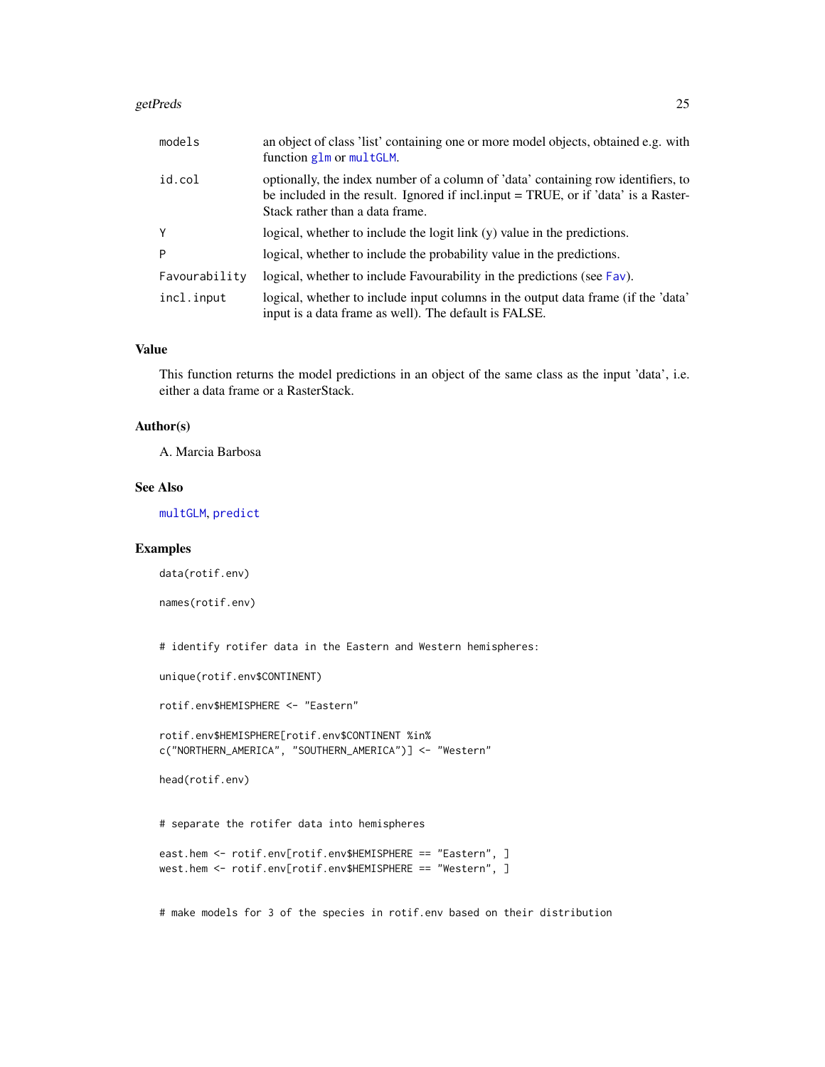| | |
|---|---|
| models | an object of class 'list' containing one or more model objects, obtained e.g. with function glm or multGLM. |
| id.col | optionally, the index number of a column of 'data' containing row identifiers, to be included in the result. Ignored if incl.input = TRUE, or if 'data' is a RasterStack rather than a data frame. |
| Y | logical, whether to include the logit link (y) value in the predictions. |
| P | logical, whether to include the probability value in the predictions. |
| Favourability | logical, whether to include Favourability in the predictions (see Fav). |
| incl.input | logical, whether to include input columns in the output data frame (if the 'data' input is a data frame as well). The default is FALSE. |

## Value

This function returns the model predictions in an object of the same class as the input 'data', i.e. either a data frame or a RasterStack.

## Author(s)

A. Marcia Barbosa

## See Also

multGLM, predict

## Examples

```
data(rotif.env)

names(rotif.env)


# identify rotifer data in the Eastern and Western hemispheres:

unique(rotif.env$CONTINENT)

rotif.env$HEMISPHERE <- "Eastern"

rotif.env$HEMISPHERE[rotif.env$CONTINENT %in%
c("NORTHERN_AMERICA", "SOUTHERN_AMERICA")] <- "Western"

head(rotif.env)


# separate the rotifer data into hemispheres

east.hem <- rotif.env[rotif.env$HEMISPHERE == "Eastern", ]
west.hem <- rotif.env[rotif.env$HEMISPHERE == "Western", ]


# make models for 3 of the species in rotif.env based on their distribution
```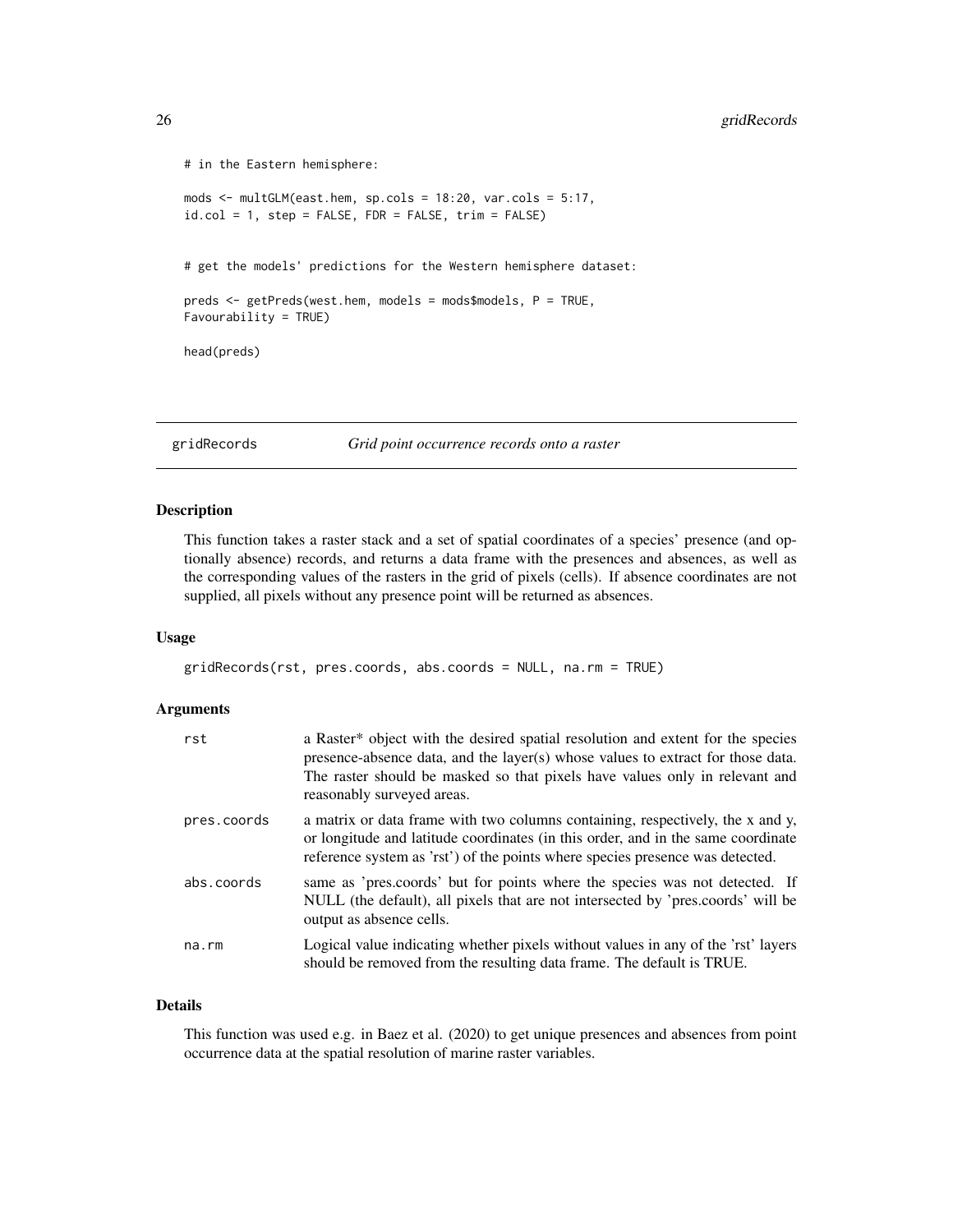```
# in the Eastern hemisphere:

mods <- multGLM(east.hem, sp.cols = 18:20, var.cols = 5:17,
id.col = 1, step = FALSE, FDR = FALSE, trim = FALSE)


# get the models' predictions for the Western hemisphere dataset:

preds <- getPreds(west.hem, models = mods$models, P = TRUE,
Favourability = TRUE)

head(preds)
```

## gridRecords — *Grid point occurrence records onto a raster*

### Description

This function takes a raster stack and a set of spatial coordinates of a species' presence (and optionally absence) records, and returns a data frame with the presences and absences, as well as the corresponding values of the rasters in the grid of pixels (cells). If absence coordinates are not supplied, all pixels without any presence point will be returned as absences.

### Usage

```
gridRecords(rst, pres.coords, abs.coords = NULL, na.rm = TRUE)
```

### Arguments

| | |
|---|---|
| rst | a Raster* object with the desired spatial resolution and extent for the species presence-absence data, and the layer(s) whose values to extract for those data. The raster should be masked so that pixels have values only in relevant and reasonably surveyed areas. |
| pres.coords | a matrix or data frame with two columns containing, respectively, the x and y, or longitude and latitude coordinates (in this order, and in the same coordinate reference system as 'rst') of the points where species presence was detected. |
| abs.coords | same as 'pres.coords' but for points where the species was not detected. If NULL (the default), all pixels that are not intersected by 'pres.coords' will be output as absence cells. |
| na.rm | Logical value indicating whether pixels without values in any of the 'rst' layers should be removed from the resulting data frame. The default is TRUE. |

### Details

This function was used e.g. in Baez et al. (2020) to get unique presences and absences from point occurrence data at the spatial resolution of marine raster variables.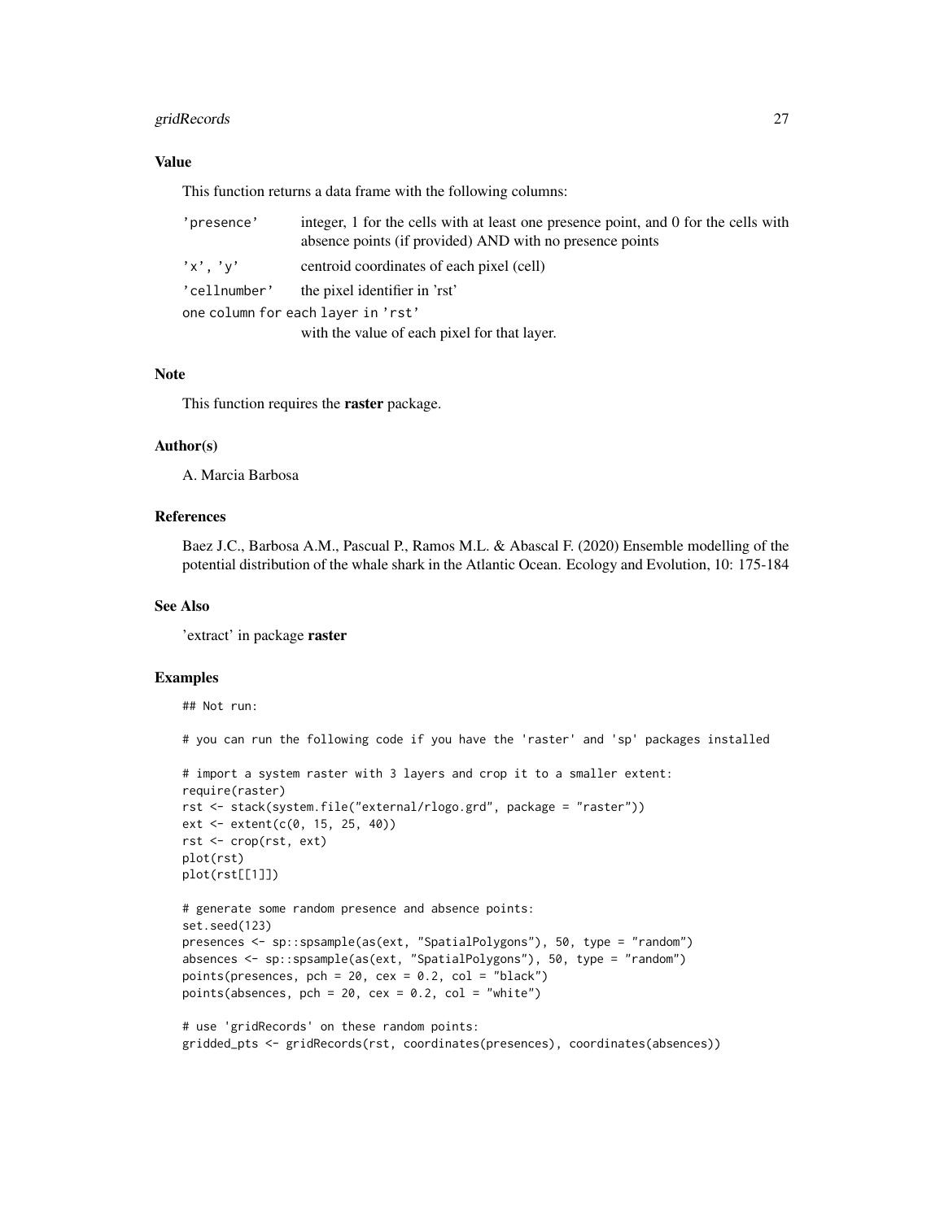## Value

This function returns a data frame with the following columns:

- `'presence'` integer, 1 for the cells with at least one presence point, and 0 for the cells with absence points (if provided) AND with no presence points
- `'x', 'y'` centroid coordinates of each pixel (cell)
- `'cellnumber'` the pixel identifier in 'rst'
- `one column for each layer in 'rst'` with the value of each pixel for that layer.

## Note

This function requires the **raster** package.

## Author(s)

A. Marcia Barbosa

## References

Baez J.C., Barbosa A.M., Pascual P., Ramos M.L. & Abascal F. (2020) Ensemble modelling of the potential distribution of the whale shark in the Atlantic Ocean. Ecology and Evolution, 10: 175-184

## See Also

'extract' in package **raster**

## Examples

```
## Not run:

# you can run the following code if you have the 'raster' and 'sp' packages installed

# import a system raster with 3 layers and crop it to a smaller extent:
require(raster)
rst <- stack(system.file("external/rlogo.grd", package = "raster"))
ext <- extent(c(0, 15, 25, 40))
rst <- crop(rst, ext)
plot(rst)
plot(rst[[1]])

# generate some random presence and absence points:
set.seed(123)
presences <- sp::spsample(as(ext, "SpatialPolygons"), 50, type = "random")
absences <- sp::spsample(as(ext, "SpatialPolygons"), 50, type = "random")
points(presences, pch = 20, cex = 0.2, col = "black")
points(absences, pch = 20, cex = 0.2, col = "white")

# use 'gridRecords' on these random points:
gridded_pts <- gridRecords(rst, coordinates(presences), coordinates(absences))
```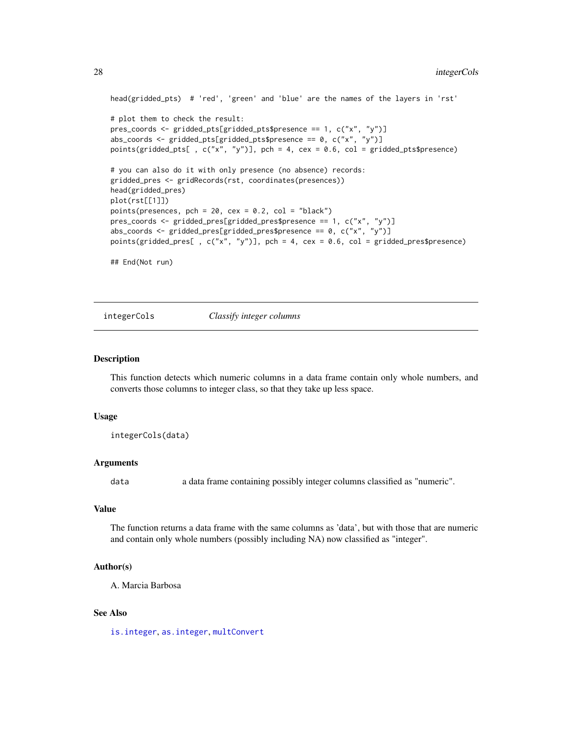```
head(gridded_pts)  # 'red', 'green' and 'blue' are the names of the layers in 'rst'

# plot them to check the result:
pres_coords <- gridded_pts[gridded_pts$presence == 1, c("x", "y")]
abs_coords <- gridded_pts[gridded_pts$presence == 0, c("x", "y")]
points(gridded_pts[ , c("x", "y")], pch = 4, cex = 0.6, col = gridded_pts$presence)

# you can also do it with only presence (no absence) records:
gridded_pres <- gridRecords(rst, coordinates(presences))
head(gridded_pres)
plot(rst[[1]])
points(presences, pch = 20, cex = 0.2, col = "black")
pres_coords <- gridded_pres[gridded_pres$presence == 1, c("x", "y")]
abs_coords <- gridded_pres[gridded_pres$presence == 0, c("x", "y")]
points(gridded_pres[ , c("x", "y")], pch = 4, cex = 0.6, col = gridded_pres$presence)

## End(Not run)
```

## integerCols — *Classify integer columns*

### Description

This function detects which numeric columns in a data frame contain only whole numbers, and converts those columns to integer class, so that they take up less space.

### Usage

```
integerCols(data)
```

### Arguments

| | |
|---|---|
| `data` | a data frame containing possibly integer columns classified as "numeric". |

### Value

The function returns a data frame with the same columns as 'data', but with those that are numeric and contain only whole numbers (possibly including NA) now classified as "integer".

### Author(s)

A. Marcia Barbosa

### See Also

is.integer, as.integer, multConvert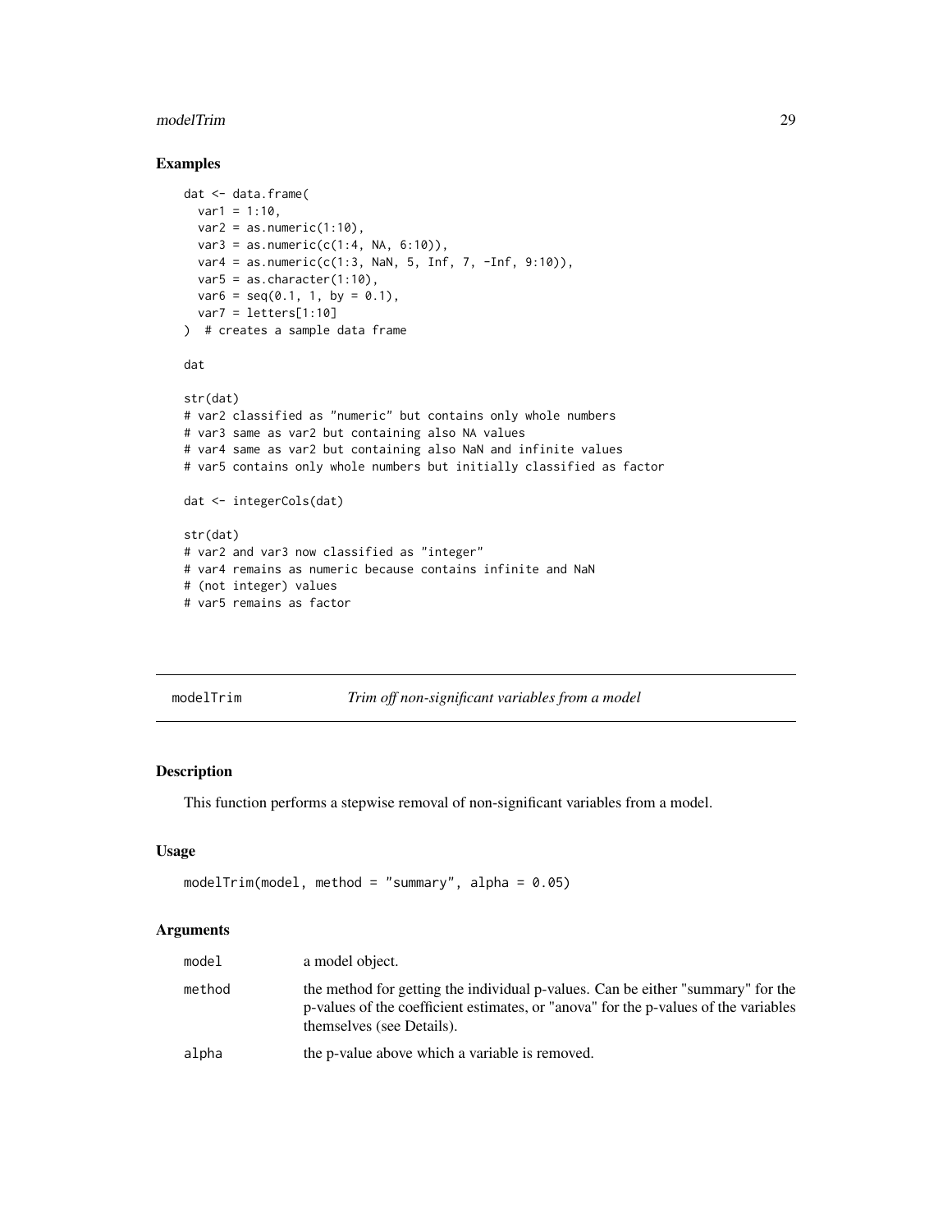## Examples

```
dat <- data.frame(
  var1 = 1:10,
  var2 = as.numeric(1:10),
  var3 = as.numeric(c(1:4, NA, 6:10)),
  var4 = as.numeric(c(1:3, NaN, 5, Inf, 7, -Inf, 9:10)),
  var5 = as.character(1:10),
  var6 = seq(0.1, 1, by = 0.1),
  var7 = letters[1:10]
)  # creates a sample data frame

dat

str(dat)
# var2 classified as "numeric" but contains only whole numbers
# var3 same as var2 but containing also NA values
# var4 same as var2 but containing also NaN and infinite values
# var5 contains only whole numbers but initially classified as factor

dat <- integerCols(dat)

str(dat)
# var2 and var3 now classified as "integer"
# var4 remains as numeric because contains infinite and NaN
# (not integer) values
# var5 remains as factor
```

---

# modelTrim — *Trim off non-significant variables from a model*

## Description

This function performs a stepwise removal of non-significant variables from a model.

## Usage

```
modelTrim(model, method = "summary", alpha = 0.05)
```

## Arguments

| | |
|---|---|
| `model` | a model object. |
| `method` | the method for getting the individual p-values. Can be either "summary" for the p-values of the coefficient estimates, or "anova" for the p-values of the variables themselves (see Details). |
| `alpha` | the p-value above which a variable is removed. |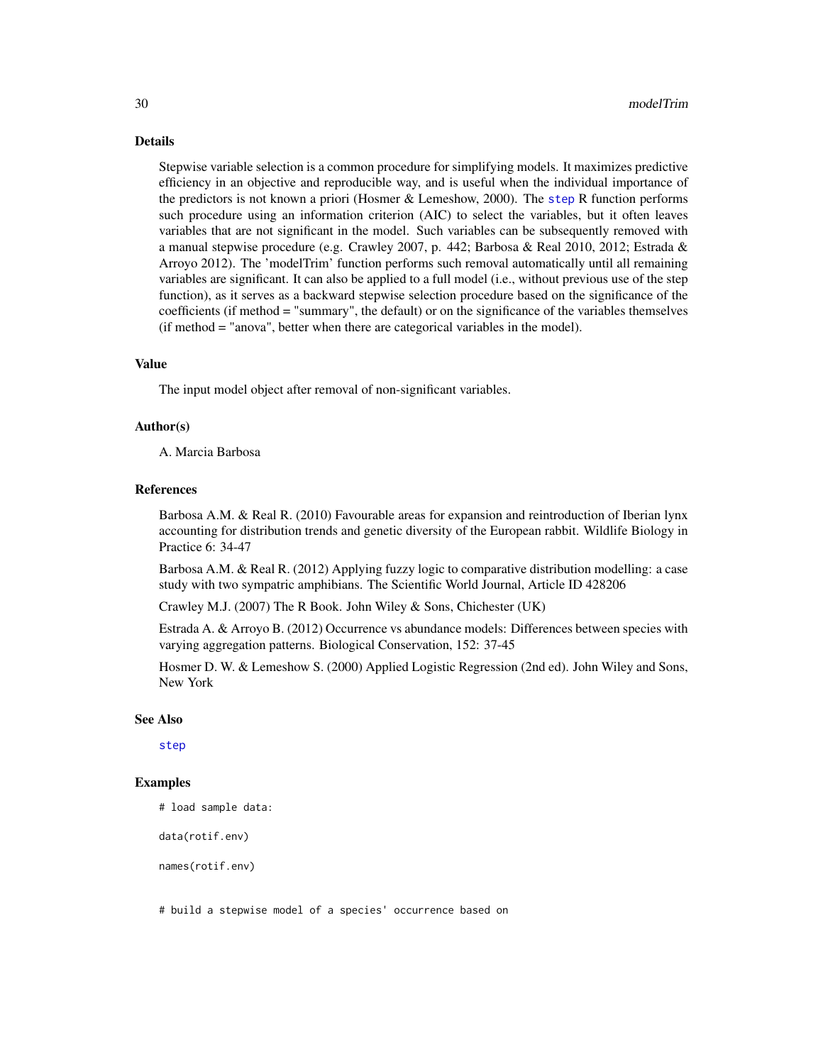## Details

Stepwise variable selection is a common procedure for simplifying models. It maximizes predictive efficiency in an objective and reproducible way, and is useful when the individual importance of the predictors is not known a priori (Hosmer & Lemeshow, 2000). The step R function performs such procedure using an information criterion (AIC) to select the variables, but it often leaves variables that are not significant in the model. Such variables can be subsequently removed with a manual stepwise procedure (e.g. Crawley 2007, p. 442; Barbosa & Real 2010, 2012; Estrada & Arroyo 2012). The 'modelTrim' function performs such removal automatically until all remaining variables are significant. It can also be applied to a full model (i.e., without previous use of the step function), as it serves as a backward stepwise selection procedure based on the significance of the coefficients (if method = "summary", the default) or on the significance of the variables themselves (if method = "anova", better when there are categorical variables in the model).

## Value

The input model object after removal of non-significant variables.

## Author(s)

A. Marcia Barbosa

## References

Barbosa A.M. & Real R. (2010) Favourable areas for expansion and reintroduction of Iberian lynx accounting for distribution trends and genetic diversity of the European rabbit. Wildlife Biology in Practice 6: 34-47

Barbosa A.M. & Real R. (2012) Applying fuzzy logic to comparative distribution modelling: a case study with two sympatric amphibians. The Scientific World Journal, Article ID 428206

Crawley M.J. (2007) The R Book. John Wiley & Sons, Chichester (UK)

Estrada A. & Arroyo B. (2012) Occurrence vs abundance models: Differences between species with varying aggregation patterns. Biological Conservation, 152: 37-45

Hosmer D. W. & Lemeshow S. (2000) Applied Logistic Regression (2nd ed). John Wiley and Sons, New York

## See Also

step

## Examples

```
# load sample data:

data(rotif.env)

names(rotif.env)


# build a stepwise model of a species' occurrence based on
```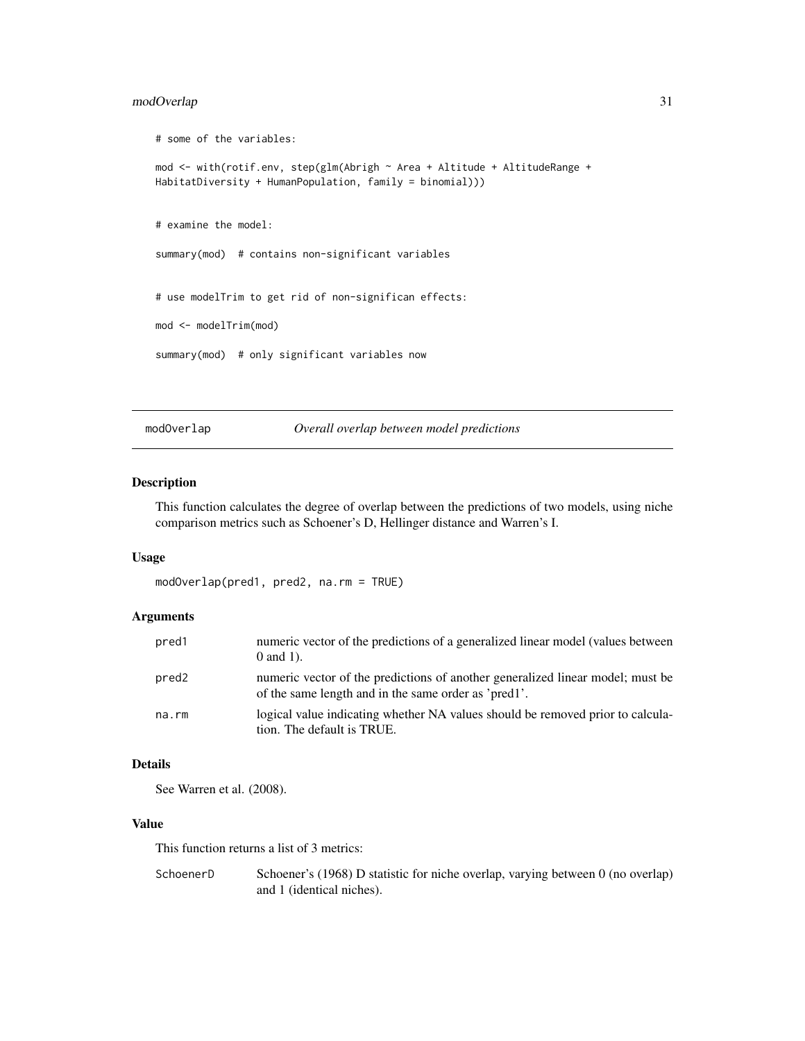```
# some of the variables:

mod <- with(rotif.env, step(glm(Abrigh ~ Area + Altitude + AltitudeRange +
HabitatDiversity + HumanPopulation, family = binomial)))


# examine the model:

summary(mod)  # contains non-significant variables


# use modelTrim to get rid of non-significan effects:

mod <- modelTrim(mod)

summary(mod)  # only significant variables now
```

## modOverlap — *Overall overlap between model predictions*

### Description

This function calculates the degree of overlap between the predictions of two models, using niche comparison metrics such as Schoener's D, Hellinger distance and Warren's I.

### Usage

```
modOverlap(pred1, pred2, na.rm = TRUE)
```

### Arguments

| | |
|---|---|
| pred1 | numeric vector of the predictions of a generalized linear model (values between 0 and 1). |
| pred2 | numeric vector of the predictions of another generalized linear model; must be of the same length and in the same order as 'pred1'. |
| na.rm | logical value indicating whether NA values should be removed prior to calculation. The default is TRUE. |

### Details

See Warren et al. (2008).

### Value

This function returns a list of 3 metrics:

| | |
|---|---|
| SchoenerD | Schoener's (1968) D statistic for niche overlap, varying between 0 (no overlap) and 1 (identical niches). |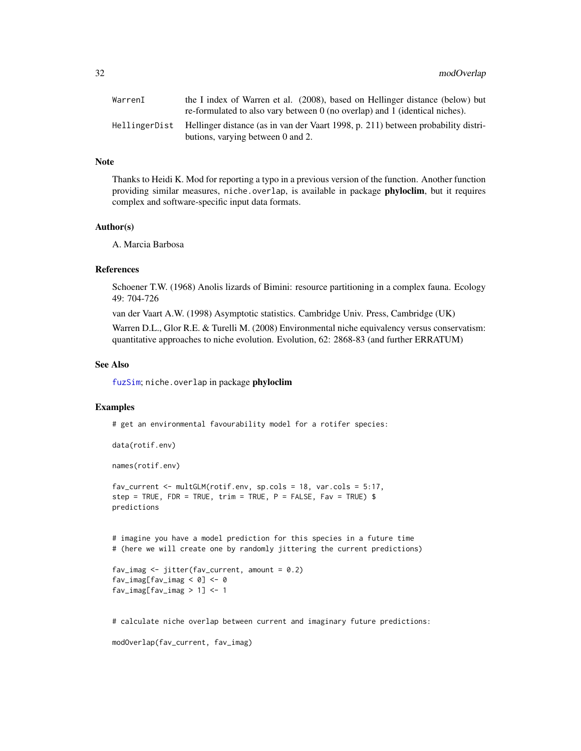| | |
|---|---|
| WarrenI | the I index of Warren et al. (2008), based on Hellinger distance (below) but re-formulated to also vary between 0 (no overlap) and 1 (identical niches). |
| HellingerDist | Hellinger distance (as in van der Vaart 1998, p. 211) between probability distributions, varying between 0 and 2. |

## Note

Thanks to Heidi K. Mod for reporting a typo in a previous version of the function. Another function providing similar measures, niche.overlap, is available in package **phyloclim**, but it requires complex and software-specific input data formats.

## Author(s)

A. Marcia Barbosa

## References

Schoener T.W. (1968) Anolis lizards of Bimini: resource partitioning in a complex fauna. Ecology 49: 704-726

van der Vaart A.W. (1998) Asymptotic statistics. Cambridge Univ. Press, Cambridge (UK)

Warren D.L., Glor R.E. & Turelli M. (2008) Environmental niche equivalency versus conservatism: quantitative approaches to niche evolution. Evolution, 62: 2868-83 (and further ERRATUM)

## See Also

fuzSim; niche.overlap in package **phyloclim**

## Examples

```
# get an environmental favourability model for a rotifer species:

data(rotif.env)

names(rotif.env)

fav_current <- multGLM(rotif.env, sp.cols = 18, var.cols = 5:17,
step = TRUE, FDR = TRUE, trim = TRUE, P = FALSE, Fav = TRUE) $
predictions


# imagine you have a model prediction for this species in a future time
# (here we will create one by randomly jittering the current predictions)

fav_imag <- jitter(fav_current, amount = 0.2)
fav_imag[fav_imag < 0] <- 0
fav_imag[fav_imag > 1] <- 1


# calculate niche overlap between current and imaginary future predictions:

modOverlap(fav_current, fav_imag)
```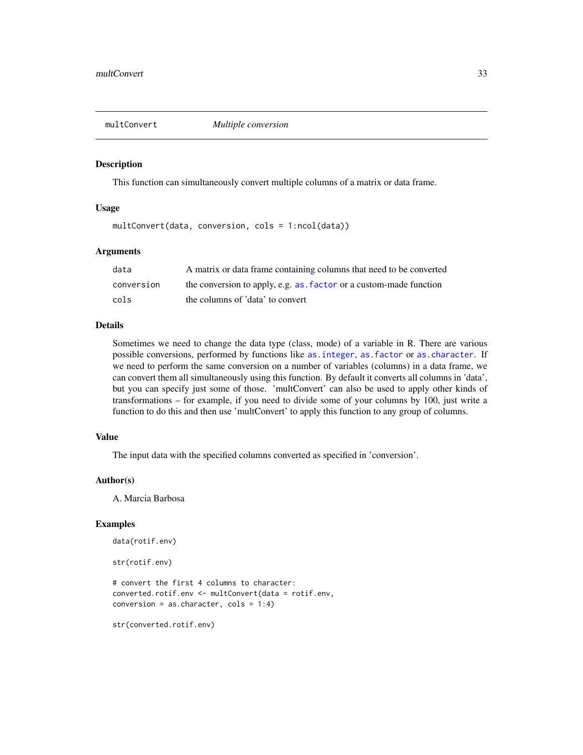## multConvert *Multiple conversion*

### Description

This function can simultaneously convert multiple columns of a matrix or data frame.

### Usage

```
multConvert(data, conversion, cols = 1:ncol(data))
```

### Arguments

| | |
|---|---|
| data | A matrix or data frame containing columns that need to be converted |
| conversion | the conversion to apply, e.g. `as.factor` or a custom-made function |
| cols | the columns of 'data' to convert |

### Details

Sometimes we need to change the data type (class, mode) of a variable in R. There are various possible conversions, performed by functions like `as.integer`, `as.factor` or `as.character`. If we need to perform the same conversion on a number of variables (columns) in a data frame, we can convert them all simultaneously using this function. By default it converts all columns in 'data', but you can specify just some of those. 'multConvert' can also be used to apply other kinds of transformations – for example, if you need to divide some of your columns by 100, just write a function to do this and then use 'multConvert' to apply this function to any group of columns.

### Value

The input data with the specified columns converted as specified in 'conversion'.

### Author(s)

A. Marcia Barbosa

### Examples

```
data(rotif.env)

str(rotif.env)

# convert the first 4 columns to character:
converted.rotif.env <- multConvert(data = rotif.env,
conversion = as.character, cols = 1:4)

str(converted.rotif.env)
```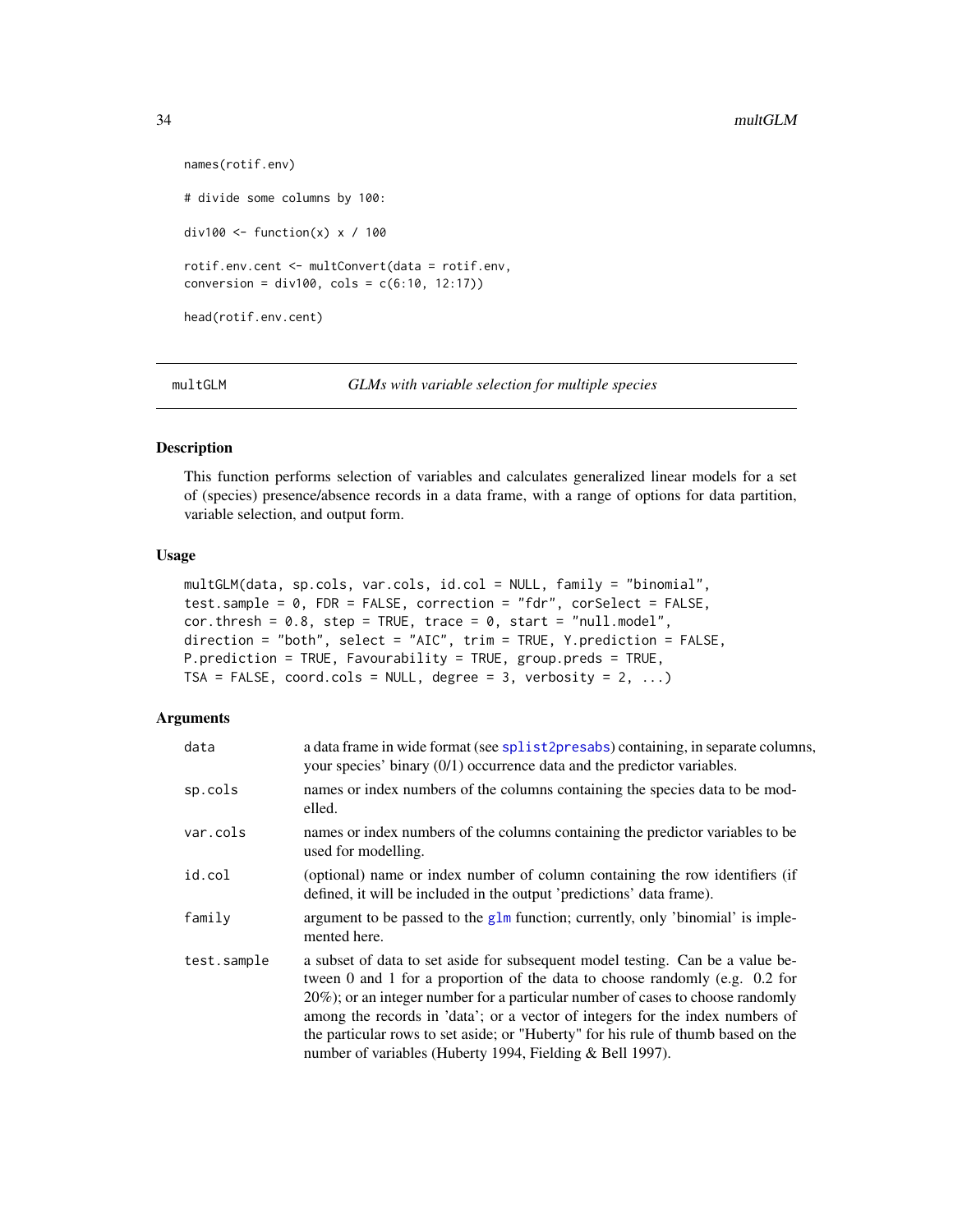```
names(rotif.env)

# divide some columns by 100:

div100 <- function(x) x / 100

rotif.env.cent <- multConvert(data = rotif.env,
conversion = div100, cols = c(6:10, 12:17))

head(rotif.env.cent)
```

## multGLM — *GLMs with variable selection for multiple species*

### Description

This function performs selection of variables and calculates generalized linear models for a set of (species) presence/absence records in a data frame, with a range of options for data partition, variable selection, and output form.

### Usage

```
multGLM(data, sp.cols, var.cols, id.col = NULL, family = "binomial",
test.sample = 0, FDR = FALSE, correction = "fdr", corSelect = FALSE,
cor.thresh = 0.8, step = TRUE, trace = 0, start = "null.model",
direction = "both", select = "AIC", trim = TRUE, Y.prediction = FALSE,
P.prediction = TRUE, Favourability = TRUE, group.preds = TRUE,
TSA = FALSE, coord.cols = NULL, degree = 3, verbosity = 2, ...)
```

### Arguments

| | |
|---|---|
| data | a data frame in wide format (see splist2presabs) containing, in separate columns, your species' binary (0/1) occurrence data and the predictor variables. |
| sp.cols | names or index numbers of the columns containing the species data to be modelled. |
| var.cols | names or index numbers of the columns containing the predictor variables to be used for modelling. |
| id.col | (optional) name or index number of column containing the row identifiers (if defined, it will be included in the output 'predictions' data frame). |
| family | argument to be passed to the glm function; currently, only 'binomial' is implemented here. |
| test.sample | a subset of data to set aside for subsequent model testing. Can be a value between 0 and 1 for a proportion of the data to choose randomly (e.g. 0.2 for 20%); or an integer number for a particular number of cases to choose randomly among the records in 'data'; or a vector of integers for the index numbers of the particular rows to set aside; or "Huberty" for his rule of thumb based on the number of variables (Huberty 1994, Fielding & Bell 1997). |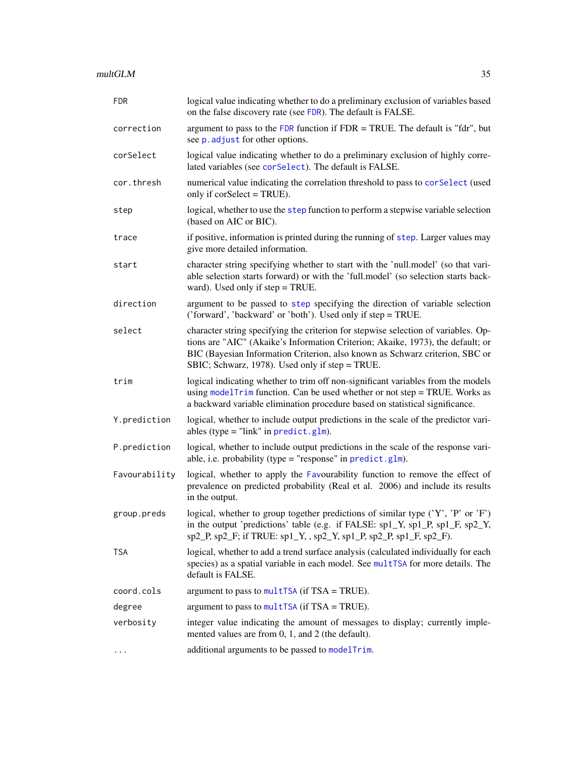| | |
|---|---|
| FDR | logical value indicating whether to do a preliminary exclusion of variables based on the false discovery rate (see FDR). The default is FALSE. |
| correction | argument to pass to the FDR function if FDR = TRUE. The default is "fdr", but see p.adjust for other options. |
| corSelect | logical value indicating whether to do a preliminary exclusion of highly correlated variables (see corSelect). The default is FALSE. |
| cor.thresh | numerical value indicating the correlation threshold to pass to corSelect (used only if corSelect = TRUE). |
| step | logical, whether to use the step function to perform a stepwise variable selection (based on AIC or BIC). |
| trace | if positive, information is printed during the running of step. Larger values may give more detailed information. |
| start | character string specifying whether to start with the 'null.model' (so that variable selection starts forward) or with the 'full.model' (so selection starts backward). Used only if step = TRUE. |
| direction | argument to be passed to step specifying the direction of variable selection ('forward', 'backward' or 'both'). Used only if step = TRUE. |
| select | character string specifying the criterion for stepwise selection of variables. Options are "AIC" (Akaike's Information Criterion; Akaike, 1973), the default; or BIC (Bayesian Information Criterion, also known as Schwarz criterion, SBC or SBIC; Schwarz, 1978). Used only if step = TRUE. |
| trim | logical indicating whether to trim off non-significant variables from the models using modelTrim function. Can be used whether or not step = TRUE. Works as a backward variable elimination procedure based on statistical significance. |
| Y.prediction | logical, whether to include output predictions in the scale of the predictor variables (type = "link" in predict.glm). |
| P.prediction | logical, whether to include output predictions in the scale of the response variable, i.e. probability (type = "response" in predict.glm). |
| Favourability | logical, whether to apply the Favourability function to remove the effect of prevalence on predicted probability (Real et al. 2006) and include its results in the output. |
| group.preds | logical, whether to group together predictions of similar type ('Y', 'P' or 'F') in the output 'predictions' table (e.g. if FALSE: sp1_Y, sp1_P, sp1_F, sp2_Y, sp2_P, sp2_F; if TRUE: sp1_Y, , sp2_Y, sp1_P, sp2_P, sp1_F, sp2_F). |
| TSA | logical, whether to add a trend surface analysis (calculated individually for each species) as a spatial variable in each model. See multTSA for more details. The default is FALSE. |
| coord.cols | argument to pass to multTSA (if TSA = TRUE). |
| degree | argument to pass to multTSA (if TSA = TRUE). |
| verbosity | integer value indicating the amount of messages to display; currently implemented values are from 0, 1, and 2 (the default). |
| ... | additional arguments to be passed to modelTrim. |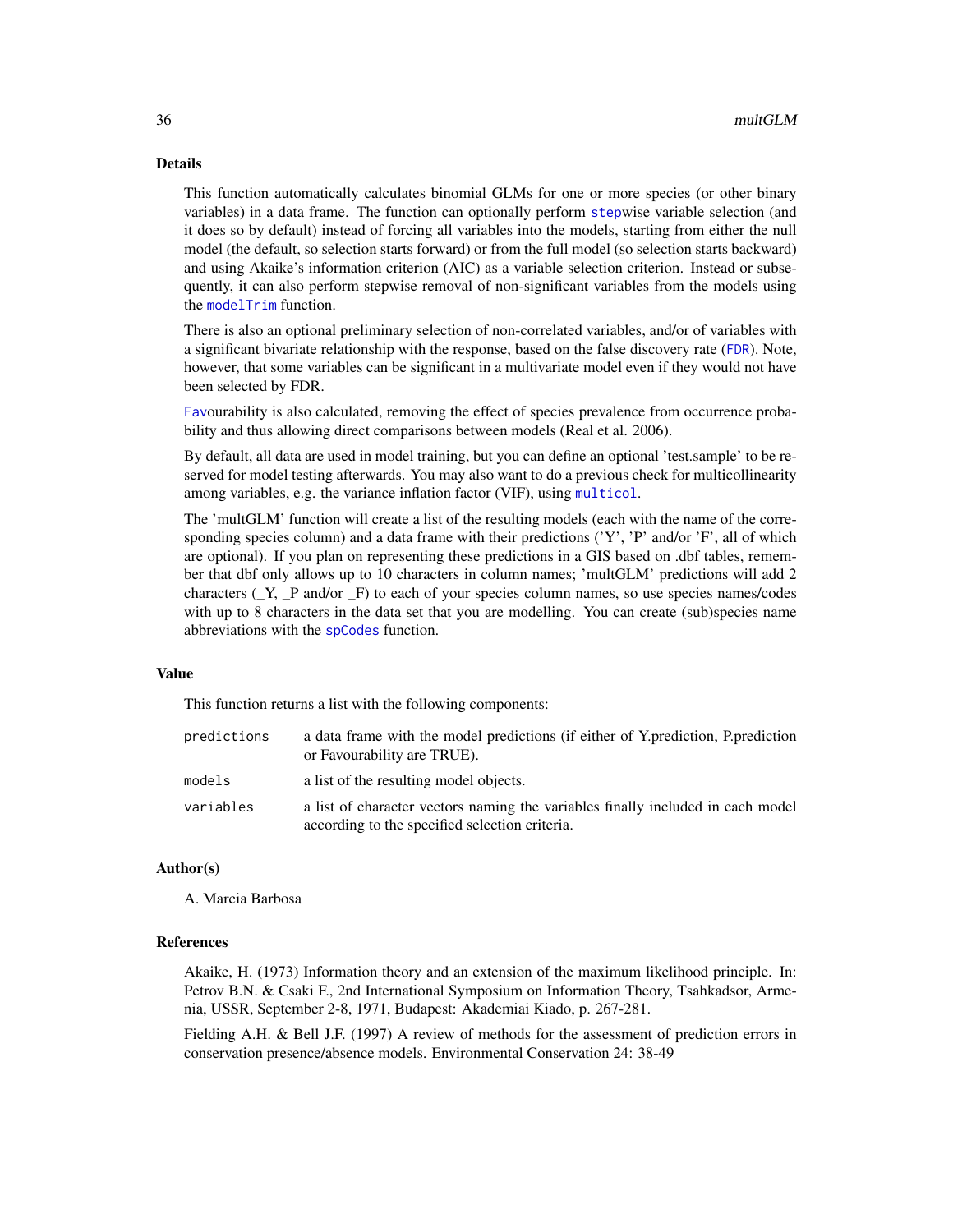## Details

This function automatically calculates binomial GLMs for one or more species (or other binary variables) in a data frame. The function can optionally perform stepwise variable selection (and it does so by default) instead of forcing all variables into the models, starting from either the null model (the default, so selection starts forward) or from the full model (so selection starts backward) and using Akaike's information criterion (AIC) as a variable selection criterion. Instead or subsequently, it can also perform stepwise removal of non-significant variables from the models using the modelTrim function.

There is also an optional preliminary selection of non-correlated variables, and/or of variables with a significant bivariate relationship with the response, based on the false discovery rate (FDR). Note, however, that some variables can be significant in a multivariate model even if they would not have been selected by FDR.

Favourability is also calculated, removing the effect of species prevalence from occurrence probability and thus allowing direct comparisons between models (Real et al. 2006).

By default, all data are used in model training, but you can define an optional 'test.sample' to be reserved for model testing afterwards. You may also want to do a previous check for multicollinearity among variables, e.g. the variance inflation factor (VIF), using multicol.

The 'multGLM' function will create a list of the resulting models (each with the name of the corresponding species column) and a data frame with their predictions ('Y', 'P' and/or 'F', all of which are optional). If you plan on representing these predictions in a GIS based on .dbf tables, remember that dbf only allows up to 10 characters in column names; 'multGLM' predictions will add 2 characters (_Y, _P and/or _F) to each of your species column names, so use species names/codes with up to 8 characters in the data set that you are modelling. You can create (sub)species name abbreviations with the spCodes function.

## Value

This function returns a list with the following components:

| | |
|---|---|
| predictions | a data frame with the model predictions (if either of Y.prediction, P.prediction or Favourability are TRUE). |
| models | a list of the resulting model objects. |
| variables | a list of character vectors naming the variables finally included in each model according to the specified selection criteria. |

## Author(s)

A. Marcia Barbosa

## References

Akaike, H. (1973) Information theory and an extension of the maximum likelihood principle. In: Petrov B.N. & Csaki F., 2nd International Symposium on Information Theory, Tsahkadsor, Armenia, USSR, September 2-8, 1971, Budapest: Akademiai Kiado, p. 267-281.

Fielding A.H. & Bell J.F. (1997) A review of methods for the assessment of prediction errors in conservation presence/absence models. Environmental Conservation 24: 38-49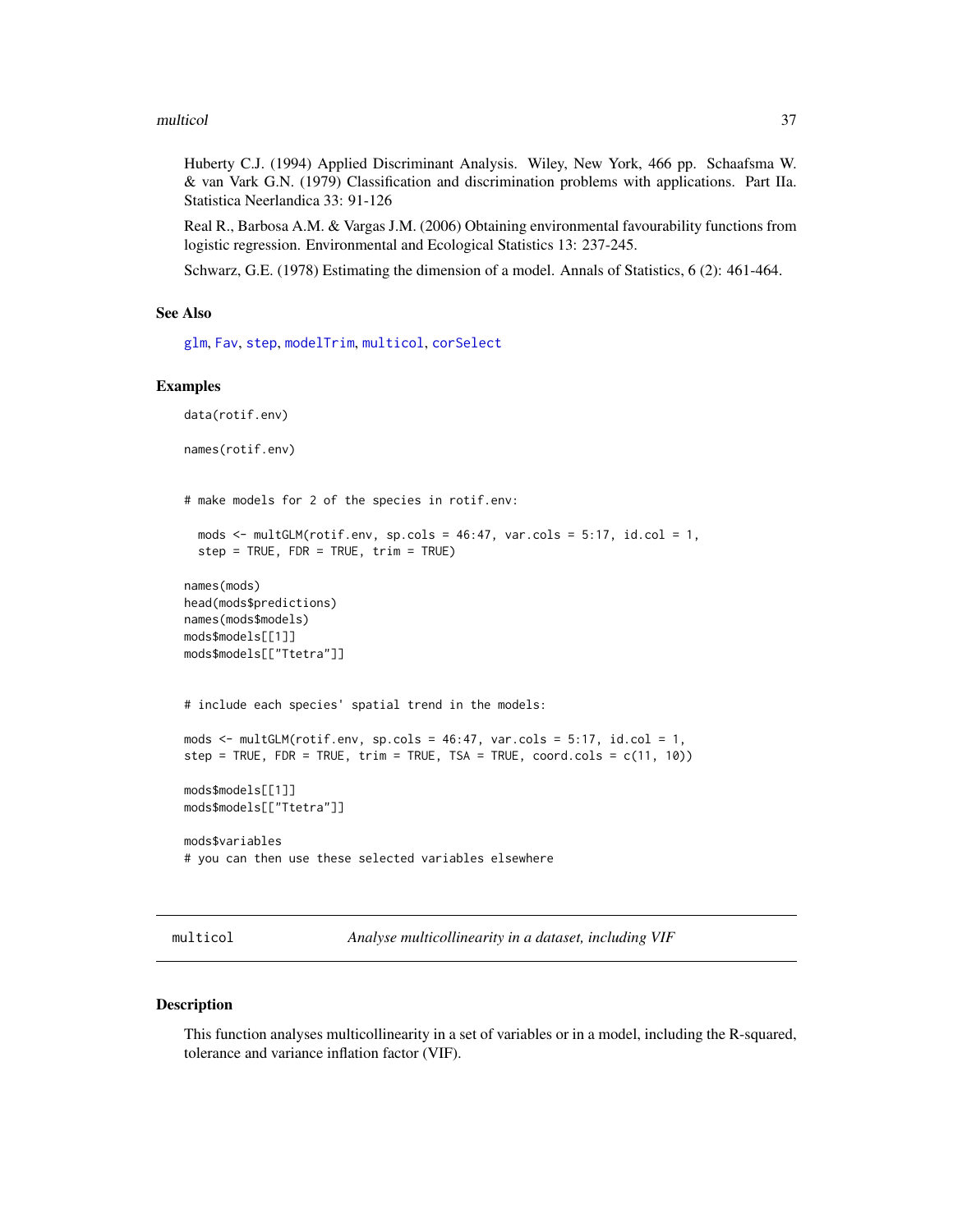Huberty C.J. (1994) Applied Discriminant Analysis. Wiley, New York, 466 pp. Schaafsma W. & van Vark G.N. (1979) Classification and discrimination problems with applications. Part IIa. Statistica Neerlandica 33: 91-126

Real R., Barbosa A.M. & Vargas J.M. (2006) Obtaining environmental favourability functions from logistic regression. Environmental and Ecological Statistics 13: 237-245.

Schwarz, G.E. (1978) Estimating the dimension of a model. Annals of Statistics, 6 (2): 461-464.

### See Also

glm, Fav, step, modelTrim, multicol, corSelect

### Examples

```
data(rotif.env)

names(rotif.env)


# make models for 2 of the species in rotif.env:

  mods <- multGLM(rotif.env, sp.cols = 46:47, var.cols = 5:17, id.col = 1,
  step = TRUE, FDR = TRUE, trim = TRUE)

names(mods)
head(mods$predictions)
names(mods$models)
mods$models[[1]]
mods$models[["Ttetra"]]


# include each species' spatial trend in the models:

mods <- multGLM(rotif.env, sp.cols = 46:47, var.cols = 5:17, id.col = 1,
step = TRUE, FDR = TRUE, trim = TRUE, TSA = TRUE, coord.cols = c(11, 10))

mods$models[[1]]
mods$models[["Ttetra"]]

mods$variables
# you can then use these selected variables elsewhere
```

---

## multicol — *Analyse multicollinearity in a dataset, including VIF*

### Description

This function analyses multicollinearity in a set of variables or in a model, including the R-squared, tolerance and variance inflation factor (VIF).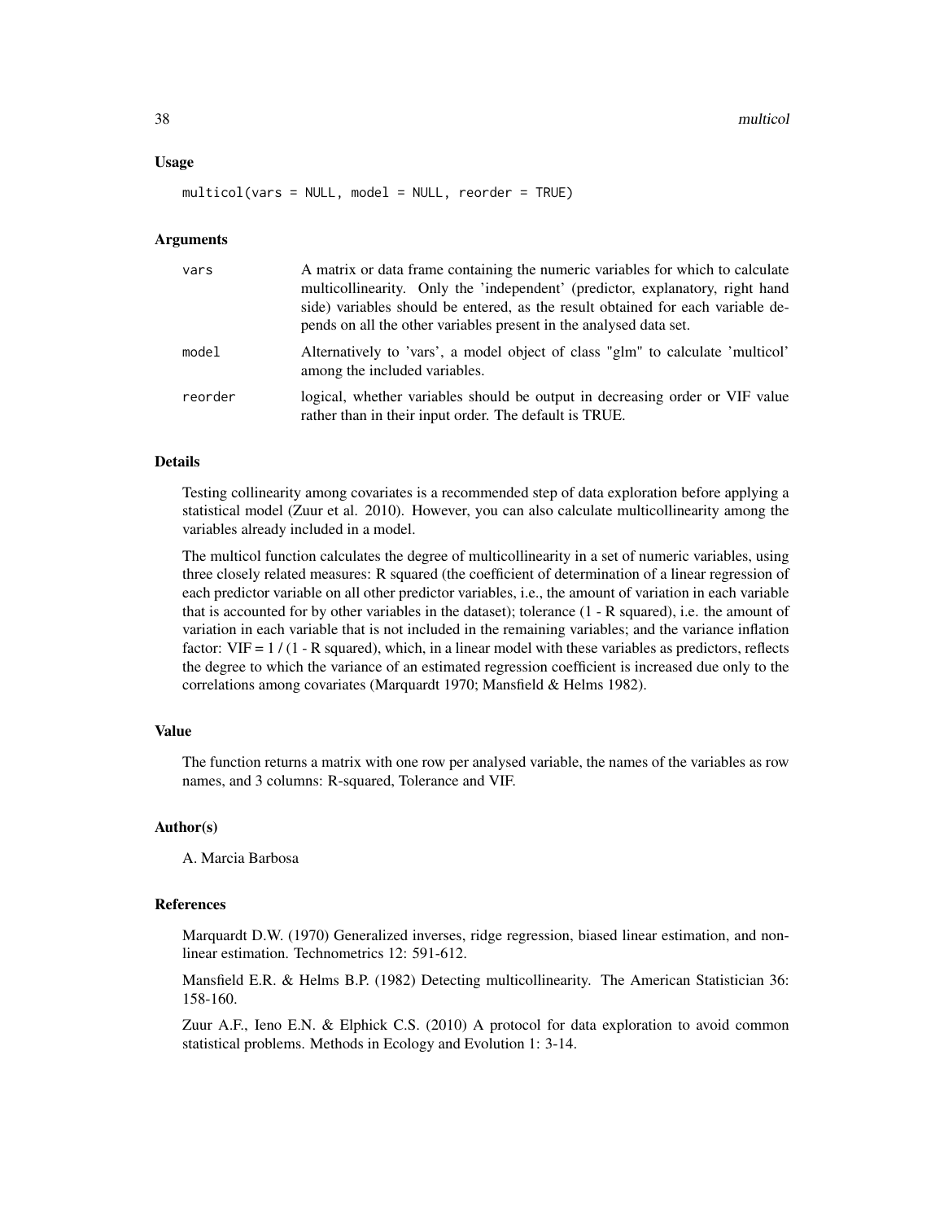## Usage

```
multicol(vars = NULL, model = NULL, reorder = TRUE)
```

## Arguments

| | |
|---|---|
| vars | A matrix or data frame containing the numeric variables for which to calculate multicollinearity. Only the 'independent' (predictor, explanatory, right hand side) variables should be entered, as the result obtained for each variable depends on all the other variables present in the analysed data set. |
| model | Alternatively to 'vars', a model object of class "glm" to calculate 'multicol' among the included variables. |
| reorder | logical, whether variables should be output in decreasing order or VIF value rather than in their input order. The default is TRUE. |

## Details

Testing collinearity among covariates is a recommended step of data exploration before applying a statistical model (Zuur et al. 2010). However, you can also calculate multicollinearity among the variables already included in a model.

The multicol function calculates the degree of multicollinearity in a set of numeric variables, using three closely related measures: R squared (the coefficient of determination of a linear regression of each predictor variable on all other predictor variables, i.e., the amount of variation in each variable that is accounted for by other variables in the dataset); tolerance (1 - R squared), i.e. the amount of variation in each variable that is not included in the remaining variables; and the variance inflation factor: VIF = 1 / (1 - R squared), which, in a linear model with these variables as predictors, reflects the degree to which the variance of an estimated regression coefficient is increased due only to the correlations among covariates (Marquardt 1970; Mansfield & Helms 1982).

## Value

The function returns a matrix with one row per analysed variable, the names of the variables as row names, and 3 columns: R-squared, Tolerance and VIF.

## Author(s)

A. Marcia Barbosa

## References

Marquardt D.W. (1970) Generalized inverses, ridge regression, biased linear estimation, and nonlinear estimation. Technometrics 12: 591-612.

Mansfield E.R. & Helms B.P. (1982) Detecting multicollinearity. The American Statistician 36: 158-160.

Zuur A.F., Ieno E.N. & Elphick C.S. (2010) A protocol for data exploration to avoid common statistical problems. Methods in Ecology and Evolution 1: 3-14.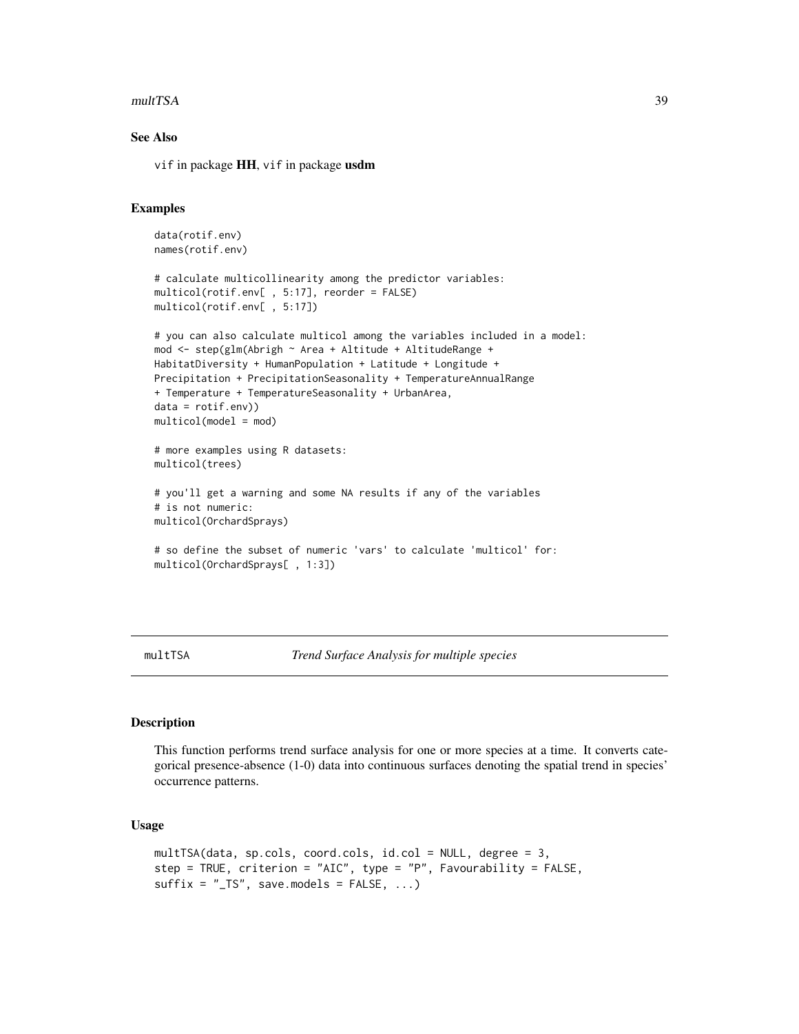### See Also

`vif` in package **HH**, `vif` in package **usdm**

### Examples

```
data(rotif.env)
names(rotif.env)

# calculate multicollinearity among the predictor variables:
multicol(rotif.env[ , 5:17], reorder = FALSE)
multicol(rotif.env[ , 5:17])

# you can also calculate multicol among the variables included in a model:
mod <- step(glm(Abrigh ~ Area + Altitude + AltitudeRange +
HabitatDiversity + HumanPopulation + Latitude + Longitude +
Precipitation + PrecipitationSeasonality + TemperatureAnnualRange
+ Temperature + TemperatureSeasonality + UrbanArea,
data = rotif.env))
multicol(model = mod)

# more examples using R datasets:
multicol(trees)

# you'll get a warning and some NA results if any of the variables
# is not numeric:
multicol(OrchardSprays)

# so define the subset of numeric 'vars' to calculate 'multicol' for:
multicol(OrchardSprays[ , 1:3])
```

---

## multTSA — *Trend Surface Analysis for multiple species*

---

### Description

This function performs trend surface analysis for one or more species at a time. It converts categorical presence-absence (1-0) data into continuous surfaces denoting the spatial trend in species' occurrence patterns.

### Usage

```
multTSA(data, sp.cols, coord.cols, id.col = NULL, degree = 3,
step = TRUE, criterion = "AIC", type = "P", Favourability = FALSE,
suffix = "_TS", save.models = FALSE, ...)
```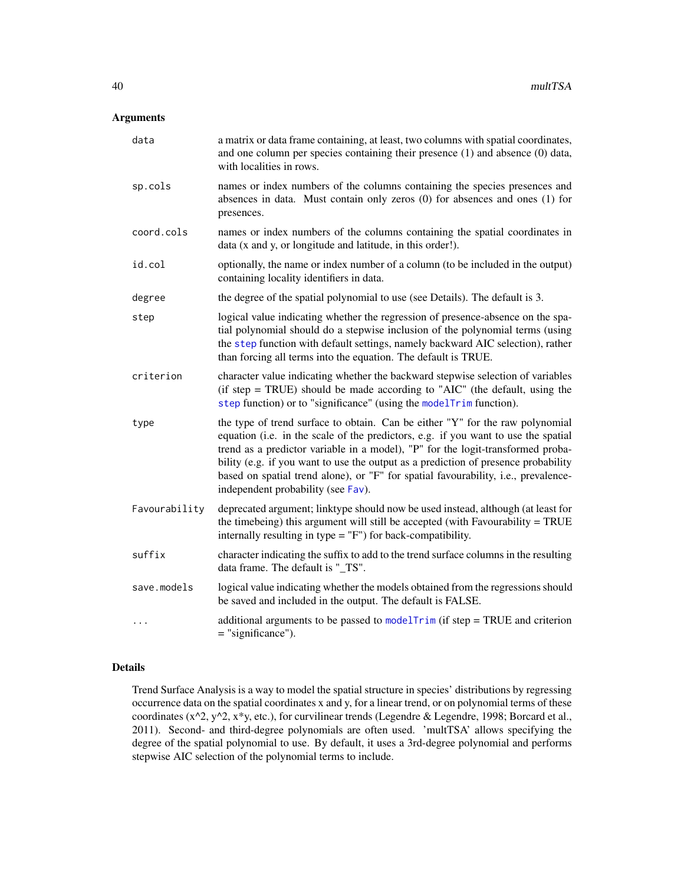## Arguments

| | |
|---|---|
| `data` | a matrix or data frame containing, at least, two columns with spatial coordinates, and one column per species containing their presence (1) and absence (0) data, with localities in rows. |
| `sp.cols` | names or index numbers of the columns containing the species presences and absences in data. Must contain only zeros (0) for absences and ones (1) for presences. |
| `coord.cols` | names or index numbers of the columns containing the spatial coordinates in data (x and y, or longitude and latitude, in this order!). |
| `id.col` | optionally, the name or index number of a column (to be included in the output) containing locality identifiers in data. |
| `degree` | the degree of the spatial polynomial to use (see Details). The default is 3. |
| `step` | logical value indicating whether the regression of presence-absence on the spatial polynomial should do a stepwise inclusion of the polynomial terms (using the `step` function with default settings, namely backward AIC selection), rather than forcing all terms into the equation. The default is TRUE. |
| `criterion` | character value indicating whether the backward stepwise selection of variables (if step = TRUE) should be made according to "AIC" (the default, using the `step` function) or to "significance" (using the `modelTrim` function). |
| `type` | the type of trend surface to obtain. Can be either "Y" for the raw polynomial equation (i.e. in the scale of the predictors, e.g. if you want to use the spatial trend as a predictor variable in a model), "P" for the logit-transformed probability (e.g. if you want to use the output as a prediction of presence probability based on spatial trend alone), or "F" for spatial favourability, i.e., prevalence-independent probability (see `Fav`). |
| `Favourability` | deprecated argument; linktype should now be used instead, although (at least for the timebeing) this argument will still be accepted (with Favourability = TRUE internally resulting in type = "F") for back-compatibility. |
| `suffix` | character indicating the suffix to add to the trend surface columns in the resulting data frame. The default is "_TS". |
| `save.models` | logical value indicating whether the models obtained from the regressions should be saved and included in the output. The default is FALSE. |
| `...` | additional arguments to be passed to `modelTrim` (if step = TRUE and criterion = "significance"). |

## Details

Trend Surface Analysis is a way to model the spatial structure in species' distributions by regressing occurrence data on the spatial coordinates x and y, for a linear trend, or on polynomial terms of these coordinates (x^2, y^2, x*y, etc.), for curvilinear trends (Legendre & Legendre, 1998; Borcard et al., 2011). Second- and third-degree polynomials are often used. 'multTSA' allows specifying the degree of the spatial polynomial to use. By default, it uses a 3rd-degree polynomial and performs stepwise AIC selection of the polynomial terms to include.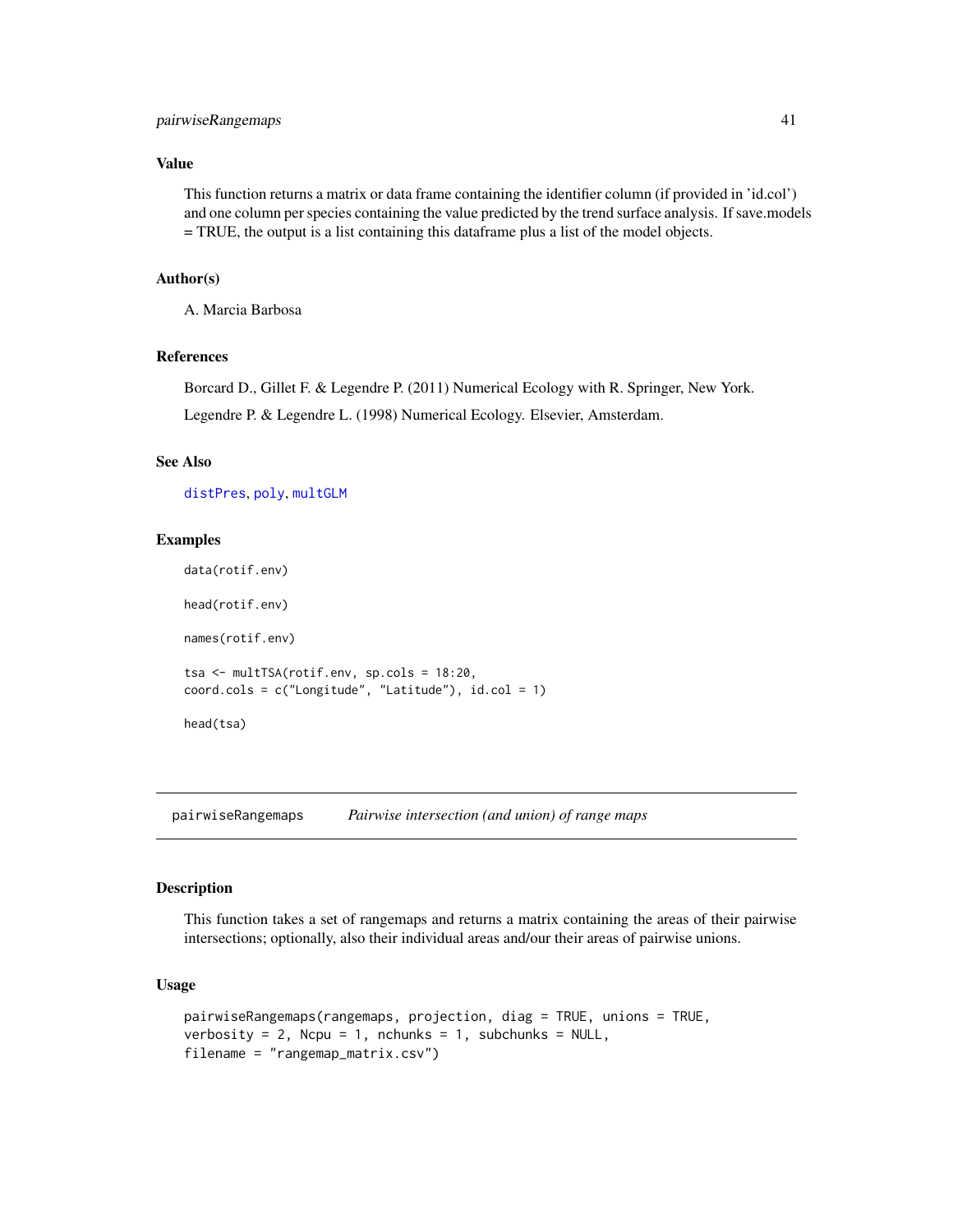### Value

This function returns a matrix or data frame containing the identifier column (if provided in 'id.col') and one column per species containing the value predicted by the trend surface analysis. If save.models = TRUE, the output is a list containing this dataframe plus a list of the model objects.

### Author(s)

A. Marcia Barbosa

### References

Borcard D., Gillet F. & Legendre P. (2011) Numerical Ecology with R. Springer, New York.

Legendre P. & Legendre L. (1998) Numerical Ecology. Elsevier, Amsterdam.

### See Also

distPres, poly, multGLM

### Examples

```
data(rotif.env)

head(rotif.env)

names(rotif.env)

tsa <- multTSA(rotif.env, sp.cols = 18:20,
coord.cols = c("Longitude", "Latitude"), id.col = 1)

head(tsa)
```

## pairwiseRangemaps — *Pairwise intersection (and union) of range maps*

### Description

This function takes a set of rangemaps and returns a matrix containing the areas of their pairwise intersections; optionally, also their individual areas and/our their areas of pairwise unions.

### Usage

```
pairwiseRangemaps(rangemaps, projection, diag = TRUE, unions = TRUE,
verbosity = 2, Ncpu = 1, nchunks = 1, subchunks = NULL,
filename = "rangemap_matrix.csv")
```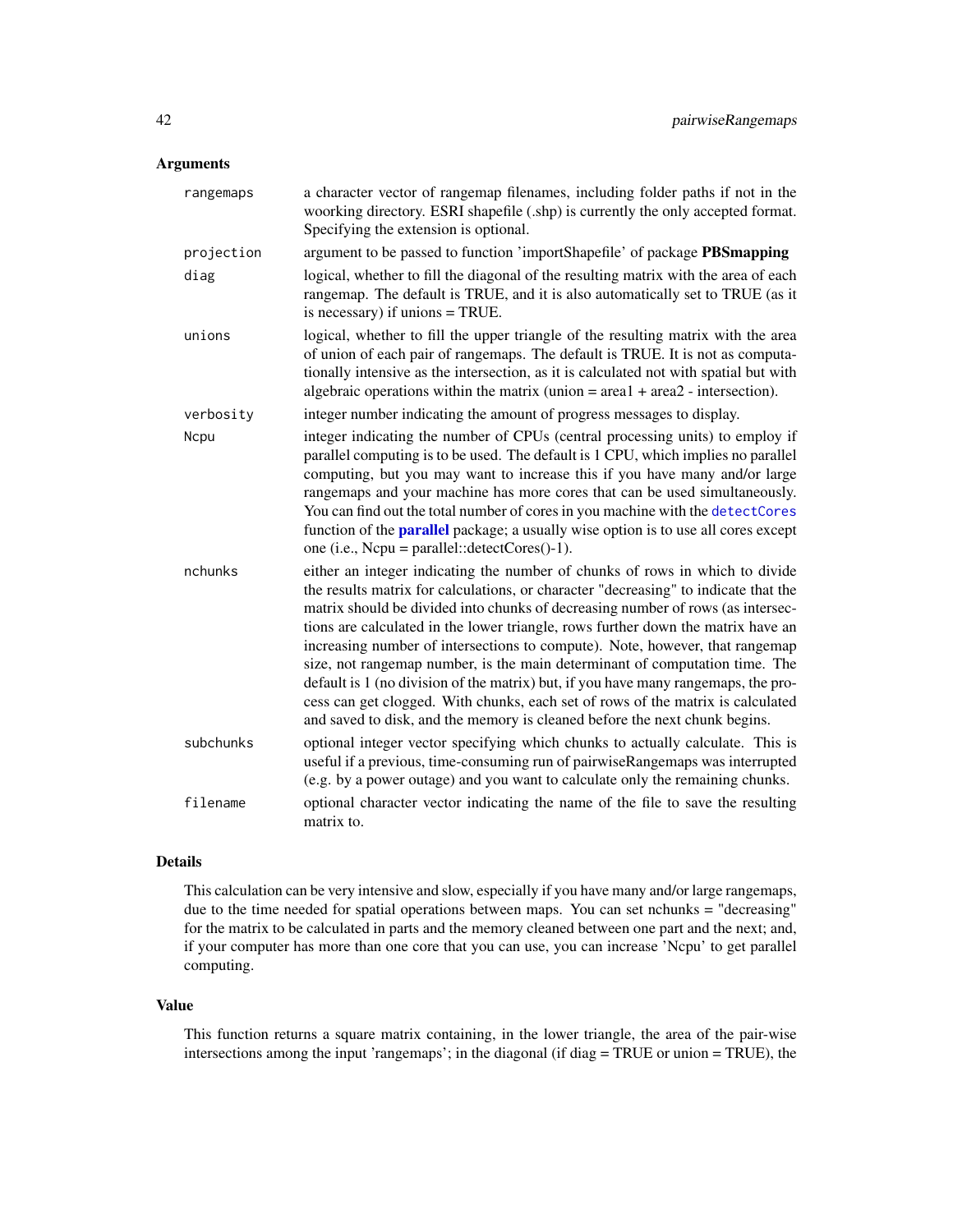## Arguments

- `rangemaps`: a character vector of rangemap filenames, including folder paths if not in the woorking directory. ESRI shapefile (.shp) is currently the only accepted format. Specifying the extension is optional.
- `projection`: argument to be passed to function 'importShapefile' of package **PBSmapping**
- `diag`: logical, whether to fill the diagonal of the resulting matrix with the area of each rangemap. The default is TRUE, and it is also automatically set to TRUE (as it is necessary) if unions = TRUE.
- `unions`: logical, whether to fill the upper triangle of the resulting matrix with the area of union of each pair of rangemaps. The default is TRUE. It is not as computationally intensive as the intersection, as it is calculated not with spatial but with algebraic operations within the matrix (union = area1 + area2 - intersection).
- `verbosity`: integer number indicating the amount of progress messages to display.
- `Ncpu`: integer indicating the number of CPUs (central processing units) to employ if parallel computing is to be used. The default is 1 CPU, which implies no parallel computing, but you may want to increase this if you have many and/or large rangemaps and your machine has more cores that can be used simultaneously. You can find out the total number of cores in you machine with the `detectCores` function of the **parallel** package; a usually wise option is to use all cores except one (i.e., Ncpu = parallel::detectCores()-1).
- `nchunks`: either an integer indicating the number of chunks of rows in which to divide the results matrix for calculations, or character "decreasing" to indicate that the matrix should be divided into chunks of decreasing number of rows (as intersections are calculated in the lower triangle, rows further down the matrix have an increasing number of intersections to compute). Note, however, that rangemap size, not rangemap number, is the main determinant of computation time. The default is 1 (no division of the matrix) but, if you have many rangemaps, the process can get clogged. With chunks, each set of rows of the matrix is calculated and saved to disk, and the memory is cleaned before the next chunk begins.
- `subchunks`: optional integer vector specifying which chunks to actually calculate. This is useful if a previous, time-consuming run of pairwiseRangemaps was interrupted (e.g. by a power outage) and you want to calculate only the remaining chunks.
- `filename`: optional character vector indicating the name of the file to save the resulting matrix to.

## Details

This calculation can be very intensive and slow, especially if you have many and/or large rangemaps, due to the time needed for spatial operations between maps. You can set nchunks = "decreasing" for the matrix to be calculated in parts and the memory cleaned between one part and the next; and, if your computer has more than one core that you can use, you can increase 'Ncpu' to get parallel computing.

## Value

This function returns a square matrix containing, in the lower triangle, the area of the pair-wise intersections among the input 'rangemaps'; in the diagonal (if diag = TRUE or union = TRUE), the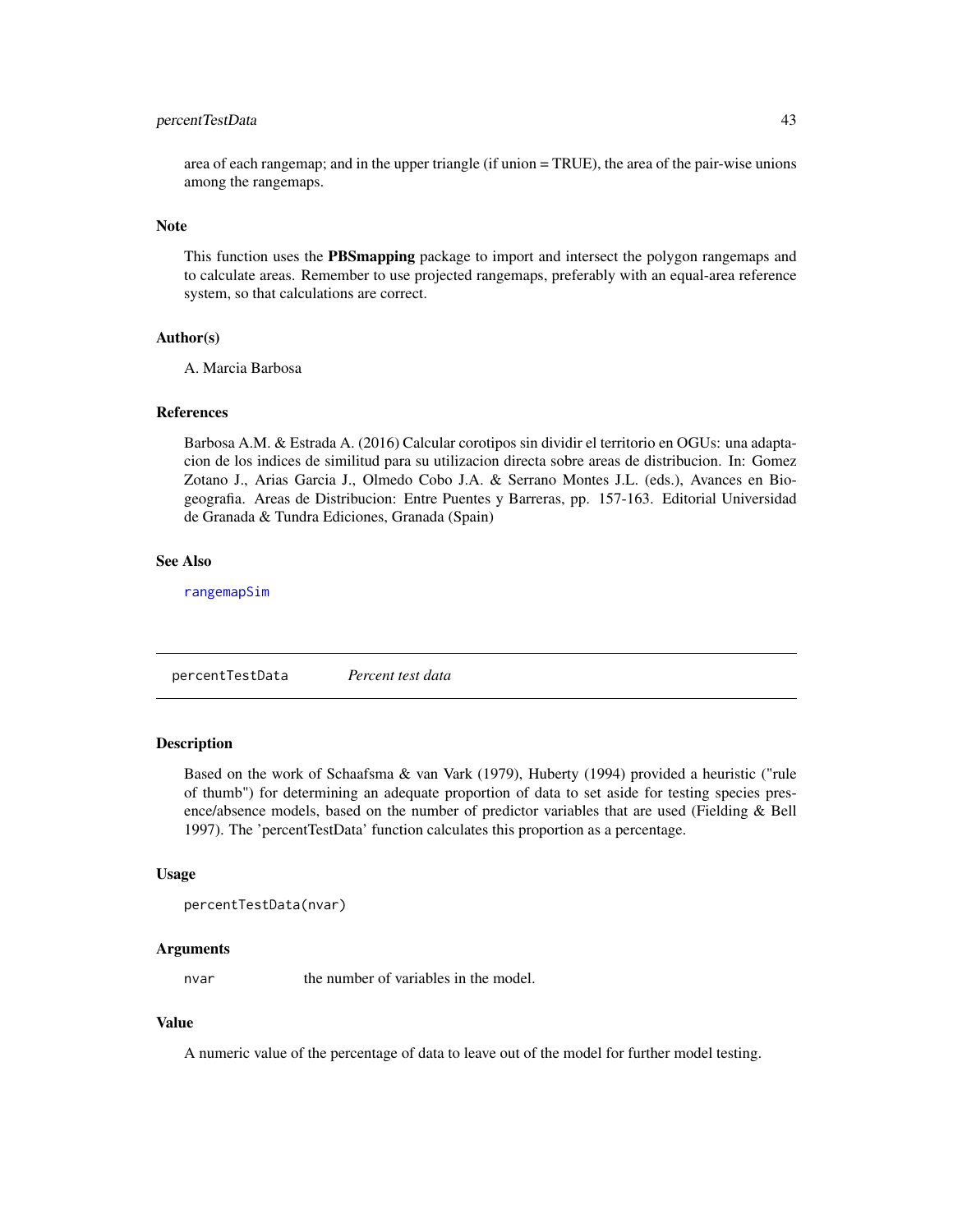area of each rangemap; and in the upper triangle (if union = TRUE), the area of the pair-wise unions among the rangemaps.

### Note

This function uses the **PBSmapping** package to import and intersect the polygon rangemaps and to calculate areas. Remember to use projected rangemaps, preferably with an equal-area reference system, so that calculations are correct.

### Author(s)

A. Marcia Barbosa

### References

Barbosa A.M. & Estrada A. (2016) Calcular corotipos sin dividir el territorio en OGUs: una adaptacion de los indices de similitud para su utilizacion directa sobre areas de distribucion. In: Gomez Zotano J., Arias Garcia J., Olmedo Cobo J.A. & Serrano Montes J.L. (eds.), Avances en Biogeografia. Areas de Distribucion: Entre Puentes y Barreras, pp. 157-163. Editorial Universidad de Granada & Tundra Ediciones, Granada (Spain)

### See Also

`rangemapSim`

---

## percentTestData — *Percent test data*

### Description

Based on the work of Schaafsma & van Vark (1979), Huberty (1994) provided a heuristic ("rule of thumb") for determining an adequate proportion of data to set aside for testing species presence/absence models, based on the number of predictor variables that are used (Fielding & Bell 1997). The 'percentTestData' function calculates this proportion as a percentage.

### Usage

```
percentTestData(nvar)
```

### Arguments

| | |
|---|---|
| `nvar` | the number of variables in the model. |

### Value

A numeric value of the percentage of data to leave out of the model for further model testing.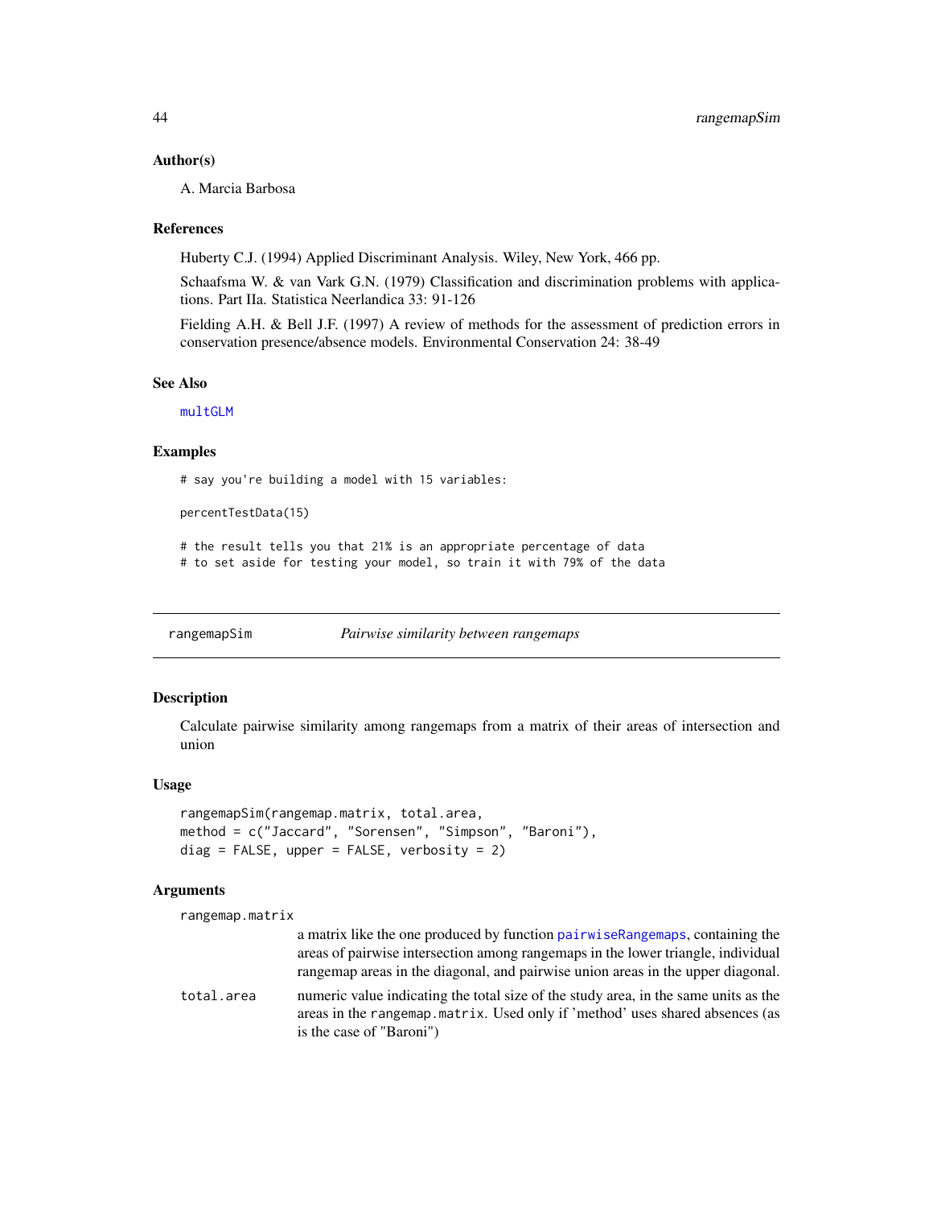## Author(s)

A. Marcia Barbosa

## References

Huberty C.J. (1994) Applied Discriminant Analysis. Wiley, New York, 466 pp.

Schaafsma W. & van Vark G.N. (1979) Classification and discrimination problems with applications. Part IIa. Statistica Neerlandica 33: 91-126

Fielding A.H. & Bell J.F. (1997) A review of methods for the assessment of prediction errors in conservation presence/absence models. Environmental Conservation 24: 38-49

## See Also

multGLM

## Examples

```
# say you're building a model with 15 variables:

percentTestData(15)

# the result tells you that 21% is an appropriate percentage of data
# to set aside for testing your model, so train it with 79% of the data
```

---

# rangemapSim &nbsp;&nbsp;&nbsp;&nbsp; *Pairwise similarity between rangemaps*

## Description

Calculate pairwise similarity among rangemaps from a matrix of their areas of intersection and union

## Usage

```
rangemapSim(rangemap.matrix, total.area,
method = c("Jaccard", "Sorensen", "Simpson", "Baroni"),
diag = FALSE, upper = FALSE, verbosity = 2)
```

## Arguments

`rangemap.matrix`
: a matrix like the one produced by function pairwiseRangemaps, containing the areas of pairwise intersection among rangemaps in the lower triangle, individual rangemap areas in the diagonal, and pairwise union areas in the upper diagonal.

`total.area`
: numeric value indicating the total size of the study area, in the same units as the areas in the `rangemap.matrix`. Used only if 'method' uses shared absences (as is the case of "Baroni")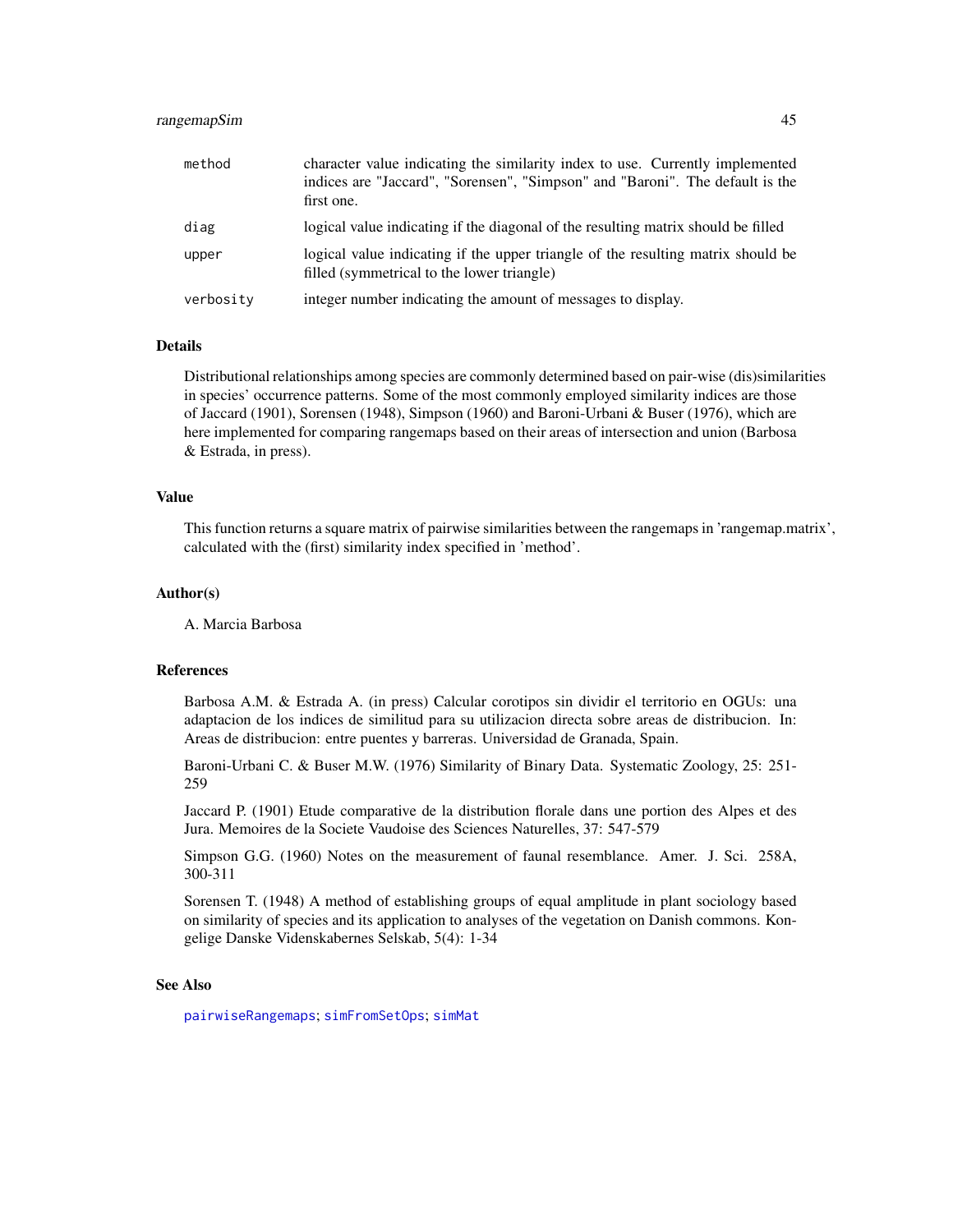| | |
|---|---|
| `method` | character value indicating the similarity index to use. Currently implemented indices are "Jaccard", "Sorensen", "Simpson" and "Baroni". The default is the first one. |
| `diag` | logical value indicating if the diagonal of the resulting matrix should be filled |
| `upper` | logical value indicating if the upper triangle of the resulting matrix should be filled (symmetrical to the lower triangle) |
| `verbosity` | integer number indicating the amount of messages to display. |

## Details

Distributional relationships among species are commonly determined based on pair-wise (dis)similarities in species' occurrence patterns. Some of the most commonly employed similarity indices are those of Jaccard (1901), Sorensen (1948), Simpson (1960) and Baroni-Urbani & Buser (1976), which are here implemented for comparing rangemaps based on their areas of intersection and union (Barbosa & Estrada, in press).

## Value

This function returns a square matrix of pairwise similarities between the rangemaps in 'rangemap.matrix', calculated with the (first) similarity index specified in 'method'.

## Author(s)

A. Marcia Barbosa

## References

Barbosa A.M. & Estrada A. (in press) Calcular corotipos sin dividir el territorio en OGUs: una adaptacion de los indices de similitud para su utilizacion directa sobre areas de distribucion. In: Areas de distribucion: entre puentes y barreras. Universidad de Granada, Spain.

Baroni-Urbani C. & Buser M.W. (1976) Similarity of Binary Data. Systematic Zoology, 25: 251-259

Jaccard P. (1901) Etude comparative de la distribution florale dans une portion des Alpes et des Jura. Memoires de la Societe Vaudoise des Sciences Naturelles, 37: 547-579

Simpson G.G. (1960) Notes on the measurement of faunal resemblance. Amer. J. Sci. 258A, 300-311

Sorensen T. (1948) A method of establishing groups of equal amplitude in plant sociology based on similarity of species and its application to analyses of the vegetation on Danish commons. Kongelige Danske Videnskabernes Selskab, 5(4): 1-34

## See Also

`pairwiseRangemaps`; `simFromSetOps`; `simMat`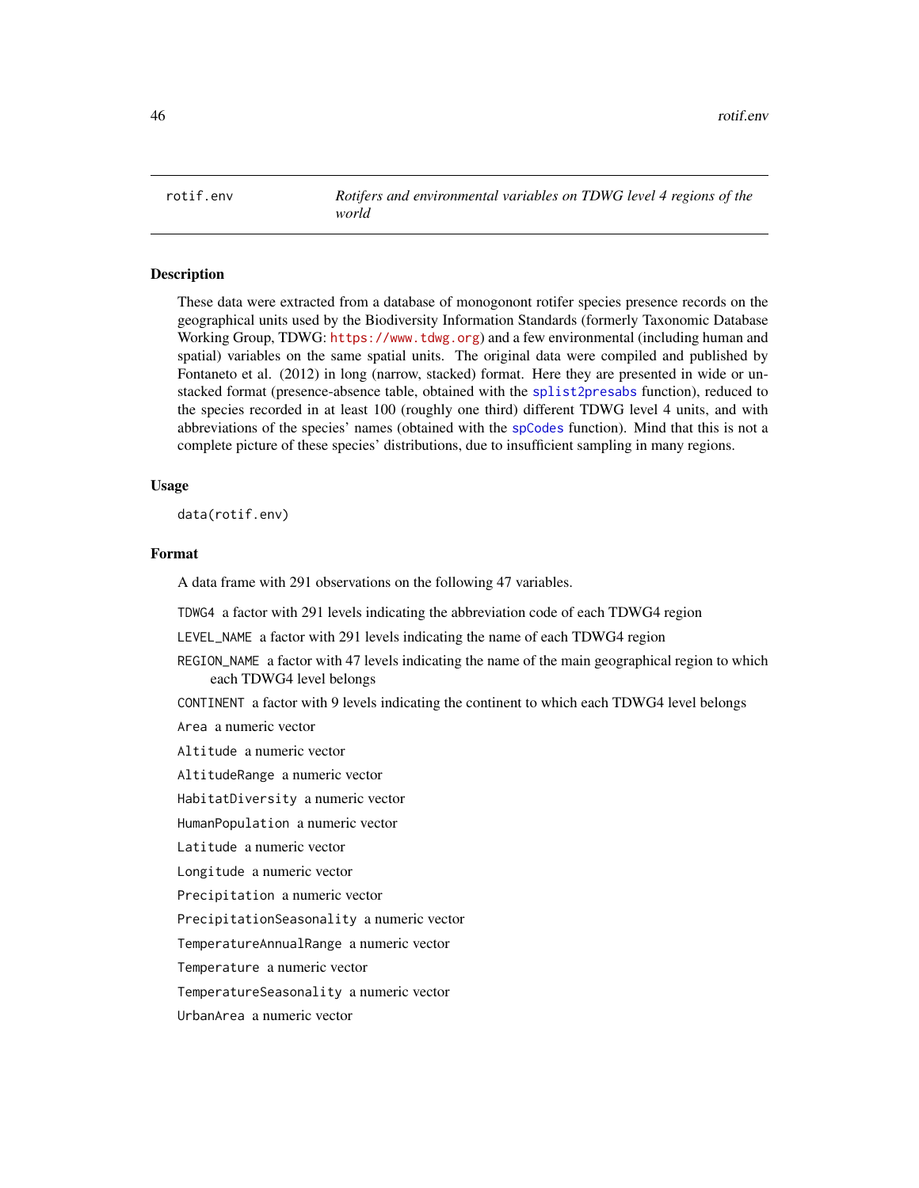rotif.env *Rotifers and environmental variables on TDWG level 4 regions of the world*

## Description

These data were extracted from a database of monogonont rotifer species presence records on the geographical units used by the Biodiversity Information Standards (formerly Taxonomic Database Working Group, TDWG: https://www.tdwg.org) and a few environmental (including human and spatial) variables on the same spatial units. The original data were compiled and published by Fontaneto et al. (2012) in long (narrow, stacked) format. Here they are presented in wide or unstacked format (presence-absence table, obtained with the splist2presabs function), reduced to the species recorded in at least 100 (roughly one third) different TDWG level 4 units, and with abbreviations of the species' names (obtained with the spCodes function). Mind that this is not a complete picture of these species' distributions, due to insufficient sampling in many regions.

## Usage

```
data(rotif.env)
```

## Format

A data frame with 291 observations on the following 47 variables.

- `TDWG4` a factor with 291 levels indicating the abbreviation code of each TDWG4 region
- `LEVEL_NAME` a factor with 291 levels indicating the name of each TDWG4 region
- `REGION_NAME` a factor with 47 levels indicating the name of the main geographical region to which each TDWG4 level belongs
- `CONTINENT` a factor with 9 levels indicating the continent to which each TDWG4 level belongs
- `Area` a numeric vector
- `Altitude` a numeric vector
- `AltitudeRange` a numeric vector
- `HabitatDiversity` a numeric vector
- `HumanPopulation` a numeric vector
- `Latitude` a numeric vector
- `Longitude` a numeric vector
- `Precipitation` a numeric vector
- `PrecipitationSeasonality` a numeric vector
- `TemperatureAnnualRange` a numeric vector
- `Temperature` a numeric vector
- `TemperatureSeasonality` a numeric vector
- `UrbanArea` a numeric vector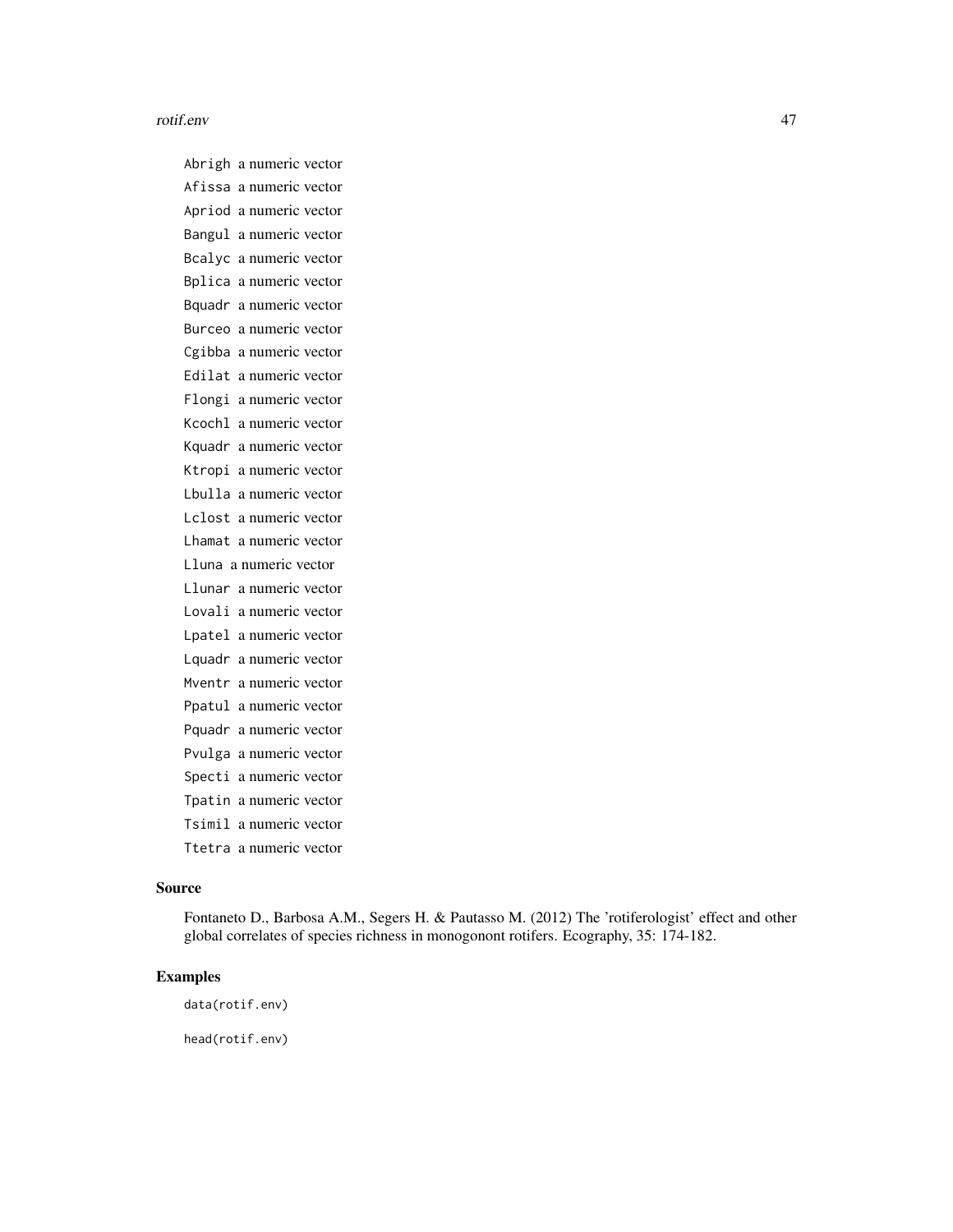Abrigh a numeric vector

Afissa a numeric vector

Apriod a numeric vector

Bangul a numeric vector

Bcalyc a numeric vector

Bplica a numeric vector

Bquadr a numeric vector

Burceo a numeric vector

Cgibba a numeric vector

Edilat a numeric vector

Flongi a numeric vector

Kcochl a numeric vector

Kquadr a numeric vector

Ktropi a numeric vector

Lbulla a numeric vector

Lclost a numeric vector

Lhamat a numeric vector

Lluna a numeric vector

Llunar a numeric vector

Lovali a numeric vector

Lpatel a numeric vector

Lquadr a numeric vector

Mventr a numeric vector

Ppatul a numeric vector

Pquadr a numeric vector

Pvulga a numeric vector

Specti a numeric vector

Tpatin a numeric vector

Tsimil a numeric vector

Ttetra a numeric vector

## Source

Fontaneto D., Barbosa A.M., Segers H. & Pautasso M. (2012) The 'rotiferologist' effect and other global correlates of species richness in monogonont rotifers. Ecography, 35: 174-182.

## Examples

```
data(rotif.env)

head(rotif.env)
```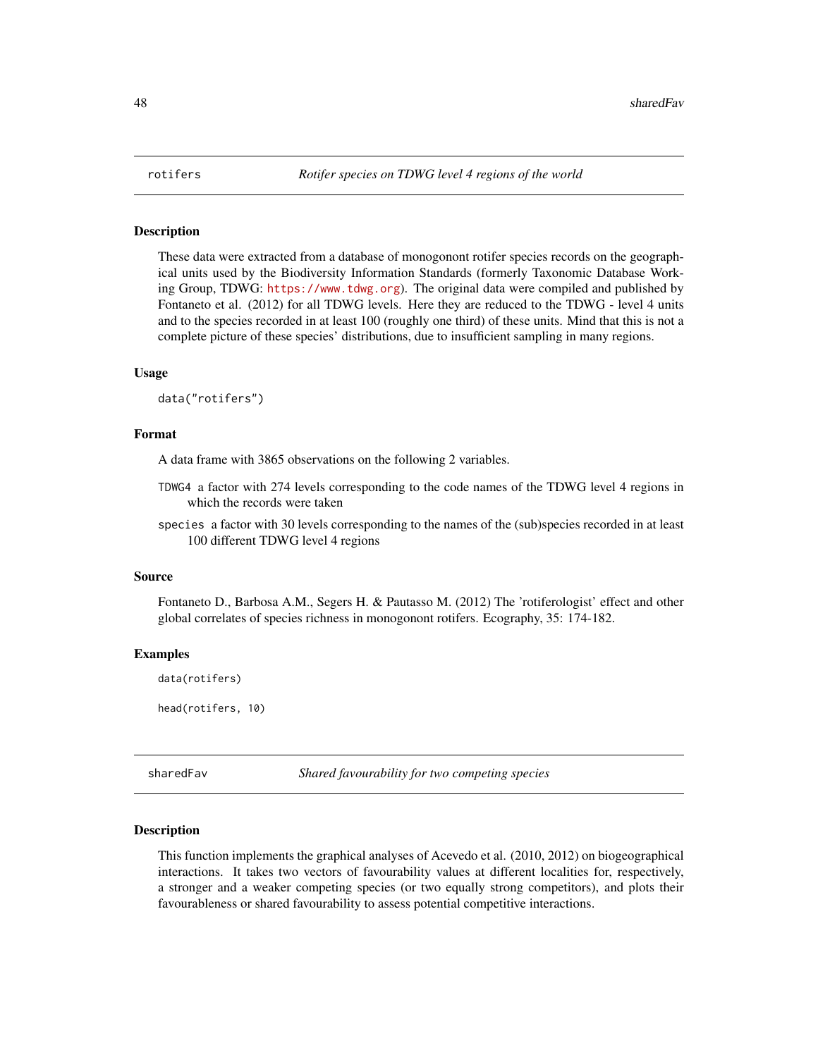## rotifers — *Rotifer species on TDWG level 4 regions of the world*

### Description

These data were extracted from a database of monogonont rotifer species records on the geographical units used by the Biodiversity Information Standards (formerly Taxonomic Database Working Group, TDWG: https://www.tdwg.org). The original data were compiled and published by Fontaneto et al. (2012) for all TDWG levels. Here they are reduced to the TDWG - level 4 units and to the species recorded in at least 100 (roughly one third) of these units. Mind that this is not a complete picture of these species' distributions, due to insufficient sampling in many regions.

### Usage

```
data("rotifers")
```

### Format

A data frame with 3865 observations on the following 2 variables.

- `TDWG4` a factor with 274 levels corresponding to the code names of the TDWG level 4 regions in which the records were taken
- `species` a factor with 30 levels corresponding to the names of the (sub)species recorded in at least 100 different TDWG level 4 regions

### Source

Fontaneto D., Barbosa A.M., Segers H. & Pautasso M. (2012) The 'rotiferologist' effect and other global correlates of species richness in monogonont rotifers. Ecography, 35: 174-182.

### Examples

```
data(rotifers)

head(rotifers, 10)
```

## sharedFav — *Shared favourability for two competing species*

### Description

This function implements the graphical analyses of Acevedo et al. (2010, 2012) on biogeographical interactions. It takes two vectors of favourability values at different localities for, respectively, a stronger and a weaker competing species (or two equally strong competitors), and plots their favourableness or shared favourability to assess potential competitive interactions.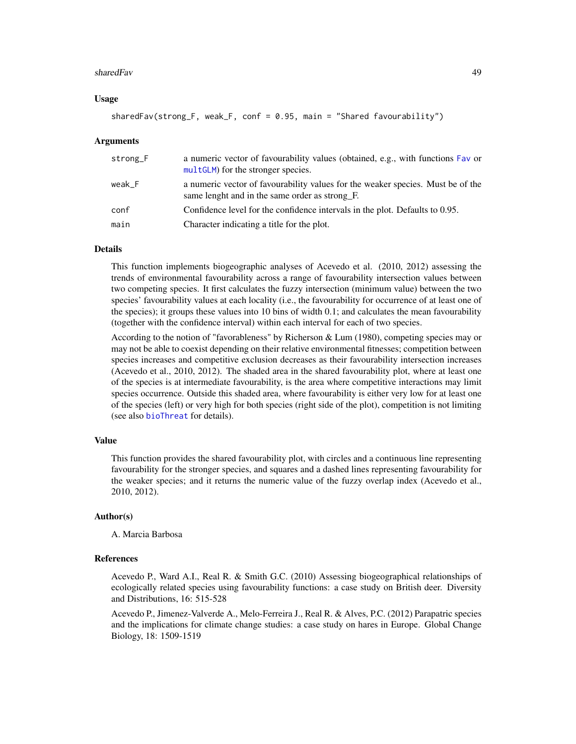## Usage

```
sharedFav(strong_F, weak_F, conf = 0.95, main = "Shared favourability")
```

## Arguments

| | |
|---|---|
| strong_F | a numeric vector of favourability values (obtained, e.g., with functions Fav or multGLM) for the stronger species. |
| weak_F | a numeric vector of favourability values for the weaker species. Must be of the same lenght and in the same order as strong_F. |
| conf | Confidence level for the confidence intervals in the plot. Defaults to 0.95. |
| main | Character indicating a title for the plot. |

## Details

This function implements biogeographic analyses of Acevedo et al. (2010, 2012) assessing the trends of environmental favourability across a range of favourability intersection values between two competing species. It first calculates the fuzzy intersection (minimum value) between the two species' favourability values at each locality (i.e., the favourability for occurrence of at least one of the species); it groups these values into 10 bins of width 0.1; and calculates the mean favourability (together with the confidence interval) within each interval for each of two species.

According to the notion of "favorableness" by Richerson & Lum (1980), competing species may or may not be able to coexist depending on their relative environmental fitnesses; competition between species increases and competitive exclusion decreases as their favourability intersection increases (Acevedo et al., 2010, 2012). The shaded area in the shared favourability plot, where at least one of the species is at intermediate favourability, is the area where competitive interactions may limit species occurrence. Outside this shaded area, where favourability is either very low for at least one of the species (left) or very high for both species (right side of the plot), competition is not limiting (see also bioThreat for details).

## Value

This function provides the shared favourability plot, with circles and a continuous line representing favourability for the stronger species, and squares and a dashed lines representing favourability for the weaker species; and it returns the numeric value of the fuzzy overlap index (Acevedo et al., 2010, 2012).

## Author(s)

A. Marcia Barbosa

## References

Acevedo P., Ward A.I., Real R. & Smith G.C. (2010) Assessing biogeographical relationships of ecologically related species using favourability functions: a case study on British deer. Diversity and Distributions, 16: 515-528

Acevedo P., Jimenez-Valverde A., Melo-Ferreira J., Real R. & Alves, P.C. (2012) Parapatric species and the implications for climate change studies: a case study on hares in Europe. Global Change Biology, 18: 1509-1519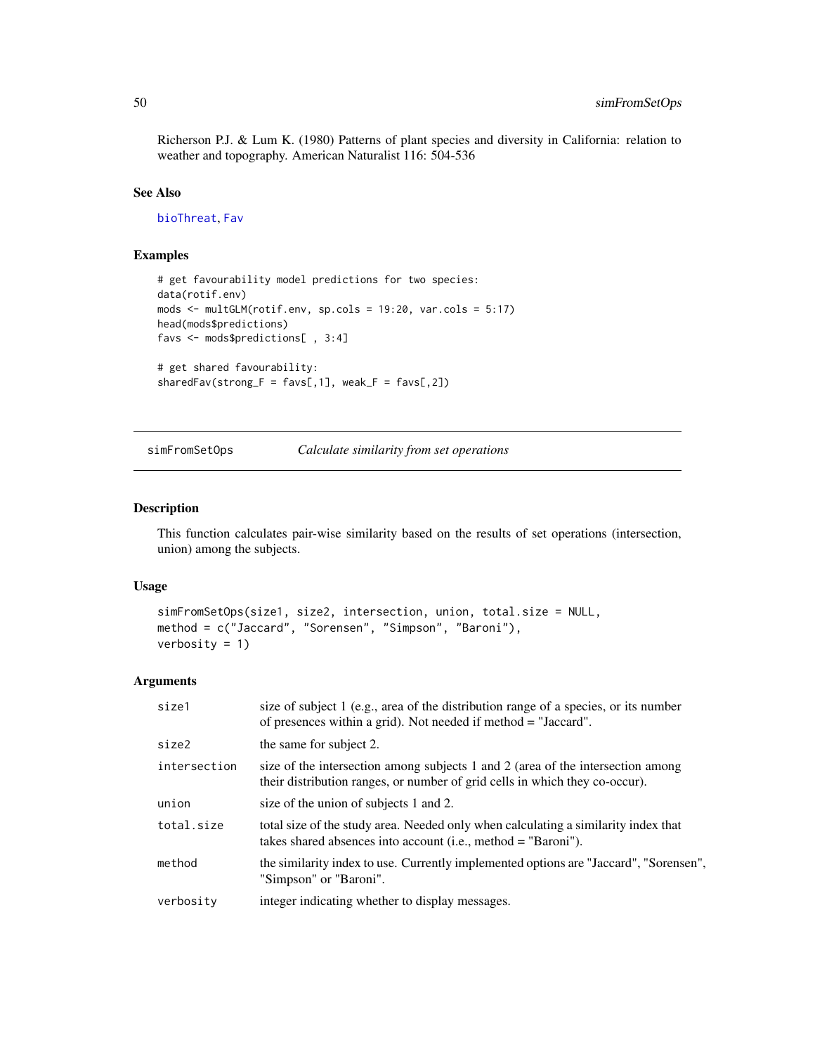Richerson P.J. & Lum K. (1980) Patterns of plant species and diversity in California: relation to weather and topography. American Naturalist 116: 504-536

### See Also

bioThreat, Fav

### Examples

```
# get favourability model predictions for two species:
data(rotif.env)
mods <- multGLM(rotif.env, sp.cols = 19:20, var.cols = 5:17)
head(mods$predictions)
favs <- mods$predictions[ , 3:4]

# get shared favourability:
sharedFav(strong_F = favs[,1], weak_F = favs[,2])
```

---

## simFromSetOps — *Calculate similarity from set operations*

### Description

This function calculates pair-wise similarity based on the results of set operations (intersection, union) among the subjects.

### Usage

```
simFromSetOps(size1, size2, intersection, union, total.size = NULL,
method = c("Jaccard", "Sorensen", "Simpson", "Baroni"),
verbosity = 1)
```

### Arguments

| | |
|---|---|
| size1 | size of subject 1 (e.g., area of the distribution range of a species, or its number of presences within a grid). Not needed if method = "Jaccard". |
| size2 | the same for subject 2. |
| intersection | size of the intersection among subjects 1 and 2 (area of the intersection among their distribution ranges, or number of grid cells in which they co-occur). |
| union | size of the union of subjects 1 and 2. |
| total.size | total size of the study area. Needed only when calculating a similarity index that takes shared absences into account (i.e., method = "Baroni"). |
| method | the similarity index to use. Currently implemented options are "Jaccard", "Sorensen", "Simpson" or "Baroni". |
| verbosity | integer indicating whether to display messages. |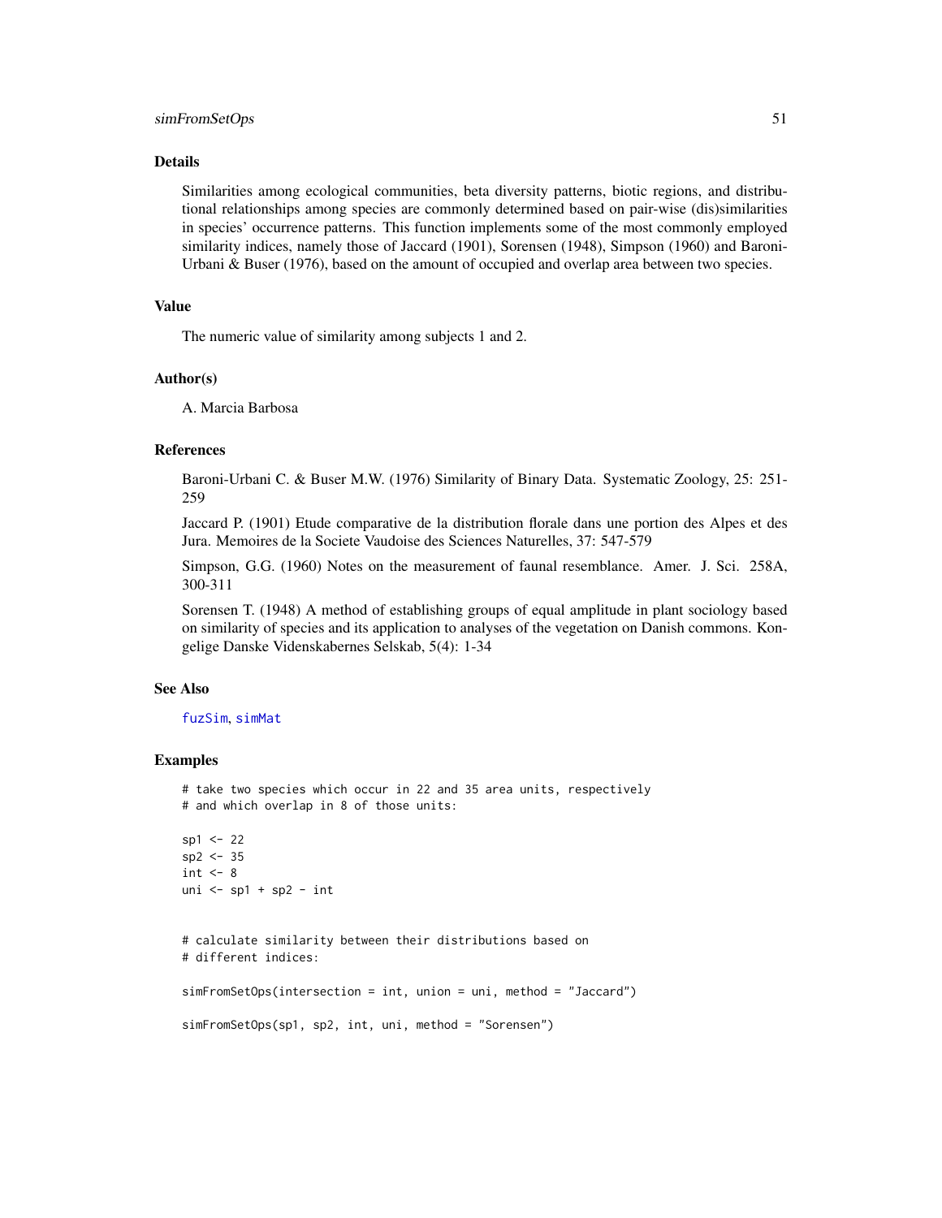## Details

Similarities among ecological communities, beta diversity patterns, biotic regions, and distributional relationships among species are commonly determined based on pair-wise (dis)similarities in species' occurrence patterns. This function implements some of the most commonly employed similarity indices, namely those of Jaccard (1901), Sorensen (1948), Simpson (1960) and Baroni-Urbani & Buser (1976), based on the amount of occupied and overlap area between two species.

## Value

The numeric value of similarity among subjects 1 and 2.

## Author(s)

A. Marcia Barbosa

## References

Baroni-Urbani C. & Buser M.W. (1976) Similarity of Binary Data. Systematic Zoology, 25: 251-259

Jaccard P. (1901) Etude comparative de la distribution florale dans une portion des Alpes et des Jura. Memoires de la Societe Vaudoise des Sciences Naturelles, 37: 547-579

Simpson, G.G. (1960) Notes on the measurement of faunal resemblance. Amer. J. Sci. 258A, 300-311

Sorensen T. (1948) A method of establishing groups of equal amplitude in plant sociology based on similarity of species and its application to analyses of the vegetation on Danish commons. Kongelige Danske Videnskabernes Selskab, 5(4): 1-34

## See Also

fuzSim, simMat

## Examples

```
# take two species which occur in 22 and 35 area units, respectively
# and which overlap in 8 of those units:

sp1 <- 22
sp2 <- 35
int <- 8
uni <- sp1 + sp2 - int


# calculate similarity between their distributions based on
# different indices:

simFromSetOps(intersection = int, union = uni, method = "Jaccard")

simFromSetOps(sp1, sp2, int, uni, method = "Sorensen")
```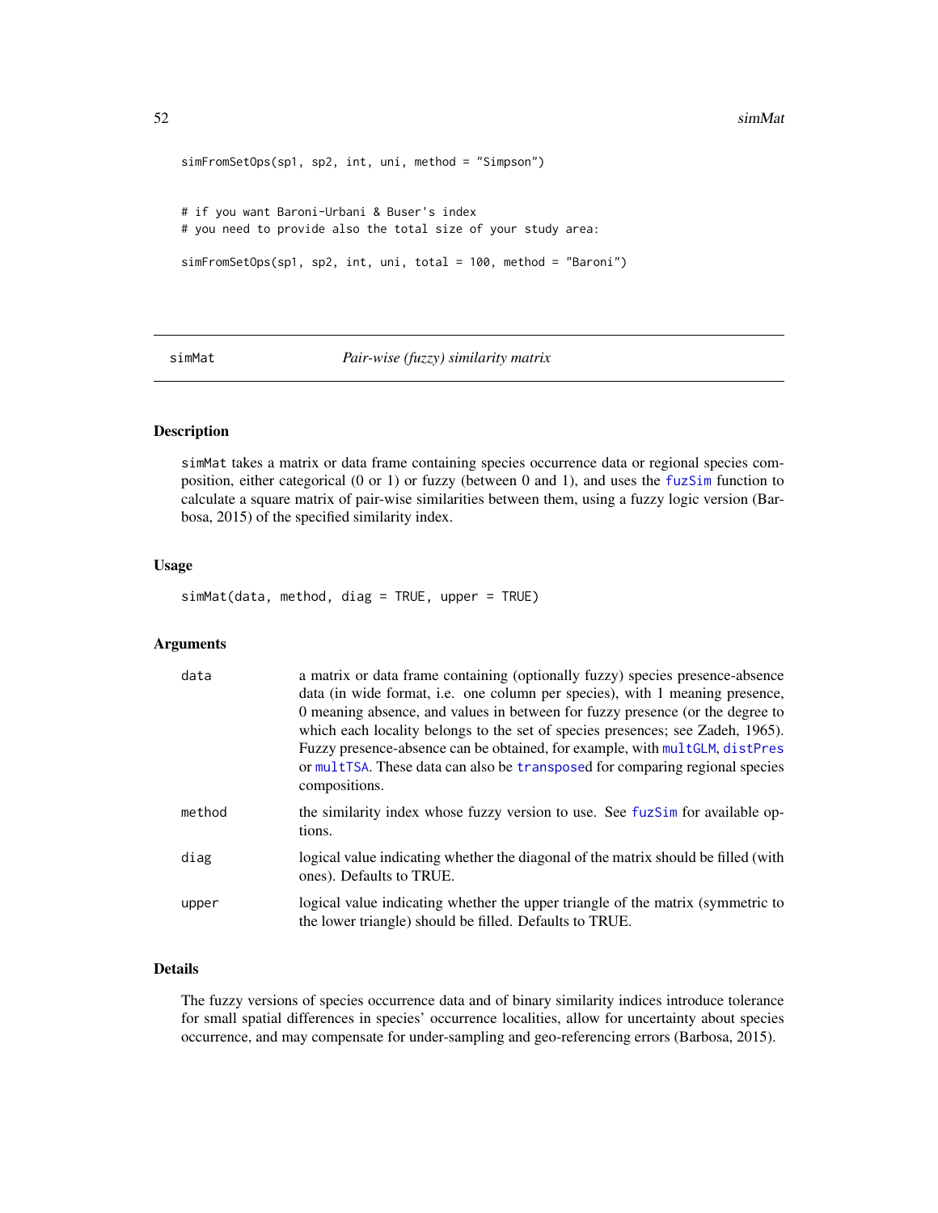```
simFromSetOps(sp1, sp2, int, uni, method = "Simpson")


# if you want Baroni-Urbani & Buser's index
# you need to provide also the total size of your study area:

simFromSetOps(sp1, sp2, int, uni, total = 100, method = "Baroni")
```

---

## simMat — *Pair-wise (fuzzy) similarity matrix*

---

### Description

simMat takes a matrix or data frame containing species occurrence data or regional species composition, either categorical (0 or 1) or fuzzy (between 0 and 1), and uses the fuzSim function to calculate a square matrix of pair-wise similarities between them, using a fuzzy logic version (Barbosa, 2015) of the specified similarity index.

### Usage

```
simMat(data, method, diag = TRUE, upper = TRUE)
```

### Arguments

| | |
|---|---|
| data | a matrix or data frame containing (optionally fuzzy) species presence-absence data (in wide format, i.e. one column per species), with 1 meaning presence, 0 meaning absence, and values in between for fuzzy presence (or the degree to which each locality belongs to the set of species presences; see Zadeh, 1965). Fuzzy presence-absence can be obtained, for example, with multGLM, distPres or multTSA. These data can also be transposed for comparing regional species compositions. |
| method | the similarity index whose fuzzy version to use. See fuzSim for available options. |
| diag | logical value indicating whether the diagonal of the matrix should be filled (with ones). Defaults to TRUE. |
| upper | logical value indicating whether the upper triangle of the matrix (symmetric to the lower triangle) should be filled. Defaults to TRUE. |

### Details

The fuzzy versions of species occurrence data and of binary similarity indices introduce tolerance for small spatial differences in species' occurrence localities, allow for uncertainty about species occurrence, and may compensate for under-sampling and geo-referencing errors (Barbosa, 2015).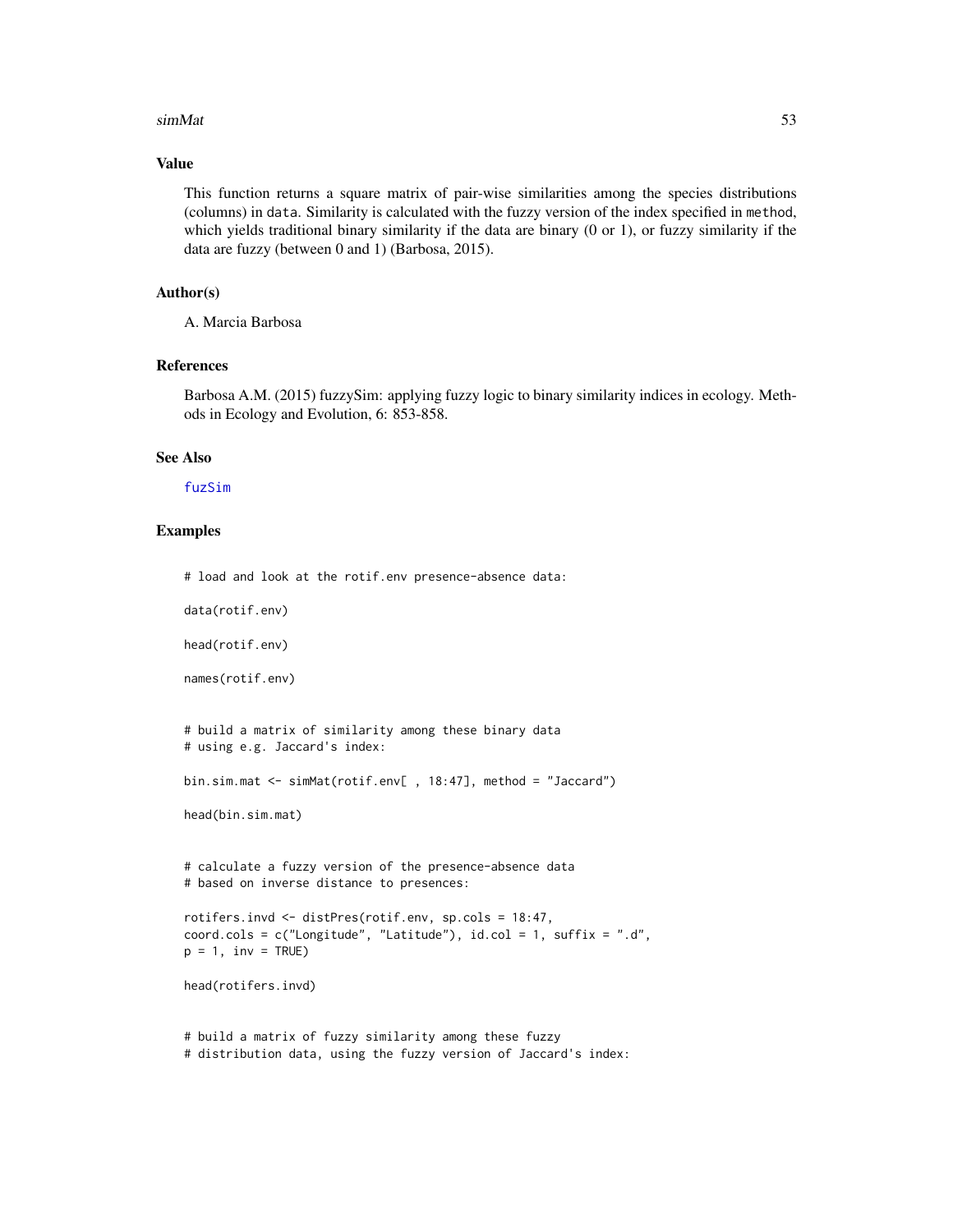## Value

This function returns a square matrix of pair-wise similarities among the species distributions (columns) in `data`. Similarity is calculated with the fuzzy version of the index specified in `method`, which yields traditional binary similarity if the data are binary (0 or 1), or fuzzy similarity if the data are fuzzy (between 0 and 1) (Barbosa, 2015).

## Author(s)

A. Marcia Barbosa

## References

Barbosa A.M. (2015) fuzzySim: applying fuzzy logic to binary similarity indices in ecology. Methods in Ecology and Evolution, 6: 853-858.

## See Also

fuzSim

## Examples

```
# load and look at the rotif.env presence-absence data:

data(rotif.env)

head(rotif.env)

names(rotif.env)


# build a matrix of similarity among these binary data
# using e.g. Jaccard's index:

bin.sim.mat <- simMat(rotif.env[ , 18:47], method = "Jaccard")

head(bin.sim.mat)


# calculate a fuzzy version of the presence-absence data
# based on inverse distance to presences:

rotifers.invd <- distPres(rotif.env, sp.cols = 18:47,
coord.cols = c("Longitude", "Latitude"), id.col = 1, suffix = ".d",
p = 1, inv = TRUE)

head(rotifers.invd)


# build a matrix of fuzzy similarity among these fuzzy
# distribution data, using the fuzzy version of Jaccard's index:
```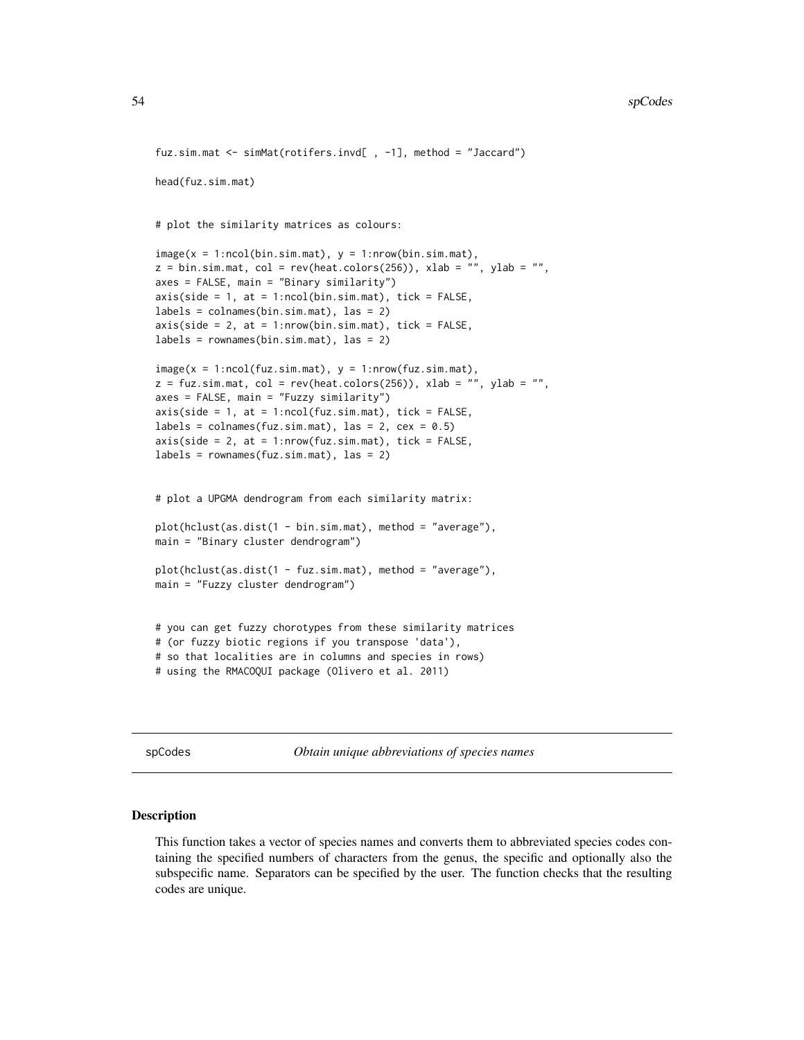```
fuz.sim.mat <- simMat(rotifers.invd[ , -1], method = "Jaccard")

head(fuz.sim.mat)


# plot the similarity matrices as colours:

image(x = 1:ncol(bin.sim.mat), y = 1:nrow(bin.sim.mat),
z = bin.sim.mat, col = rev(heat.colors(256)), xlab = "", ylab = "",
axes = FALSE, main = "Binary similarity")
axis(side = 1, at = 1:ncol(bin.sim.mat), tick = FALSE,
labels = colnames(bin.sim.mat), las = 2)
axis(side = 2, at = 1:nrow(bin.sim.mat), tick = FALSE,
labels = rownames(bin.sim.mat), las = 2)

image(x = 1:ncol(fuz.sim.mat), y = 1:nrow(fuz.sim.mat),
z = fuz.sim.mat, col = rev(heat.colors(256)), xlab = "", ylab = "",
axes = FALSE, main = "Fuzzy similarity")
axis(side = 1, at = 1:ncol(fuz.sim.mat), tick = FALSE,
labels = colnames(fuz.sim.mat), las = 2, cex = 0.5)
axis(side = 2, at = 1:nrow(fuz.sim.mat), tick = FALSE,
labels = rownames(fuz.sim.mat), las = 2)


# plot a UPGMA dendrogram from each similarity matrix:

plot(hclust(as.dist(1 - bin.sim.mat), method = "average"),
main = "Binary cluster dendrogram")

plot(hclust(as.dist(1 - fuz.sim.mat), method = "average"),
main = "Fuzzy cluster dendrogram")


# you can get fuzzy chorotypes from these similarity matrices
# (or fuzzy biotic regions if you transpose 'data'),
# so that localities are in columns and species in rows)
# using the RMACOQUI package (Olivero et al. 2011)
```

---

spCodes — *Obtain unique abbreviations of species names*

---

## Description

This function takes a vector of species names and converts them to abbreviated species codes containing the specified numbers of characters from the genus, the specific and optionally also the subspecific name. Separators can be specified by the user. The function checks that the resulting codes are unique.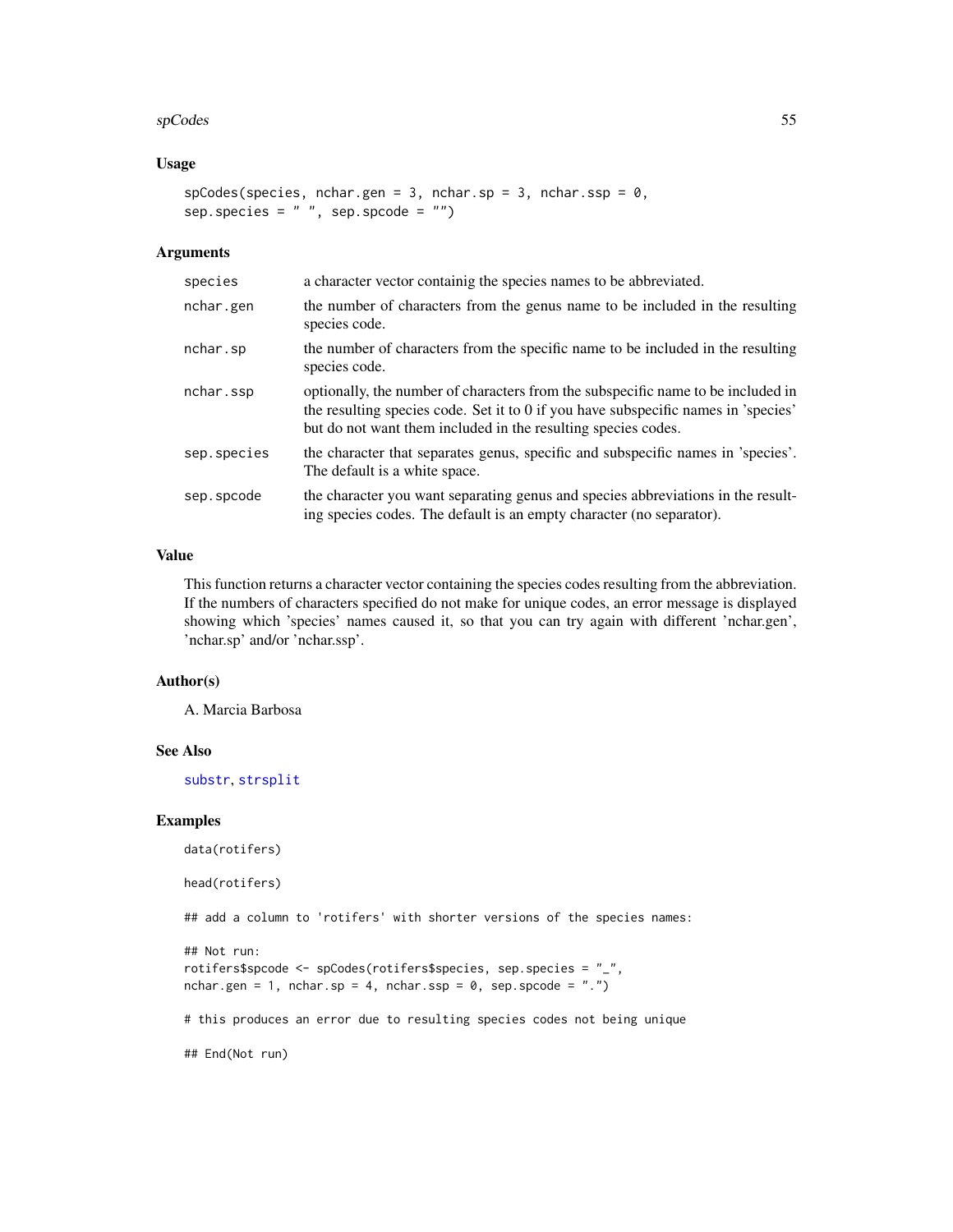## Usage

```
spCodes(species, nchar.gen = 3, nchar.sp = 3, nchar.ssp = 0,
sep.species = " ", sep.spcode = "")
```

## Arguments

| | |
|---|---|
| species | a character vector containig the species names to be abbreviated. |
| nchar.gen | the number of characters from the genus name to be included in the resulting species code. |
| nchar.sp | the number of characters from the specific name to be included in the resulting species code. |
| nchar.ssp | optionally, the number of characters from the subspecific name to be included in the resulting species code. Set it to 0 if you have subspecific names in 'species' but do not want them included in the resulting species codes. |
| sep.species | the character that separates genus, specific and subspecific names in 'species'. The default is a white space. |
| sep.spcode | the character you want separating genus and species abbreviations in the resulting species codes. The default is an empty character (no separator). |

## Value

This function returns a character vector containing the species codes resulting from the abbreviation. If the numbers of characters specified do not make for unique codes, an error message is displayed showing which 'species' names caused it, so that you can try again with different 'nchar.gen', 'nchar.sp' and/or 'nchar.ssp'.

## Author(s)

A. Marcia Barbosa

## See Also

substr, strsplit

## Examples

```
data(rotifers)

head(rotifers)

## add a column to 'rotifers' with shorter versions of the species names:

## Not run:
rotifers$spcode <- spCodes(rotifers$species, sep.species = "_",
nchar.gen = 1, nchar.sp = 4, nchar.ssp = 0, sep.spcode = ".")

# this produces an error due to resulting species codes not being unique

## End(Not run)
```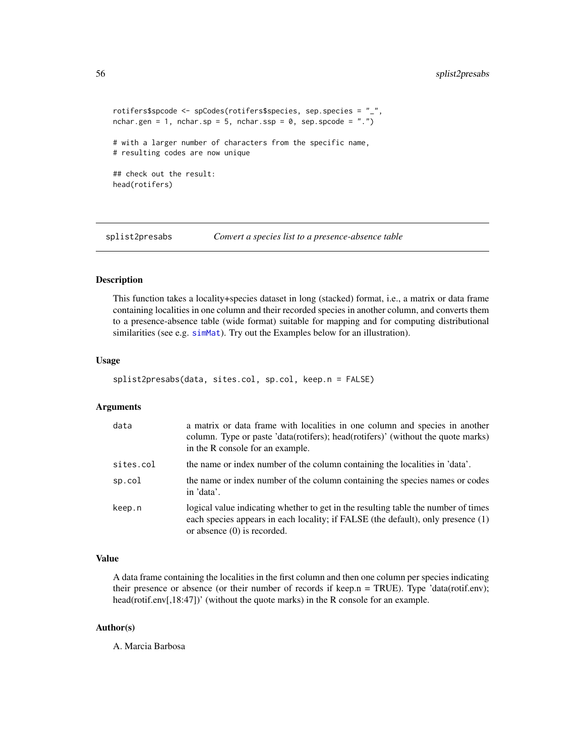```
rotifers$spcode <- spCodes(rotifers$species, sep.species = "_",
nchar.gen = 1, nchar.sp = 5, nchar.ssp = 0, sep.spcode = ".")

# with a larger number of characters from the specific name,
# resulting codes are now unique

## check out the result:
head(rotifers)
```

---

## splist2presabs — *Convert a species list to a presence-absence table*

### Description

This function takes a locality+species dataset in long (stacked) format, i.e., a matrix or data frame containing localities in one column and their recorded species in another column, and converts them to a presence-absence table (wide format) suitable for mapping and for computing distributional similarities (see e.g. simMat). Try out the Examples below for an illustration).

### Usage

```
splist2presabs(data, sites.col, sp.col, keep.n = FALSE)
```

### Arguments

| | |
|---|---|
| data | a matrix or data frame with localities in one column and species in another column. Type or paste 'data(rotifers); head(rotifers)' (without the quote marks) in the R console for an example. |
| sites.col | the name or index number of the column containing the localities in 'data'. |
| sp.col | the name or index number of the column containing the species names or codes in 'data'. |
| keep.n | logical value indicating whether to get in the resulting table the number of times each species appears in each locality; if FALSE (the default), only presence (1) or absence (0) is recorded. |

### Value

A data frame containing the localities in the first column and then one column per species indicating their presence or absence (or their number of records if keep.n = TRUE). Type 'data(rotif.env); head(rotif.env[,18:47])' (without the quote marks) in the R console for an example.

### Author(s)

A. Marcia Barbosa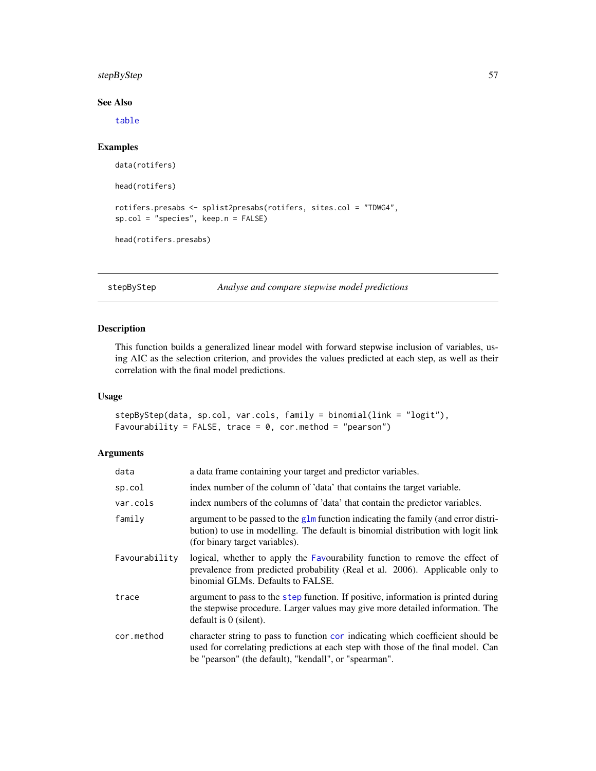### See Also

table

### Examples

```
data(rotifers)

head(rotifers)

rotifers.presabs <- splist2presabs(rotifers, sites.col = "TDWG4",
sp.col = "species", keep.n = FALSE)

head(rotifers.presabs)
```

---

## stepByStep *Analyse and compare stepwise model predictions*

---

### Description

This function builds a generalized linear model with forward stepwise inclusion of variables, using AIC as the selection criterion, and provides the values predicted at each step, as well as their correlation with the final model predictions.

### Usage

```
stepByStep(data, sp.col, var.cols, family = binomial(link = "logit"),
Favourability = FALSE, trace = 0, cor.method = "pearson")
```

### Arguments

| | |
|---|---|
| data | a data frame containing your target and predictor variables. |
| sp.col | index number of the column of 'data' that contains the target variable. |
| var.cols | index numbers of the columns of 'data' that contain the predictor variables. |
| family | argument to be passed to the glm function indicating the family (and error distribution) to use in modelling. The default is binomial distribution with logit link (for binary target variables). |
| Favourability | logical, whether to apply the Favourability function to remove the effect of prevalence from predicted probability (Real et al. 2006). Applicable only to binomial GLMs. Defaults to FALSE. |
| trace | argument to pass to the step function. If positive, information is printed during the stepwise procedure. Larger values may give more detailed information. The default is 0 (silent). |
| cor.method | character string to pass to function cor indicating which coefficient should be used for correlating predictions at each step with those of the final model. Can be "pearson" (the default), "kendall", or "spearman". |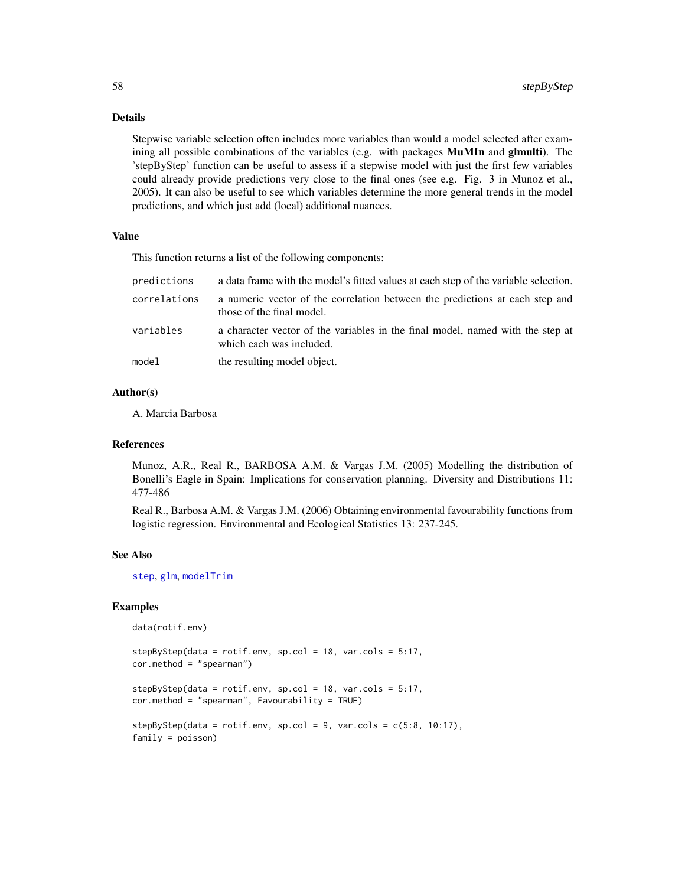## Details

Stepwise variable selection often includes more variables than would a model selected after examining all possible combinations of the variables (e.g. with packages **MuMIn** and **glmulti**). The 'stepByStep' function can be useful to assess if a stepwise model with just the first few variables could already provide predictions very close to the final ones (see e.g. Fig. 3 in Munoz et al., 2005). It can also be useful to see which variables determine the more general trends in the model predictions, and which just add (local) additional nuances.

## Value

This function returns a list of the following components:

| | |
|---|---|
| `predictions` | a data frame with the model's fitted values at each step of the variable selection. |
| `correlations` | a numeric vector of the correlation between the predictions at each step and those of the final model. |
| `variables` | a character vector of the variables in the final model, named with the step at which each was included. |
| `model` | the resulting model object. |

## Author(s)

A. Marcia Barbosa

## References

Munoz, A.R., Real R., BARBOSA A.M. & Vargas J.M. (2005) Modelling the distribution of Bonelli's Eagle in Spain: Implications for conservation planning. Diversity and Distributions 11: 477-486

Real R., Barbosa A.M. & Vargas J.M. (2006) Obtaining environmental favourability functions from logistic regression. Environmental and Ecological Statistics 13: 237-245.

## See Also

`step`, `glm`, `modelTrim`

## Examples

```
data(rotif.env)

stepByStep(data = rotif.env, sp.col = 18, var.cols = 5:17,
cor.method = "spearman")

stepByStep(data = rotif.env, sp.col = 18, var.cols = 5:17,
cor.method = "spearman", Favourability = TRUE)

stepByStep(data = rotif.env, sp.col = 9, var.cols = c(5:8, 10:17),
family = poisson)
```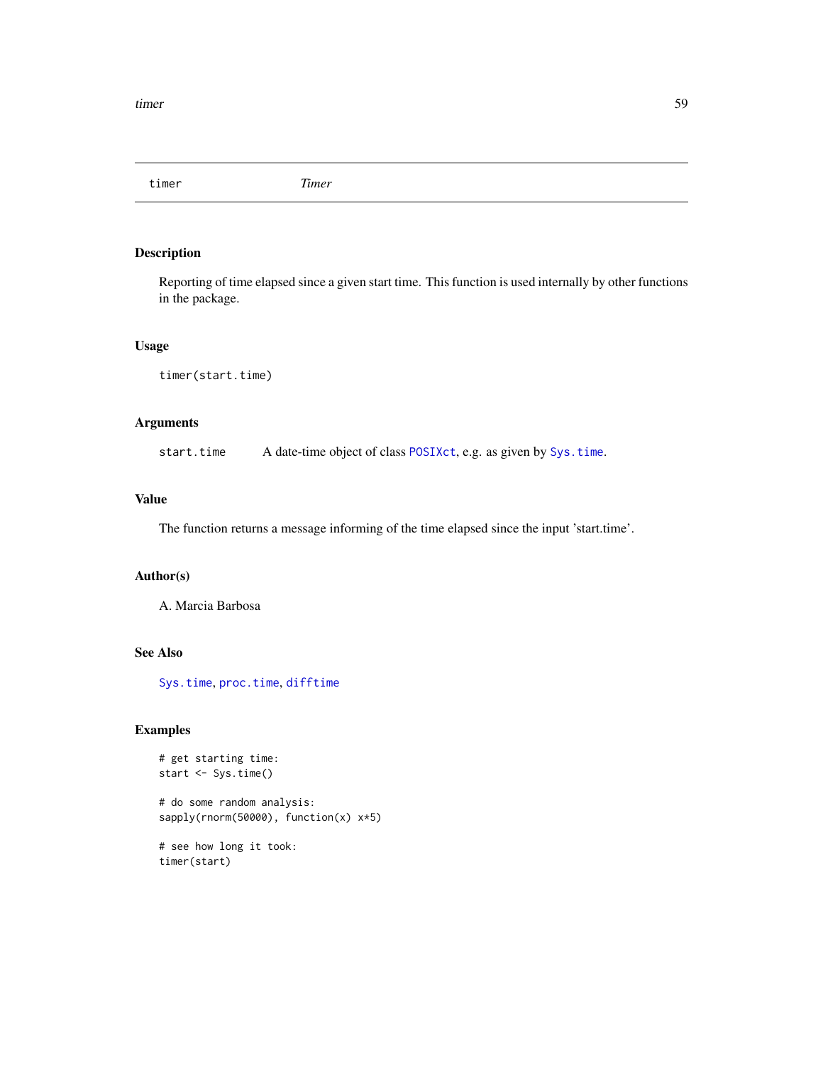# timer — Timer

## Description

Reporting of time elapsed since a given start time. This function is used internally by other functions in the package.

## Usage

```
timer(start.time)
```

## Arguments

| | |
|---|---|
| start.time | A date-time object of class POSIXct, e.g. as given by Sys.time. |

## Value

The function returns a message informing of the time elapsed since the input 'start.time'.

## Author(s)

A. Marcia Barbosa

## See Also

Sys.time, proc.time, difftime

## Examples

```
# get starting time:
start <- Sys.time()

# do some random analysis:
sapply(rnorm(50000), function(x) x*5)

# see how long it took:
timer(start)
```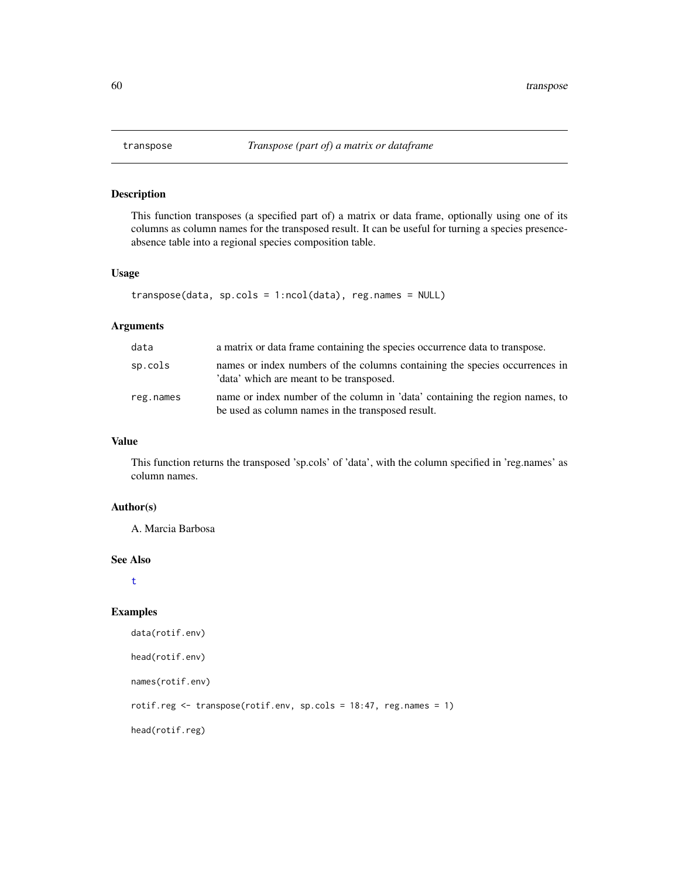# transpose — *Transpose (part of) a matrix or dataframe*

## Description

This function transposes (a specified part of) a matrix or data frame, optionally using one of its columns as column names for the transposed result. It can be useful for turning a species presence-absence table into a regional species composition table.

## Usage

```
transpose(data, sp.cols = 1:ncol(data), reg.names = NULL)
```

## Arguments

| | |
|---|---|
| data | a matrix or data frame containing the species occurrence data to transpose. |
| sp.cols | names or index numbers of the columns containing the species occurrences in 'data' which are meant to be transposed. |
| reg.names | name or index number of the column in 'data' containing the region names, to be used as column names in the transposed result. |

## Value

This function returns the transposed 'sp.cols' of 'data', with the column specified in 'reg.names' as column names.

## Author(s)

A. Marcia Barbosa

## See Also

t

## Examples

```
data(rotif.env)

head(rotif.env)

names(rotif.env)

rotif.reg <- transpose(rotif.env, sp.cols = 18:47, reg.names = 1)

head(rotif.reg)
```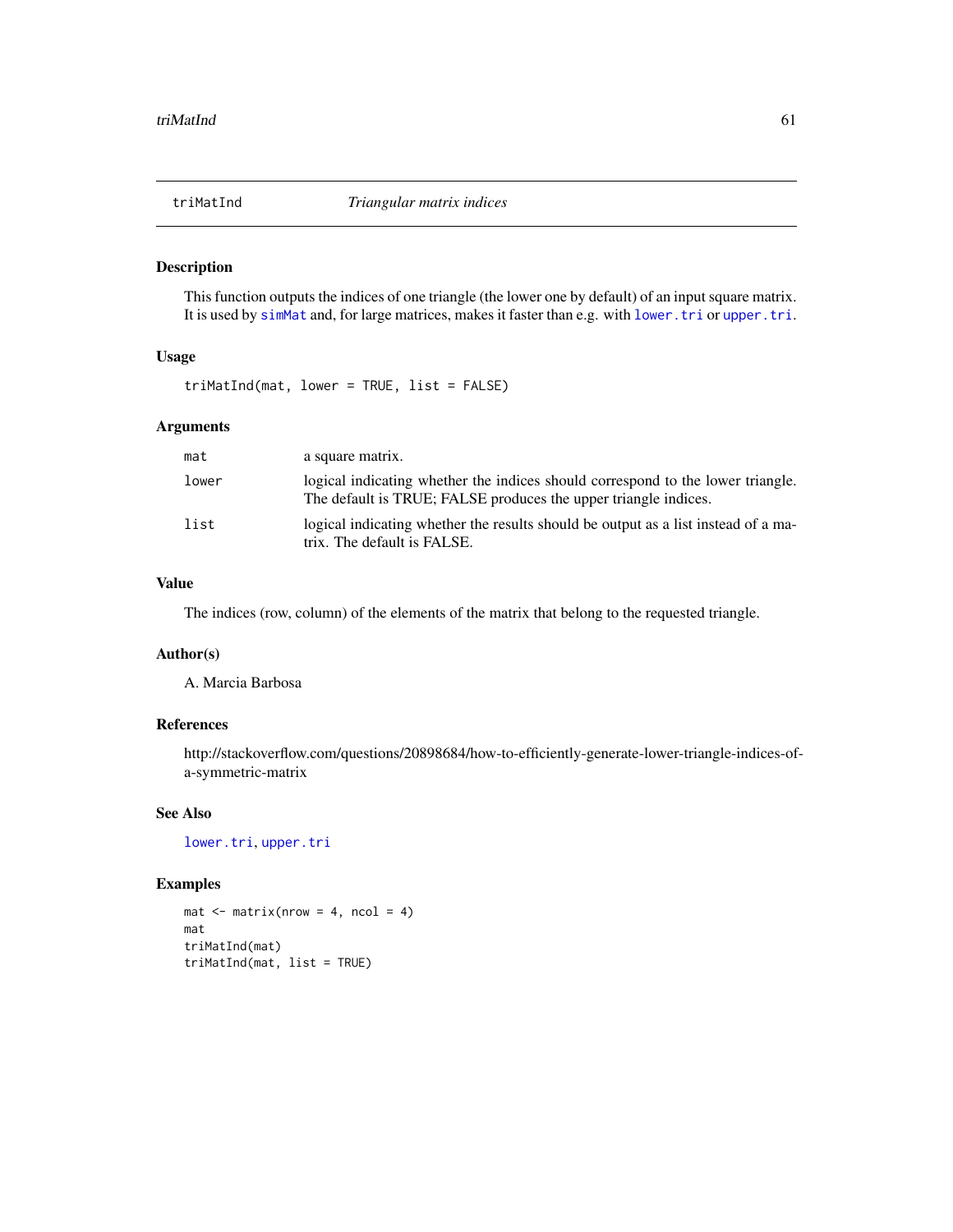# triMatInd *Triangular matrix indices*

## Description

This function outputs the indices of one triangle (the lower one by default) of an input square matrix. It is used by simMat and, for large matrices, makes it faster than e.g. with lower.tri or upper.tri.

## Usage

```
triMatInd(mat, lower = TRUE, list = FALSE)
```

## Arguments

| | |
|---|---|
| mat | a square matrix. |
| lower | logical indicating whether the indices should correspond to the lower triangle. The default is TRUE; FALSE produces the upper triangle indices. |
| list | logical indicating whether the results should be output as a list instead of a matrix. The default is FALSE. |

## Value

The indices (row, column) of the elements of the matrix that belong to the requested triangle.

## Author(s)

A. Marcia Barbosa

## References

http://stackoverflow.com/questions/20898684/how-to-efficiently-generate-lower-triangle-indices-of-a-symmetric-matrix

## See Also

lower.tri, upper.tri

## Examples

```
mat <- matrix(nrow = 4, ncol = 4)
mat
triMatInd(mat)
triMatInd(mat, list = TRUE)
```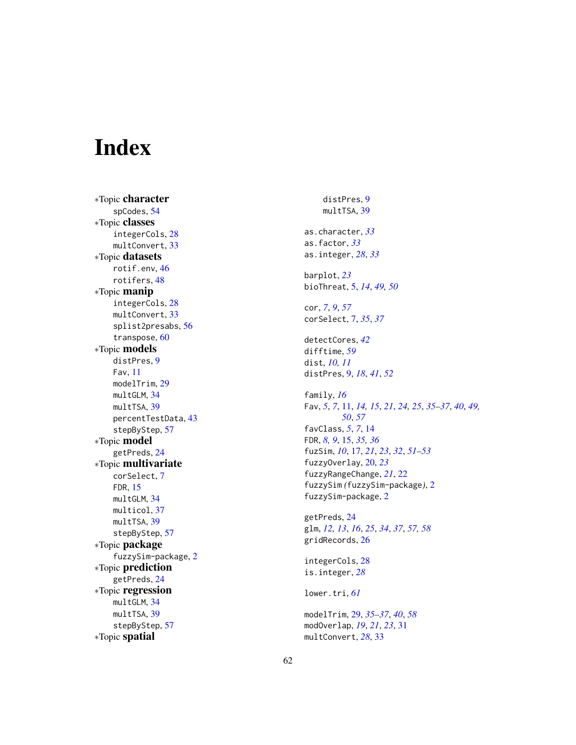# Index

∗Topic **character**
  spCodes, 54
∗Topic **classes**
  integerCols, 28
  multConvert, 33
∗Topic **datasets**
  rotif.env, 46
  rotifers, 48
∗Topic **manip**
  integerCols, 28
  multConvert, 33
  splist2presabs, 56
  transpose, 60
∗Topic **models**
  distPres, 9
  Fav, 11
  modelTrim, 29
  multGLM, 34
  multTSA, 39
  percentTestData, 43
  stepByStep, 57
∗Topic **model**
  getPreds, 24
∗Topic **multivariate**
  corSelect, 7
  FDR, 15
  multGLM, 34
  multicol, 37
  multTSA, 39
  stepByStep, 57
∗Topic **package**
  fuzzySim-package, 2
∗Topic **prediction**
  getPreds, 24
∗Topic **regression**
  multGLM, 34
  multTSA, 39
  stepByStep, 57
∗Topic **spatial**
  distPres, 9
  multTSA, 39

as.character, *33*
as.factor, *33*
as.integer, *28*, *33*

barplot, *23*
bioThreat, 5, *14*, *49, 50*

cor, *7*, *9*, *57*
corSelect, 7, *35*, *37*

detectCores, *42*
difftime, *59*
dist, *10, 11*
distPres, 9, *18*, *41*, *52*

family, *16*
Fav, *5*, *7*, 11, *14*, *15*, *21*, *24, 25*, *35–37*, *40*, *49, 50*, *57*
favClass, *5*, *7*, 14
FDR, *8, 9*, 15, *35, 36*
fuzSim, *10*, 17, *21*, *23*, *32*, *51–53*
fuzzyOverlay, 20, *23*
fuzzyRangeChange, *21*, 22
fuzzySim (fuzzySim-package), 2
fuzzySim-package, 2

getPreds, 24
glm, *12, 13*, *16*, *25*, *34*, *37*, *57, 58*
gridRecords, 26

integerCols, 28
is.integer, *28*

lower.tri, *61*

modelTrim, 29, *35–37*, *40*, *58*
modOverlap, *19*, *21*, *23*, 31
multConvert, *28*, 33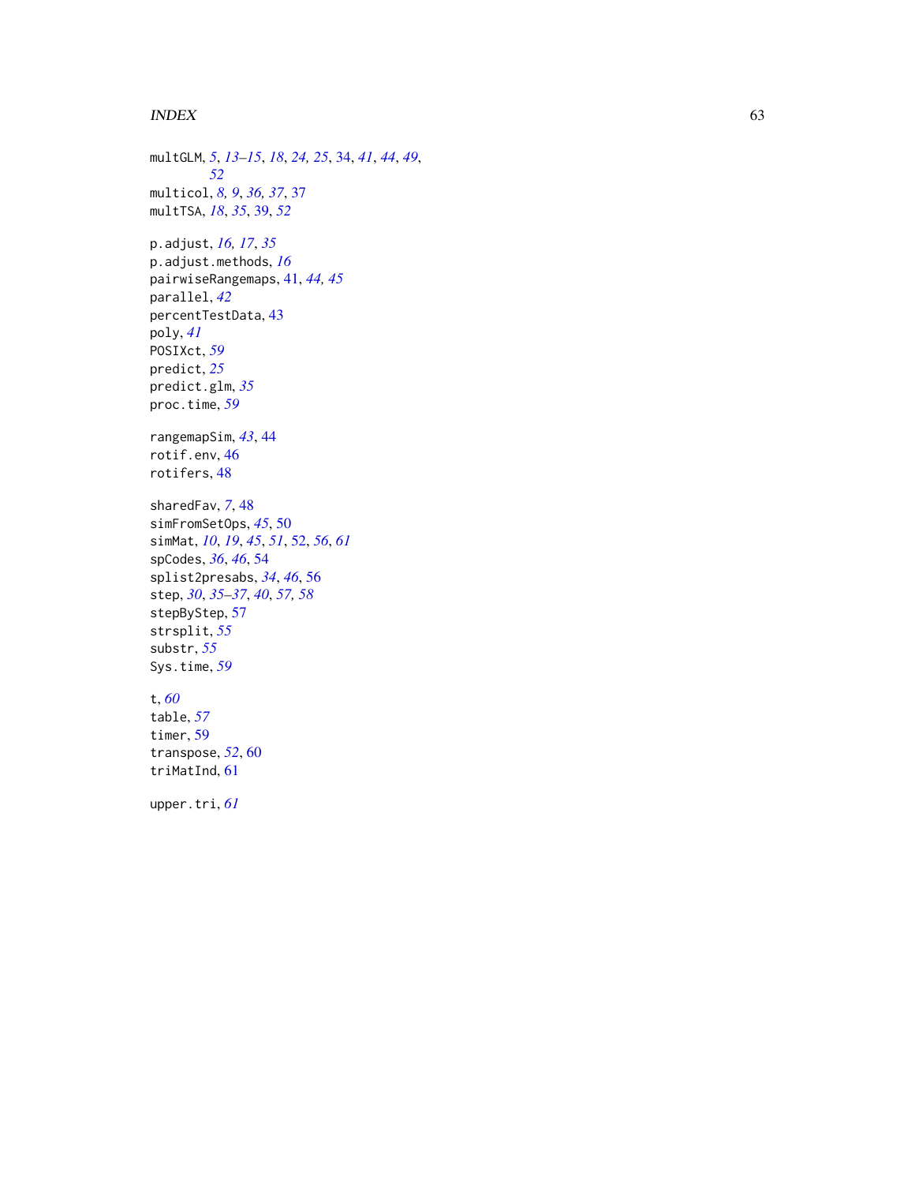multGLM, *5*, *13–15*, *18*, *24, 25*, 34, *41*, *44*, *49*, *52*
multicol, *8, 9*, *36, 37*, 37
multTSA, *18*, *35*, 39, *52*

p.adjust, *16, 17*, *35*
p.adjust.methods, *16*
pairwiseRangemaps, 41, *44, 45*
parallel, *42*
percentTestData, 43
poly, *41*
POSIXct, *59*
predict, *25*
predict.glm, *35*
proc.time, *59*

rangemapSim, *43*, 44
rotif.env, 46
rotifers, 48

sharedFav, *7*, 48
simFromSetOps, *45*, 50
simMat, *10*, *19*, *45*, *51*, 52, *56*, *61*
spCodes, *36*, *46*, 54
splist2presabs, *34*, *46*, 56
step, *30*, *35–37*, *40*, *57, 58*
stepByStep, 57
strsplit, *55*
substr, *55*
Sys.time, *59*

t, *60*
table, *57*
timer, 59
transpose, *52*, 60
triMatInd, 61

upper.tri, *61*